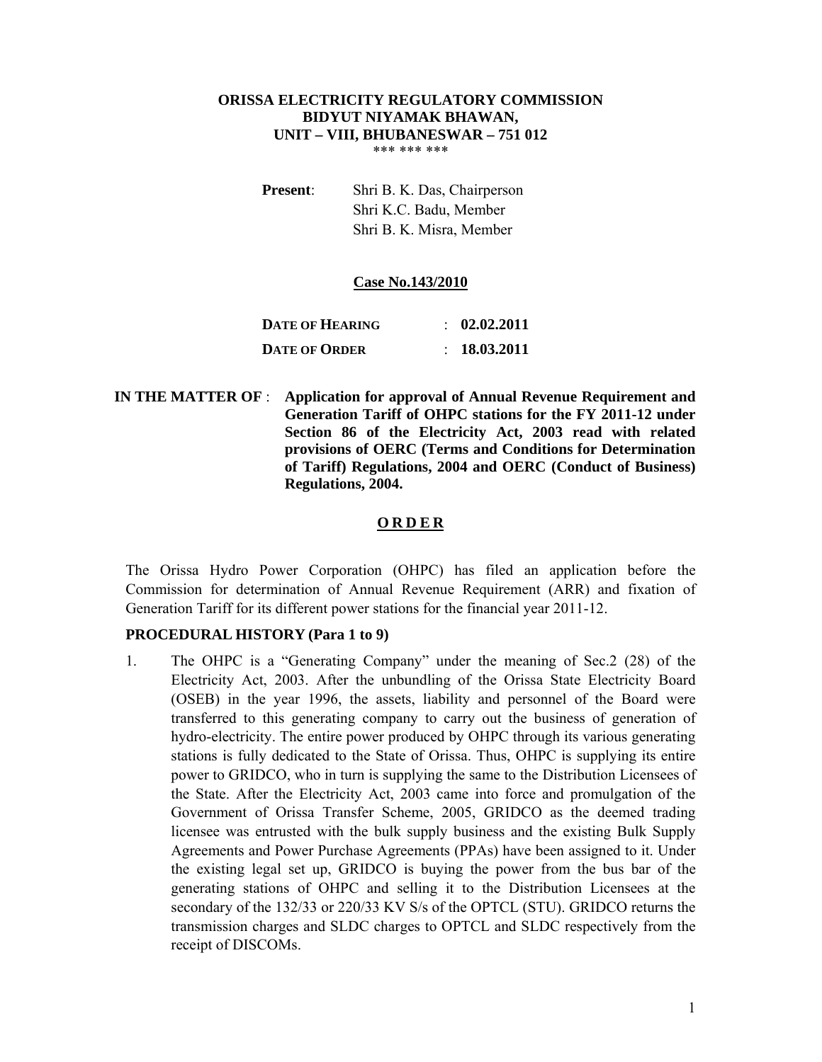**ORISSA ELECTRICITY REGULATORY COMMISSION**
**BIDYUT NIYAMAK BHAWAN,**
**UNIT – VIII, BHUBANESWAR – 751 012**

\*\*\* \*\*\* \*\*\*

**Present**: Shri B. K. Das, Chairperson
Shri K.C. Badu, Member
Shri B. K. Misra, Member

**Case No.143/2010**

| | |
|---|---|
| **DATE OF HEARING** | : **02.02.2011** |
| **DATE OF ORDER** | : **18.03.2011** |

**IN THE MATTER OF** : **Application for approval of Annual Revenue Requirement and Generation Tariff of OHPC stations for the FY 2011-12 under Section 86 of the Electricity Act, 2003 read with related provisions of OERC (Terms and Conditions for Determination of Tariff) Regulations, 2004 and OERC (Conduct of Business) Regulations, 2004.**

## O R D E R

The Orissa Hydro Power Corporation (OHPC) has filed an application before the Commission for determination of Annual Revenue Requirement (ARR) and fixation of Generation Tariff for its different power stations for the financial year 2011-12.

**PROCEDURAL HISTORY (Para 1 to 9)**

1. The OHPC is a "Generating Company" under the meaning of Sec.2 (28) of the Electricity Act, 2003. After the unbundling of the Orissa State Electricity Board (OSEB) in the year 1996, the assets, liability and personnel of the Board were transferred to this generating company to carry out the business of generation of hydro-electricity. The entire power produced by OHPC through its various generating stations is fully dedicated to the State of Orissa. Thus, OHPC is supplying its entire power to GRIDCO, who in turn is supplying the same to the Distribution Licensees of the State. After the Electricity Act, 2003 came into force and promulgation of the Government of Orissa Transfer Scheme, 2005, GRIDCO as the deemed trading licensee was entrusted with the bulk supply business and the existing Bulk Supply Agreements and Power Purchase Agreements (PPAs) have been assigned to it. Under the existing legal set up, GRIDCO is buying the power from the bus bar of the generating stations of OHPC and selling it to the Distribution Licensees at the secondary of the 132/33 or 220/33 KV S/s of the OPTCL (STU). GRIDCO returns the transmission charges and SLDC charges to OPTCL and SLDC respectively from the receipt of DISCOMs.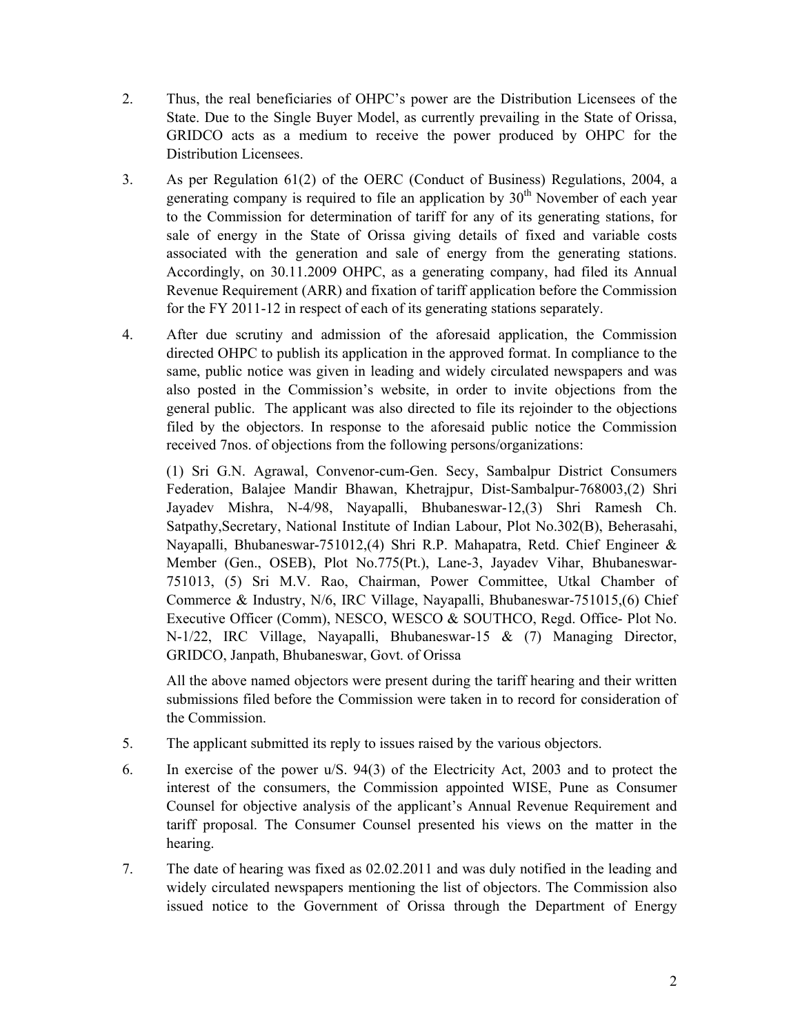2. Thus, the real beneficiaries of OHPC's power are the Distribution Licensees of the State. Due to the Single Buyer Model, as currently prevailing in the State of Orissa, GRIDCO acts as a medium to receive the power produced by OHPC for the Distribution Licensees.

3. As per Regulation 61(2) of the OERC (Conduct of Business) Regulations, 2004, a generating company is required to file an application by 30th November of each year to the Commission for determination of tariff for any of its generating stations, for sale of energy in the State of Orissa giving details of fixed and variable costs associated with the generation and sale of energy from the generating stations. Accordingly, on 30.11.2009 OHPC, as a generating company, had filed its Annual Revenue Requirement (ARR) and fixation of tariff application before the Commission for the FY 2011-12 in respect of each of its generating stations separately.

4. After due scrutiny and admission of the aforesaid application, the Commission directed OHPC to publish its application in the approved format. In compliance to the same, public notice was given in leading and widely circulated newspapers and was also posted in the Commission's website, in order to invite objections from the general public. The applicant was also directed to file its rejoinder to the objections filed by the objectors. In response to the aforesaid public notice the Commission received 7nos. of objections from the following persons/organizations:

   (1) Sri G.N. Agrawal, Convenor-cum-Gen. Secy, Sambalpur District Consumers Federation, Balajee Mandir Bhawan, Khetrajpur, Dist-Sambalpur-768003,(2) Shri Jayadev Mishra, N-4/98, Nayapalli, Bhubaneswar-12,(3) Shri Ramesh Ch. Satpathy,Secretary, National Institute of Indian Labour, Plot No.302(B), Beherasahi, Nayapalli, Bhubaneswar-751012,(4) Shri R.P. Mahapatra, Retd. Chief Engineer & Member (Gen., OSEB), Plot No.775(Pt.), Lane-3, Jayadev Vihar, Bhubaneswar-751013, (5) Sri M.V. Rao, Chairman, Power Committee, Utkal Chamber of Commerce & Industry, N/6, IRC Village, Nayapalli, Bhubaneswar-751015,(6) Chief Executive Officer (Comm), NESCO, WESCO & SOUTHCO, Regd. Office- Plot No. N-1/22, IRC Village, Nayapalli, Bhubaneswar-15 & (7) Managing Director, GRIDCO, Janpath, Bhubaneswar, Govt. of Orissa

   All the above named objectors were present during the tariff hearing and their written submissions filed before the Commission were taken in to record for consideration of the Commission.

5. The applicant submitted its reply to issues raised by the various objectors.

6. In exercise of the power u/S. 94(3) of the Electricity Act, 2003 and to protect the interest of the consumers, the Commission appointed WISE, Pune as Consumer Counsel for objective analysis of the applicant's Annual Revenue Requirement and tariff proposal. The Consumer Counsel presented his views on the matter in the hearing.

7. The date of hearing was fixed as 02.02.2011 and was duly notified in the leading and widely circulated newspapers mentioning the list of objectors. The Commission also issued notice to the Government of Orissa through the Department of Energy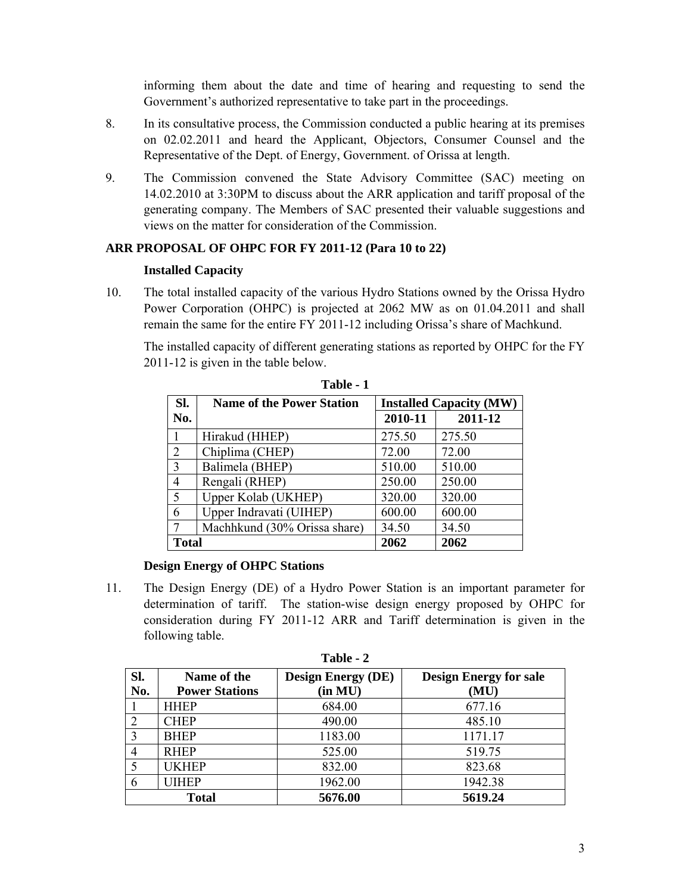informing them about the date and time of hearing and requesting to send the Government's authorized representative to take part in the proceedings.

8. In its consultative process, the Commission conducted a public hearing at its premises on 02.02.2011 and heard the Applicant, Objectors, Consumer Counsel and the Representative of the Dept. of Energy, Government. of Orissa at length.

9. The Commission convened the State Advisory Committee (SAC) meeting on 14.02.2010 at 3:30PM to discuss about the ARR application and tariff proposal of the generating company. The Members of SAC presented their valuable suggestions and views on the matter for consideration of the Commission.

**ARR PROPOSAL OF OHPC FOR FY 2011-12 (Para 10 to 22)**

**Installed Capacity**

10. The total installed capacity of the various Hydro Stations owned by the Orissa Hydro Power Corporation (OHPC) is projected at 2062 MW as on 01.04.2011 and shall remain the same for the entire FY 2011-12 including Orissa's share of Machkund.

The installed capacity of different generating stations as reported by OHPC for the FY 2011-12 is given in the table below.

**Table - 1**

| Sl. No. | Name of the Power Station | Installed Capacity (MW) | |
|---|---|---|---|
| | | 2010-11 | 2011-12 |
| 1 | Hirakud (HHEP) | 275.50 | 275.50 |
| 2 | Chiplima (CHEP) | 72.00 | 72.00 |
| 3 | Balimela (BHEP) | 510.00 | 510.00 |
| 4 | Rengali (RHEP) | 250.00 | 250.00 |
| 5 | Upper Kolab (UKHEP) | 320.00 | 320.00 |
| 6 | Upper Indravati (UIHEP) | 600.00 | 600.00 |
| 7 | Machhkund (30% Orissa share) | 34.50 | 34.50 |
| **Total** | | **2062** | **2062** |

**Design Energy of OHPC Stations**

11. The Design Energy (DE) of a Hydro Power Station is an important parameter for determination of tariff. The station-wise design energy proposed by OHPC for consideration during FY 2011-12 ARR and Tariff determination is given in the following table.

**Table - 2**

| Sl. No. | Name of the Power Stations | Design Energy (DE) (in MU) | Design Energy for sale (MU) |
|---|---|---|---|
| 1 | HHEP | 684.00 | 677.16 |
| 2 | CHEP | 490.00 | 485.10 |
| 3 | BHEP | 1183.00 | 1171.17 |
| 4 | RHEP | 525.00 | 519.75 |
| 5 | UKHEP | 832.00 | 823.68 |
| 6 | UIHEP | 1962.00 | 1942.38 |
| **Total** | | **5676.00** | **5619.24** |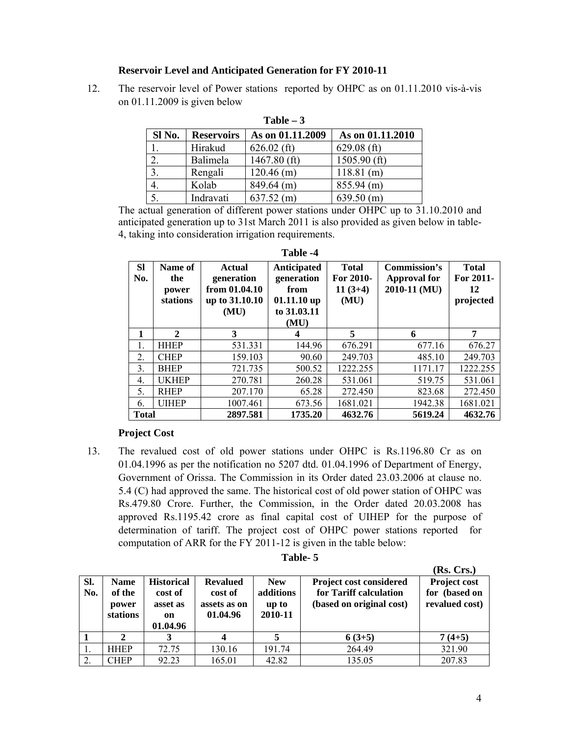**Reservoir Level and Anticipated Generation for FY 2010-11**

12. The reservoir level of Power stations reported by OHPC as on 01.11.2010 vis-à-vis on 01.11.2009 is given below

**Table – 3**

| Sl No. | Reservoirs | As on 01.11.2009 | As on 01.11.2010 |
|---|---|---|---|
| 1. | Hirakud | 626.02 (ft) | 629.08 (ft) |
| 2. | Balimela | 1467.80 (ft) | 1505.90 (ft) |
| 3. | Rengali | 120.46 (m) | 118.81 (m) |
| 4. | Kolab | 849.64 (m) | 855.94 (m) |
| 5. | Indravati | 637.52 (m) | 639.50 (m) |

The actual generation of different power stations under OHPC up to 31.10.2010 and anticipated generation up to 31st March 2011 is also provided as given below in table-4, taking into consideration irrigation requirements.

**Table -4**

| Sl No. | Name of the power stations | Actual generation from 01.04.10 up to 31.10.10 (MU) | Anticipated generation from 01.11.10 up to 31.03.11 (MU) | Total For 2010-11 (3+4) (MU) | Commission's Approval for 2010-11 (MU) | Total For 2011-12 projected |
|---|---|---|---|---|---|---|
| 1 | 2 | 3 | 4 | 5 | 6 | 7 |
| 1. | HHEP | 531.331 | 144.96 | 676.291 | 677.16 | 676.27 |
| 2. | CHEP | 159.103 | 90.60 | 249.703 | 485.10 | 249.703 |
| 3. | BHEP | 721.735 | 500.52 | 1222.255 | 1171.17 | 1222.255 |
| 4. | UKHEP | 270.781 | 260.28 | 531.061 | 519.75 | 531.061 |
| 5. | RHEP | 207.170 | 65.28 | 272.450 | 823.68 | 272.450 |
| 6. | UIHEP | 1007.461 | 673.56 | 1681.021 | 1942.38 | 1681.021 |
| **Total** | | **2897.581** | **1735.20** | **4632.76** | **5619.24** | **4632.76** |

**Project Cost**

13. The revalued cost of old power stations under OHPC is Rs.1196.80 Cr as on 01.04.1996 as per the notification no 5207 dtd. 01.04.1996 of Department of Energy, Government of Orissa. The Commission in its Order dated 23.03.2006 at clause no. 5.4 (C) had approved the same. The historical cost of old power station of OHPC was Rs.479.80 Crore. Further, the Commission, in the Order dated 20.03.2008 has approved Rs.1195.42 crore as final capital cost of UIHEP for the purpose of determination of tariff. The project cost of OHPC power stations reported for computation of ARR for the FY 2011-12 is given in the table below:

**Table- 5**

**(Rs. Crs.)**

| Sl. No. | Name of the power stations | Historical cost of asset as on 01.04.96 | Revalued cost of assets as on 01.04.96 | New additions up to 2010-11 | Project cost considered for Tariff calculation (based on original cost) | Project cost for (based on revalued cost) |
|---|---|---|---|---|---|---|
| 1 | 2 | 3 | 4 | 5 | 6 (3+5) | 7 (4+5) |
| 1. | HHEP | 72.75 | 130.16 | 191.74 | 264.49 | 321.90 |
| 2. | CHEP | 92.23 | 165.01 | 42.82 | 135.05 | 207.83 |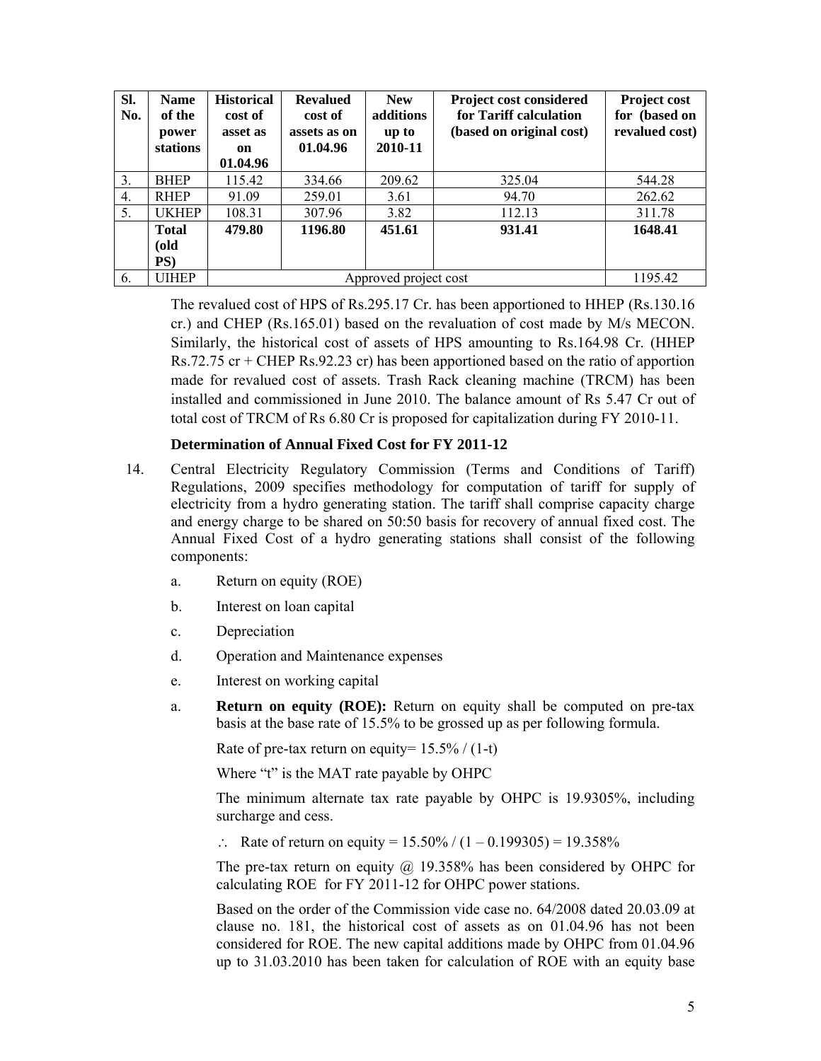| Sl. No. | Name of the power stations | Historical cost of asset as on 01.04.96 | Revalued cost of assets as on 01.04.96 | New additions up to 2010-11 | Project cost considered for Tariff calculation (based on original cost) | Project cost for (based on revalued cost) |
|---|---|---|---|---|---|---|
| 3. | BHEP | 115.42 | 334.66 | 209.62 | 325.04 | 544.28 |
| 4. | RHEP | 91.09 | 259.01 | 3.61 | 94.70 | 262.62 |
| 5. | UKHEP | 108.31 | 307.96 | 3.82 | 112.13 | 311.78 |
| | **Total (old PS)** | **479.80** | **1196.80** | **451.61** | **931.41** | **1648.41** |
| 6. | UIHEP | Approved project cost | | | | 1195.42 |

The revalued cost of HPS of Rs.295.17 Cr. has been apportioned to HHEP (Rs.130.16 cr.) and CHEP (Rs.165.01) based on the revaluation of cost made by M/s MECON. Similarly, the historical cost of assets of HPS amounting to Rs.164.98 Cr. (HHEP Rs.72.75 cr + CHEP Rs.92.23 cr) has been apportioned based on the ratio of apportion made for revalued cost of assets. Trash Rack cleaning machine (TRCM) has been installed and commissioned in June 2010. The balance amount of Rs 5.47 Cr out of total cost of TRCM of Rs 6.80 Cr is proposed for capitalization during FY 2010-11.

### Determination of Annual Fixed Cost for FY 2011-12

14. Central Electricity Regulatory Commission (Terms and Conditions of Tariff) Regulations, 2009 specifies methodology for computation of tariff for supply of electricity from a hydro generating station. The tariff shall comprise capacity charge and energy charge to be shared on 50:50 basis for recovery of annual fixed cost. The Annual Fixed Cost of a hydro generating stations shall consist of the following components:

    a. Return on equity (ROE)

    b. Interest on loan capital

    c. Depreciation

    d. Operation and Maintenance expenses

    e. Interest on working capital

    a. **Return on equity (ROE):** Return on equity shall be computed on pre-tax basis at the base rate of 15.5% to be grossed up as per following formula.

    Rate of pre-tax return on equity= 15.5% / (1-t)

    Where "t" is the MAT rate payable by OHPC

    The minimum alternate tax rate payable by OHPC is 19.9305%, including surcharge and cess.

    $\therefore$ Rate of return on equity = 15.50% / (1 – 0.199305) = 19.358%

    The pre-tax return on equity @ 19.358% has been considered by OHPC for calculating ROE for FY 2011-12 for OHPC power stations.

    Based on the order of the Commission vide case no. 64/2008 dated 20.03.09 at clause no. 181, the historical cost of assets as on 01.04.96 has not been considered for ROE. The new capital additions made by OHPC from 01.04.96 up to 31.03.2010 has been taken for calculation of ROE with an equity base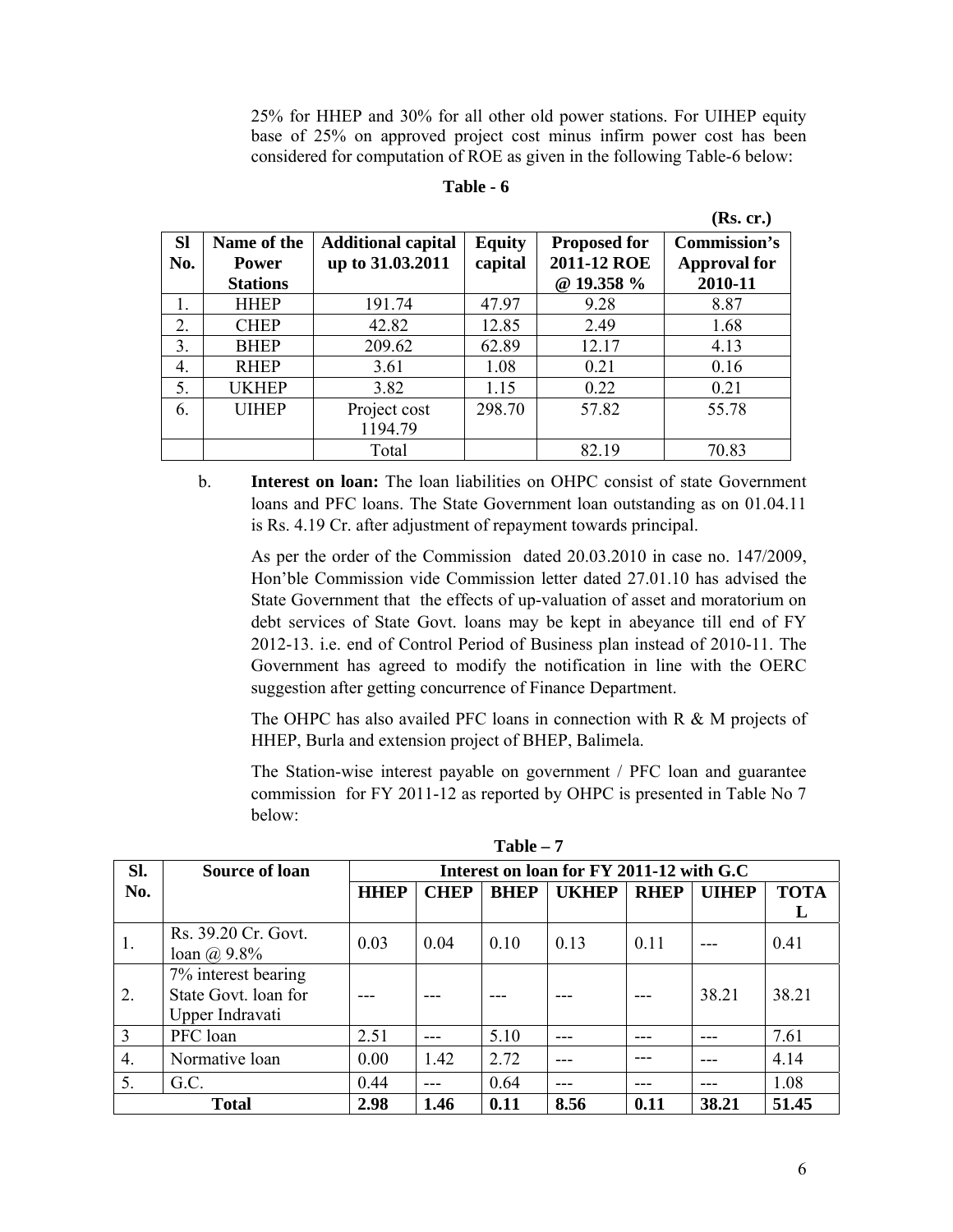25% for HHEP and 30% for all other old power stations. For UIHEP equity base of 25% on approved project cost minus infirm power cost has been considered for computation of ROE as given in the following Table-6 below:

**Table - 6**

**(Rs. cr.)**

| Sl No. | Name of the Power Stations | Additional capital up to 31.03.2011 | Equity capital | Proposed for 2011-12 ROE @ 19.358 % | Commission's Approval for 2010-11 |
|---|---|---|---|---|---|
| 1. | HHEP | 191.74 | 47.97 | 9.28 | 8.87 |
| 2. | CHEP | 42.82 | 12.85 | 2.49 | 1.68 |
| 3. | BHEP | 209.62 | 62.89 | 12.17 | 4.13 |
| 4. | RHEP | 3.61 | 1.08 | 0.21 | 0.16 |
| 5. | UKHEP | 3.82 | 1.15 | 0.22 | 0.21 |
| 6. | UIHEP | Project cost 1194.79 | 298.70 | 57.82 | 55.78 |
| | | Total | | 82.19 | 70.83 |

b. **Interest on loan:** The loan liabilities on OHPC consist of state Government loans and PFC loans. The State Government loan outstanding as on 01.04.11 is Rs. 4.19 Cr. after adjustment of repayment towards principal.

As per the order of the Commission dated 20.03.2010 in case no. 147/2009, Hon'ble Commission vide Commission letter dated 27.01.10 has advised the State Government that the effects of up-valuation of asset and moratorium on debt services of State Govt. loans may be kept in abeyance till end of FY 2012-13. i.e. end of Control Period of Business plan instead of 2010-11. The Government has agreed to modify the notification in line with the OERC suggestion after getting concurrence of Finance Department.

The OHPC has also availed PFC loans in connection with R & M projects of HHEP, Burla and extension project of BHEP, Balimela.

The Station-wise interest payable on government / PFC loan and guarantee commission for FY 2011-12 as reported by OHPC is presented in Table No 7 below:

**Table – 7**

| Sl. No. | Source of loan | Interest on loan for FY 2011-12 with G.C | | | | | | |
|---|---|---|---|---|---|---|---|---|
| | | HHEP | CHEP | BHEP | UKHEP | RHEP | UIHEP | TOTAL |
| 1. | Rs. 39.20 Cr. Govt. loan @ 9.8% | 0.03 | 0.04 | 0.10 | 0.13 | 0.11 | --- | 0.41 |
| 2. | 7% interest bearing State Govt. loan for Upper Indravati | --- | --- | --- | --- | --- | 38.21 | 38.21 |
| 3 | PFC loan | 2.51 | --- | 5.10 | --- | --- | --- | 7.61 |
| 4. | Normative loan | 0.00 | 1.42 | 2.72 | --- | --- | --- | 4.14 |
| 5. | G.C. | 0.44 | --- | 0.64 | --- | --- | --- | 1.08 |
| **Total** | | **2.98** | **1.46** | **0.11** | **8.56** | **0.11** | **38.21** | **51.45** |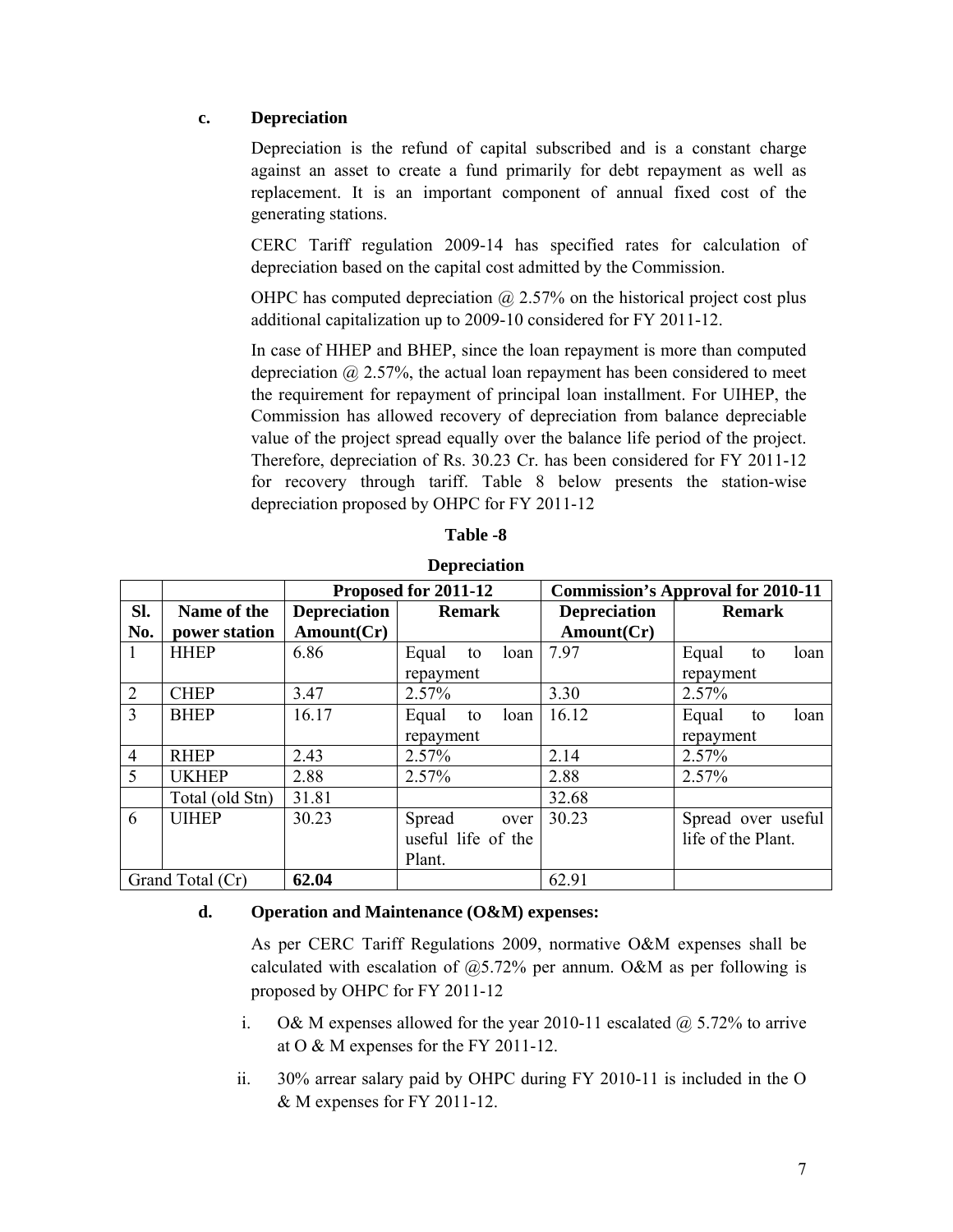**c. Depreciation**

Depreciation is the refund of capital subscribed and is a constant charge against an asset to create a fund primarily for debt repayment as well as replacement. It is an important component of annual fixed cost of the generating stations.

CERC Tariff regulation 2009-14 has specified rates for calculation of depreciation based on the capital cost admitted by the Commission.

OHPC has computed depreciation @ 2.57% on the historical project cost plus additional capitalization up to 2009-10 considered for FY 2011-12.

In case of HHEP and BHEP, since the loan repayment is more than computed depreciation @ 2.57%, the actual loan repayment has been considered to meet the requirement for repayment of principal loan installment. For UIHEP, the Commission has allowed recovery of depreciation from balance depreciable value of the project spread equally over the balance life period of the project. Therefore, depreciation of Rs. 30.23 Cr. has been considered for FY 2011-12 for recovery through tariff. Table 8 below presents the station-wise depreciation proposed by OHPC for FY 2011-12

**Table -8**

**Depreciation**

| | | Proposed for 2011-12 | | Commission's Approval for 2010-11 | |
|---|---|---|---|---|---|
| **Sl. No.** | **Name of the power station** | **Depreciation Amount(Cr)** | **Remark** | **Depreciation Amount(Cr)** | **Remark** |
| 1 | HHEP | 6.86 | Equal to loan repayment | 7.97 | Equal to loan repayment |
| 2 | CHEP | 3.47 | 2.57% | 3.30 | 2.57% |
| 3 | BHEP | 16.17 | Equal to loan repayment | 16.12 | Equal to loan repayment |
| 4 | RHEP | 2.43 | 2.57% | 2.14 | 2.57% |
| 5 | UKHEP | 2.88 | 2.57% | 2.88 | 2.57% |
| | Total (old Stn) | 31.81 | | 32.68 | |
| 6 | UIHEP | 30.23 | Spread over useful life of the Plant. | 30.23 | Spread over useful life of the Plant. |
| Grand Total (Cr) | | **62.04** | | 62.91 | |

**d. Operation and Maintenance (O&M) expenses:**

As per CERC Tariff Regulations 2009, normative O&M expenses shall be calculated with escalation of @5.72% per annum. O&M as per following is proposed by OHPC for FY 2011-12

i. O& M expenses allowed for the year 2010-11 escalated @ 5.72% to arrive at O & M expenses for the FY 2011-12.

ii. 30% arrear salary paid by OHPC during FY 2010-11 is included in the O & M expenses for FY 2011-12.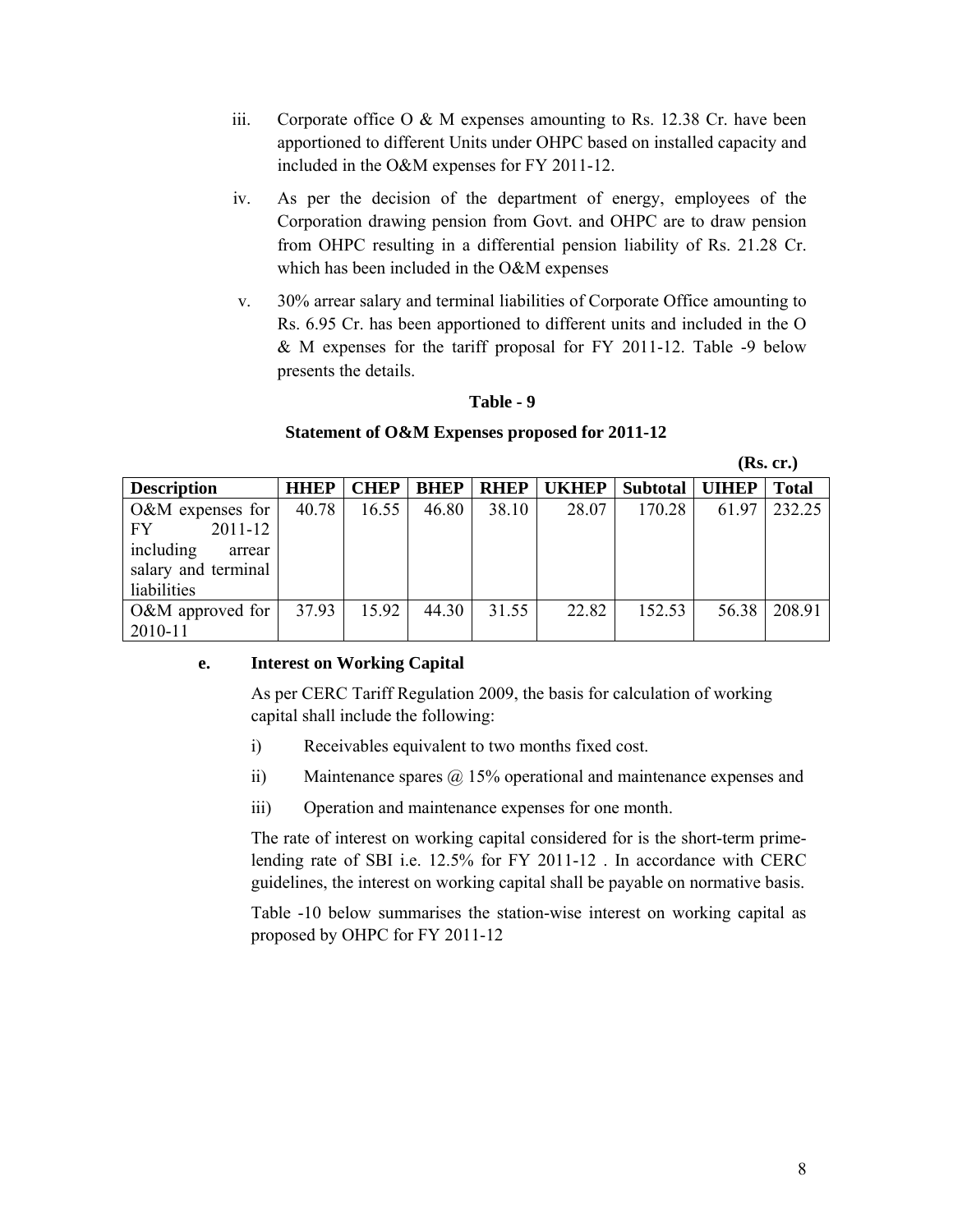iii. Corporate office O & M expenses amounting to Rs. 12.38 Cr. have been apportioned to different Units under OHPC based on installed capacity and included in the O&M expenses for FY 2011-12.

iv. As per the decision of the department of energy, employees of the Corporation drawing pension from Govt. and OHPC are to draw pension from OHPC resulting in a differential pension liability of Rs. 21.28 Cr. which has been included in the O&M expenses

v. 30% arrear salary and terminal liabilities of Corporate Office amounting to Rs. 6.95 Cr. has been apportioned to different units and included in the O & M expenses for the tariff proposal for FY 2011-12. Table -9 below presents the details.

**Table - 9**

**Statement of O&M Expenses proposed for 2011-12**

**(Rs. cr.)**

| Description | HHEP | CHEP | BHEP | RHEP | UKHEP | Subtotal | UIHEP | Total |
|---|---|---|---|---|---|---|---|---|
| O&M expenses for FY 2011-12 including arrear salary and terminal liabilities | 40.78 | 16.55 | 46.80 | 38.10 | 28.07 | 170.28 | 61.97 | 232.25 |
| O&M approved for 2010-11 | 37.93 | 15.92 | 44.30 | 31.55 | 22.82 | 152.53 | 56.38 | 208.91 |

**e. Interest on Working Capital**

As per CERC Tariff Regulation 2009, the basis for calculation of working capital shall include the following:

i) Receivables equivalent to two months fixed cost.

ii) Maintenance spares @ 15% operational and maintenance expenses and

iii) Operation and maintenance expenses for one month.

The rate of interest on working capital considered for is the short-term prime-lending rate of SBI i.e. 12.5% for FY 2011-12 . In accordance with CERC guidelines, the interest on working capital shall be payable on normative basis.

Table -10 below summarises the station-wise interest on working capital as proposed by OHPC for FY 2011-12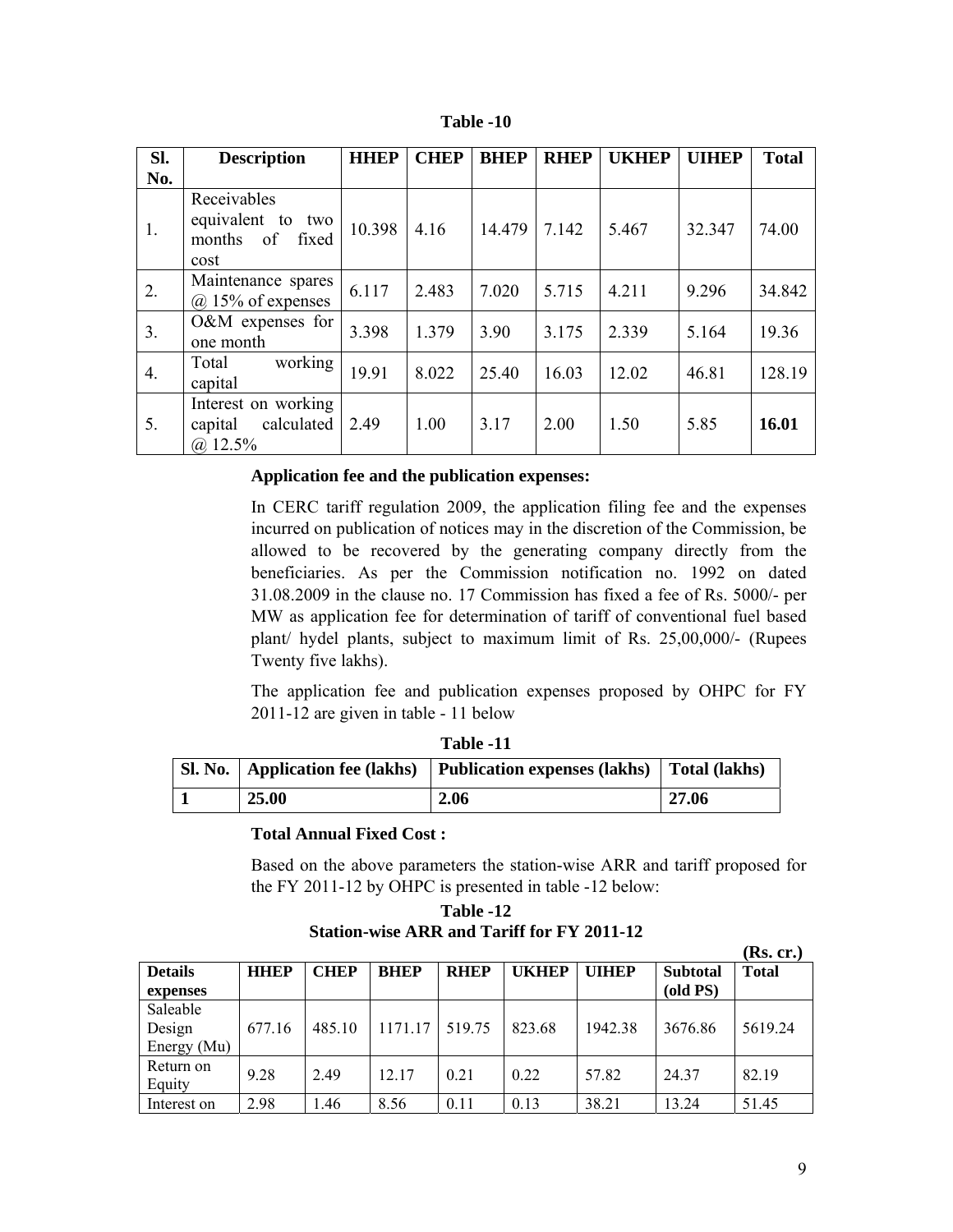**Table -10**

| Sl. No. | Description | HHEP | CHEP | BHEP | RHEP | UKHEP | UIHEP | Total |
|---|---|---|---|---|---|---|---|---|
| 1. | Receivables equivalent to two months of fixed cost | 10.398 | 4.16 | 14.479 | 7.142 | 5.467 | 32.347 | 74.00 |
| 2. | Maintenance spares @ 15% of expenses | 6.117 | 2.483 | 7.020 | 5.715 | 4.211 | 9.296 | 34.842 |
| 3. | O&M expenses for one month | 3.398 | 1.379 | 3.90 | 3.175 | 2.339 | 5.164 | 19.36 |
| 4. | Total working capital | 19.91 | 8.022 | 25.40 | 16.03 | 12.02 | 46.81 | 128.19 |
| 5. | Interest on working capital calculated @ 12.5% | 2.49 | 1.00 | 3.17 | 2.00 | 1.50 | 5.85 | **16.01** |

**Application fee and the publication expenses:**

In CERC tariff regulation 2009, the application filing fee and the expenses incurred on publication of notices may in the discretion of the Commission, be allowed to be recovered by the generating company directly from the beneficiaries. As per the Commission notification no. 1992 on dated 31.08.2009 in the clause no. 17 Commission has fixed a fee of Rs. 5000/- per MW as application fee for determination of tariff of conventional fuel based plant/ hydel plants, subject to maximum limit of Rs. 25,00,000/- (Rupees Twenty five lakhs).

The application fee and publication expenses proposed by OHPC for FY 2011-12 are given in table - 11 below

**Table -11**

| Sl. No. | Application fee (lakhs) | Publication expenses (lakhs) | Total (lakhs) |
|---|---|---|---|
| **1** | **25.00** | **2.06** | **27.06** |

**Total Annual Fixed Cost :**

Based on the above parameters the station-wise ARR and tariff proposed for the FY 2011-12 by OHPC is presented in table -12 below:

**Table -12**
**Station-wise ARR and Tariff for FY 2011-12**

**(Rs. cr.)**

| Details expenses | HHEP | CHEP | BHEP | RHEP | UKHEP | UIHEP | Subtotal (old PS) | Total |
|---|---|---|---|---|---|---|---|---|
| Saleable Design Energy (Mu) | 677.16 | 485.10 | 1171.17 | 519.75 | 823.68 | 1942.38 | 3676.86 | 5619.24 |
| Return on Equity | 9.28 | 2.49 | 12.17 | 0.21 | 0.22 | 57.82 | 24.37 | 82.19 |
| Interest on | 2.98 | 1.46 | 8.56 | 0.11 | 0.13 | 38.21 | 13.24 | 51.45 |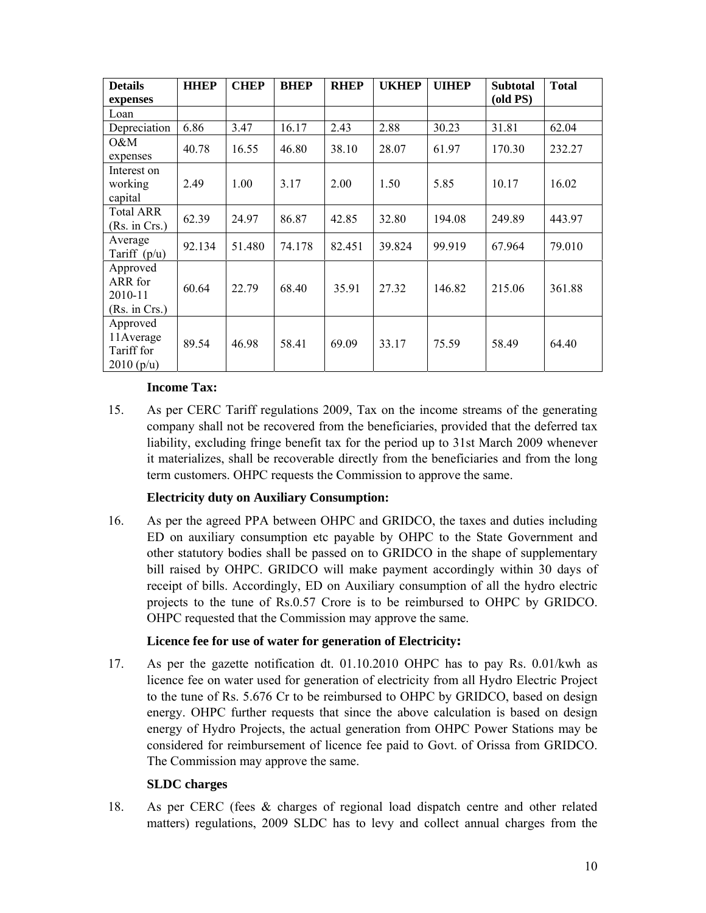| Details expenses | HHEP | CHEP | BHEP | RHEP | UKHEP | UIHEP | Subtotal (old PS) | Total |
|---|---|---|---|---|---|---|---|---|
| Loan | | | | | | | | |
| Depreciation | 6.86 | 3.47 | 16.17 | 2.43 | 2.88 | 30.23 | 31.81 | 62.04 |
| O&M expenses | 40.78 | 16.55 | 46.80 | 38.10 | 28.07 | 61.97 | 170.30 | 232.27 |
| Interest on working capital | 2.49 | 1.00 | 3.17 | 2.00 | 1.50 | 5.85 | 10.17 | 16.02 |
| Total ARR (Rs. in Crs.) | 62.39 | 24.97 | 86.87 | 42.85 | 32.80 | 194.08 | 249.89 | 443.97 |
| Average Tariff (p/u) | 92.134 | 51.480 | 74.178 | 82.451 | 39.824 | 99.919 | 67.964 | 79.010 |
| Approved ARR for 2010-11 (Rs. in Crs.) | 60.64 | 22.79 | 68.40 | 35.91 | 27.32 | 146.82 | 215.06 | 361.88 |
| Approved 11Average Tariff for 2010 (p/u) | 89.54 | 46.98 | 58.41 | 69.09 | 33.17 | 75.59 | 58.49 | 64.40 |

**Income Tax:**

15. As per CERC Tariff regulations 2009, Tax on the income streams of the generating company shall not be recovered from the beneficiaries, provided that the deferred tax liability, excluding fringe benefit tax for the period up to 31st March 2009 whenever it materializes, shall be recoverable directly from the beneficiaries and from the long term customers. OHPC requests the Commission to approve the same.

**Electricity duty on Auxiliary Consumption:**

16. As per the agreed PPA between OHPC and GRIDCO, the taxes and duties including ED on auxiliary consumption etc payable by OHPC to the State Government and other statutory bodies shall be passed on to GRIDCO in the shape of supplementary bill raised by OHPC. GRIDCO will make payment accordingly within 30 days of receipt of bills. Accordingly, ED on Auxiliary consumption of all the hydro electric projects to the tune of Rs.0.57 Crore is to be reimbursed to OHPC by GRIDCO. OHPC requested that the Commission may approve the same.

**Licence fee for use of water for generation of Electricity:**

17. As per the gazette notification dt. 01.10.2010 OHPC has to pay Rs. 0.01/kwh as licence fee on water used for generation of electricity from all Hydro Electric Project to the tune of Rs. 5.676 Cr to be reimbursed to OHPC by GRIDCO, based on design energy. OHPC further requests that since the above calculation is based on design energy of Hydro Projects, the actual generation from OHPC Power Stations may be considered for reimbursement of licence fee paid to Govt. of Orissa from GRIDCO. The Commission may approve the same.

**SLDC charges**

18. As per CERC (fees & charges of regional load dispatch centre and other related matters) regulations, 2009 SLDC has to levy and collect annual charges from the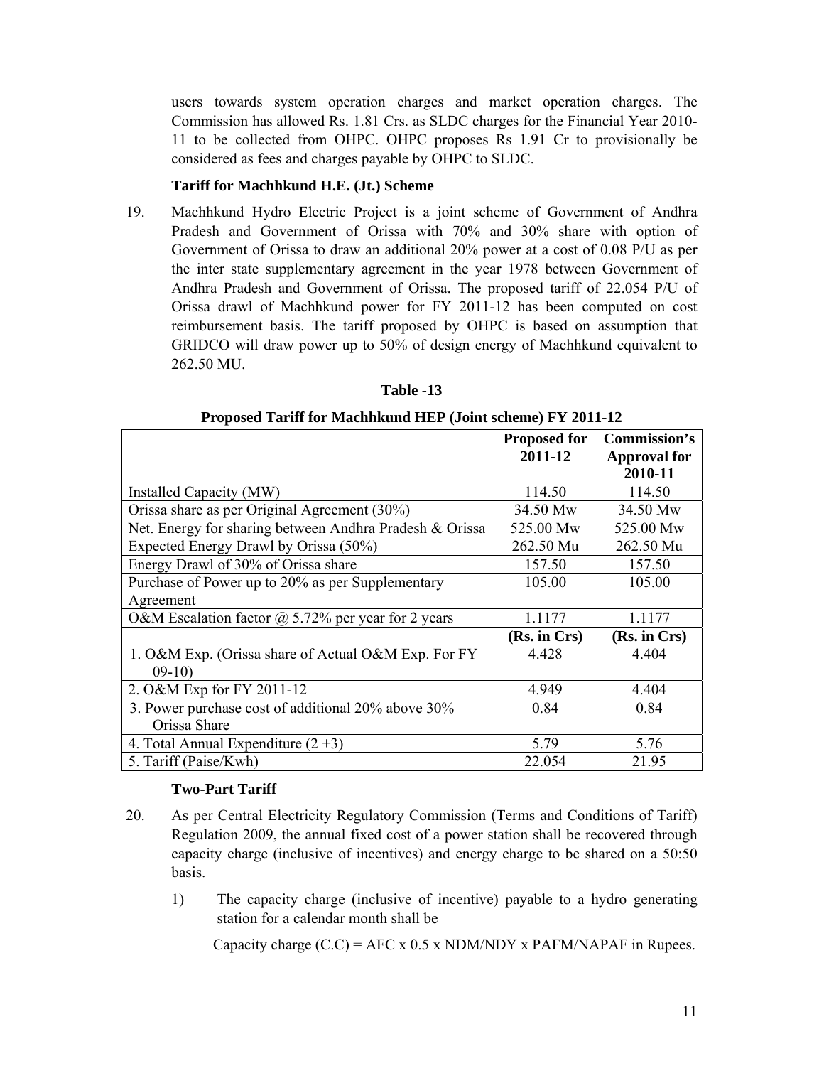users towards system operation charges and market operation charges. The Commission has allowed Rs. 1.81 Crs. as SLDC charges for the Financial Year 2010-11 to be collected from OHPC. OHPC proposes Rs 1.91 Cr to provisionally be considered as fees and charges payable by OHPC to SLDC.

**Tariff for Machhkund H.E. (Jt.) Scheme**

19. Machhkund Hydro Electric Project is a joint scheme of Government of Andhra Pradesh and Government of Orissa with 70% and 30% share with option of Government of Orissa to draw an additional 20% power at a cost of 0.08 P/U as per the inter state supplementary agreement in the year 1978 between Government of Andhra Pradesh and Government of Orissa. The proposed tariff of 22.054 P/U of Orissa drawl of Machhkund power for FY 2011-12 has been computed on cost reimbursement basis. The tariff proposed by OHPC is based on assumption that GRIDCO will draw power up to 50% of design energy of Machhkund equivalent to 262.50 MU.

**Table -13**

**Proposed Tariff for Machhkund HEP (Joint scheme) FY 2011-12**

| | **Proposed for 2011-12** | **Commission's Approval for 2010-11** |
|---|---|---|
| Installed Capacity (MW) | 114.50 | 114.50 |
| Orissa share as per Original Agreement (30%) | 34.50 Mw | 34.50 Mw |
| Net. Energy for sharing between Andhra Pradesh & Orissa | 525.00 Mw | 525.00 Mw |
| Expected Energy Drawl by Orissa (50%) | 262.50 Mu | 262.50 Mu |
| Energy Drawl of 30% of Orissa share | 157.50 | 157.50 |
| Purchase of Power up to 20% as per Supplementary Agreement | 105.00 | 105.00 |
| O&M Escalation factor @ 5.72% per year for 2 years | 1.1177 | 1.1177 |
| | **(Rs. in Crs)** | **(Rs. in Crs)** |
| 1. O&M Exp. (Orissa share of Actual O&M Exp. For FY 09-10) | 4.428 | 4.404 |
| 2. O&M Exp for FY 2011-12 | 4.949 | 4.404 |
| 3. Power purchase cost of additional 20% above 30% Orissa Share | 0.84 | 0.84 |
| 4. Total Annual Expenditure (2 +3) | 5.79 | 5.76 |
| 5. Tariff (Paise/Kwh) | 22.054 | 21.95 |

**Two-Part Tariff**

20. As per Central Electricity Regulatory Commission (Terms and Conditions of Tariff) Regulation 2009, the annual fixed cost of a power station shall be recovered through capacity charge (inclusive of incentives) and energy charge to be shared on a 50:50 basis.

   1) The capacity charge (inclusive of incentive) payable to a hydro generating station for a calendar month shall be

      Capacity charge (C.C) = AFC x 0.5 x NDM/NDY x PAFM/NAPAF in Rupees.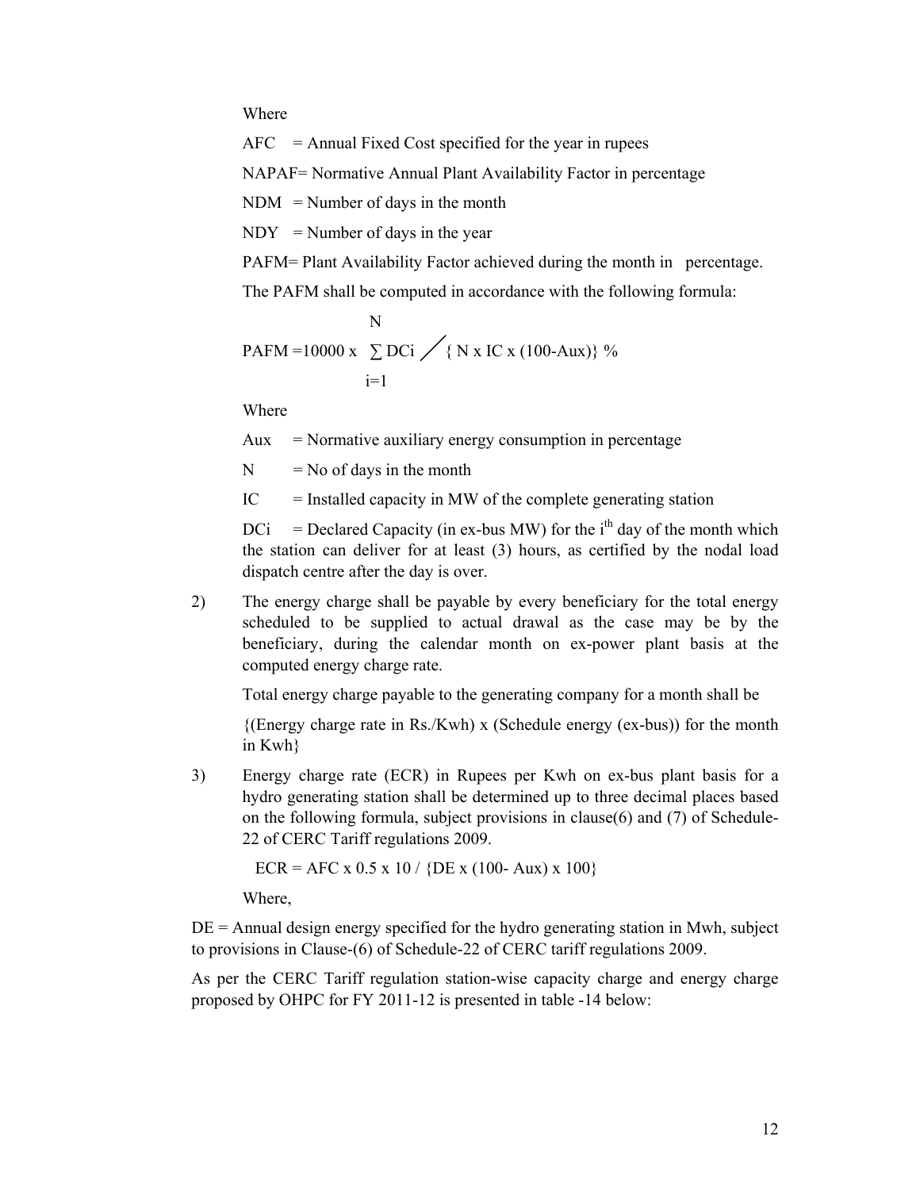Where

AFC = Annual Fixed Cost specified for the year in rupees

NAPAF= Normative Annual Plant Availability Factor in percentage

NDM = Number of days in the month

NDY = Number of days in the year

PAFM= Plant Availability Factor achieved during the month in percentage.

The PAFM shall be computed in accordance with the following formula:

$$PAFM = 10000 \times \sum_{i=1}^{N} DCi \Big/ \{ N \times IC \times (100\text{-}Aux)\} \ \%$$

Where

Aux = Normative auxiliary energy consumption in percentage

N = No of days in the month

IC = Installed capacity in MW of the complete generating station

DCi = Declared Capacity (in ex-bus MW) for the $i^{th}$ day of the month which the station can deliver for at least (3) hours, as certified by the nodal load dispatch centre after the day is over.

2) The energy charge shall be payable by every beneficiary for the total energy scheduled to be supplied to actual drawal as the case may be by the beneficiary, during the calendar month on ex-power plant basis at the computed energy charge rate.

Total energy charge payable to the generating company for a month shall be

{(Energy charge rate in Rs./Kwh) x (Schedule energy (ex-bus)) for the month in Kwh}

3) Energy charge rate (ECR) in Rupees per Kwh on ex-bus plant basis for a hydro generating station shall be determined up to three decimal places based on the following formula, subject provisions in clause(6) and (7) of Schedule-22 of CERC Tariff regulations 2009.

$$ECR = AFC \times 0.5 \times 10 / \{DE \times (100\text{-} Aux) \times 100\}$$

Where,

DE = Annual design energy specified for the hydro generating station in Mwh, subject to provisions in Clause-(6) of Schedule-22 of CERC tariff regulations 2009.

As per the CERC Tariff regulation station-wise capacity charge and energy charge proposed by OHPC for FY 2011-12 is presented in table -14 below: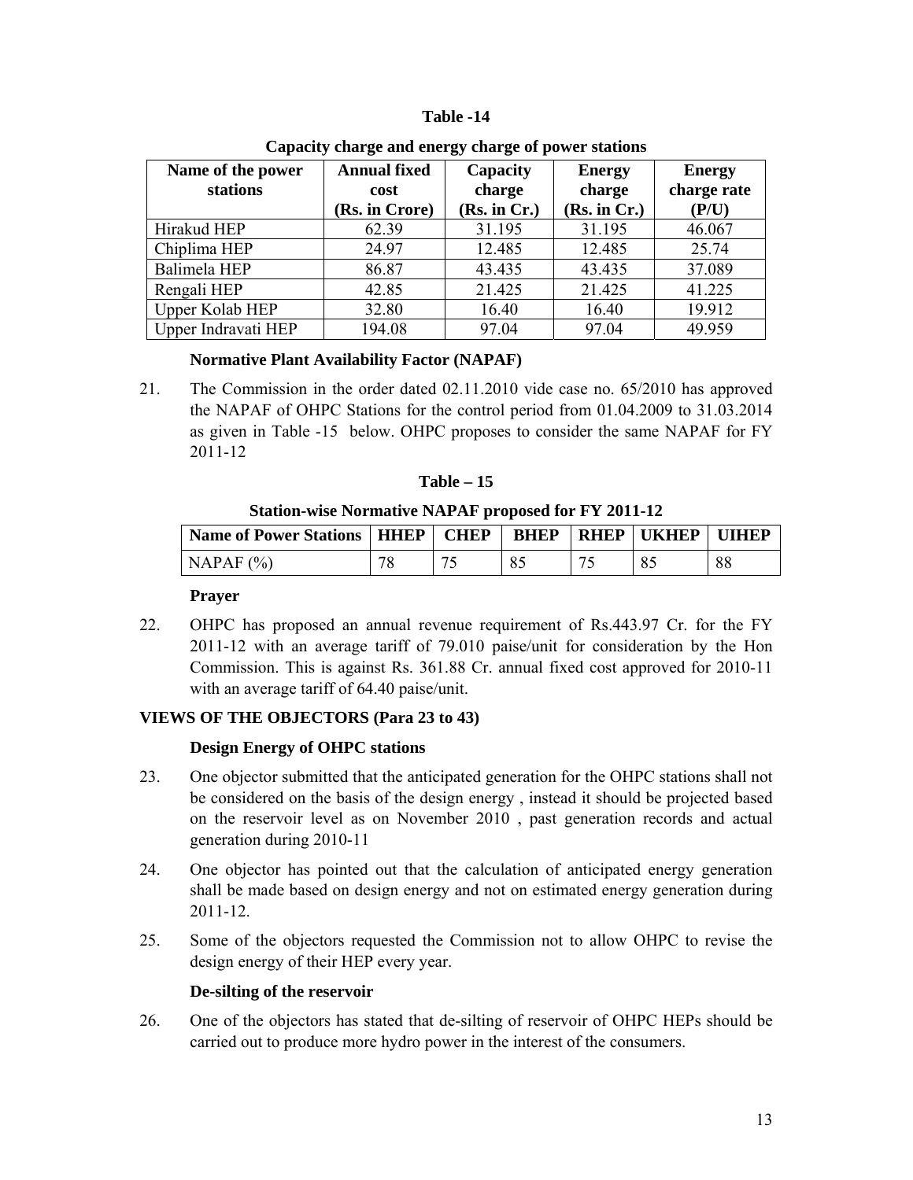**Table -14**

**Capacity charge and energy charge of power stations**

| Name of the power stations | Annual fixed cost (Rs. in Crore) | Capacity charge (Rs. in Cr.) | Energy charge (Rs. in Cr.) | Energy charge rate (P/U) |
|---|---|---|---|---|
| Hirakud HEP | 62.39 | 31.195 | 31.195 | 46.067 |
| Chiplima HEP | 24.97 | 12.485 | 12.485 | 25.74 |
| Balimela HEP | 86.87 | 43.435 | 43.435 | 37.089 |
| Rengali HEP | 42.85 | 21.425 | 21.425 | 41.225 |
| Upper Kolab HEP | 32.80 | 16.40 | 16.40 | 19.912 |
| Upper Indravati HEP | 194.08 | 97.04 | 97.04 | 49.959 |

**Normative Plant Availability Factor (NAPAF)**

21. The Commission in the order dated 02.11.2010 vide case no. 65/2010 has approved the NAPAF of OHPC Stations for the control period from 01.04.2009 to 31.03.2014 as given in Table -15 below. OHPC proposes to consider the same NAPAF for FY 2011-12

**Table – 15**

**Station-wise Normative NAPAF proposed for FY 2011-12**

| Name of Power Stations | HHEP | CHEP | BHEP | RHEP | UKHEP | UIHEP |
|---|---|---|---|---|---|---|
| NAPAF (%) | 78 | 75 | 85 | 75 | 85 | 88 |

**Prayer**

22. OHPC has proposed an annual revenue requirement of Rs.443.97 Cr. for the FY 2011-12 with an average tariff of 79.010 paise/unit for consideration by the Hon Commission. This is against Rs. 361.88 Cr. annual fixed cost approved for 2010-11 with an average tariff of 64.40 paise/unit.

## VIEWS OF THE OBJECTORS (Para 23 to 43)

**Design Energy of OHPC stations**

23. One objector submitted that the anticipated generation for the OHPC stations shall not be considered on the basis of the design energy , instead it should be projected based on the reservoir level as on November 2010 , past generation records and actual generation during 2010-11

24. One objector has pointed out that the calculation of anticipated energy generation shall be made based on design energy and not on estimated energy generation during 2011-12.

25. Some of the objectors requested the Commission not to allow OHPC to revise the design energy of their HEP every year.

**De-silting of the reservoir**

26. One of the objectors has stated that de-silting of reservoir of OHPC HEPs should be carried out to produce more hydro power in the interest of the consumers.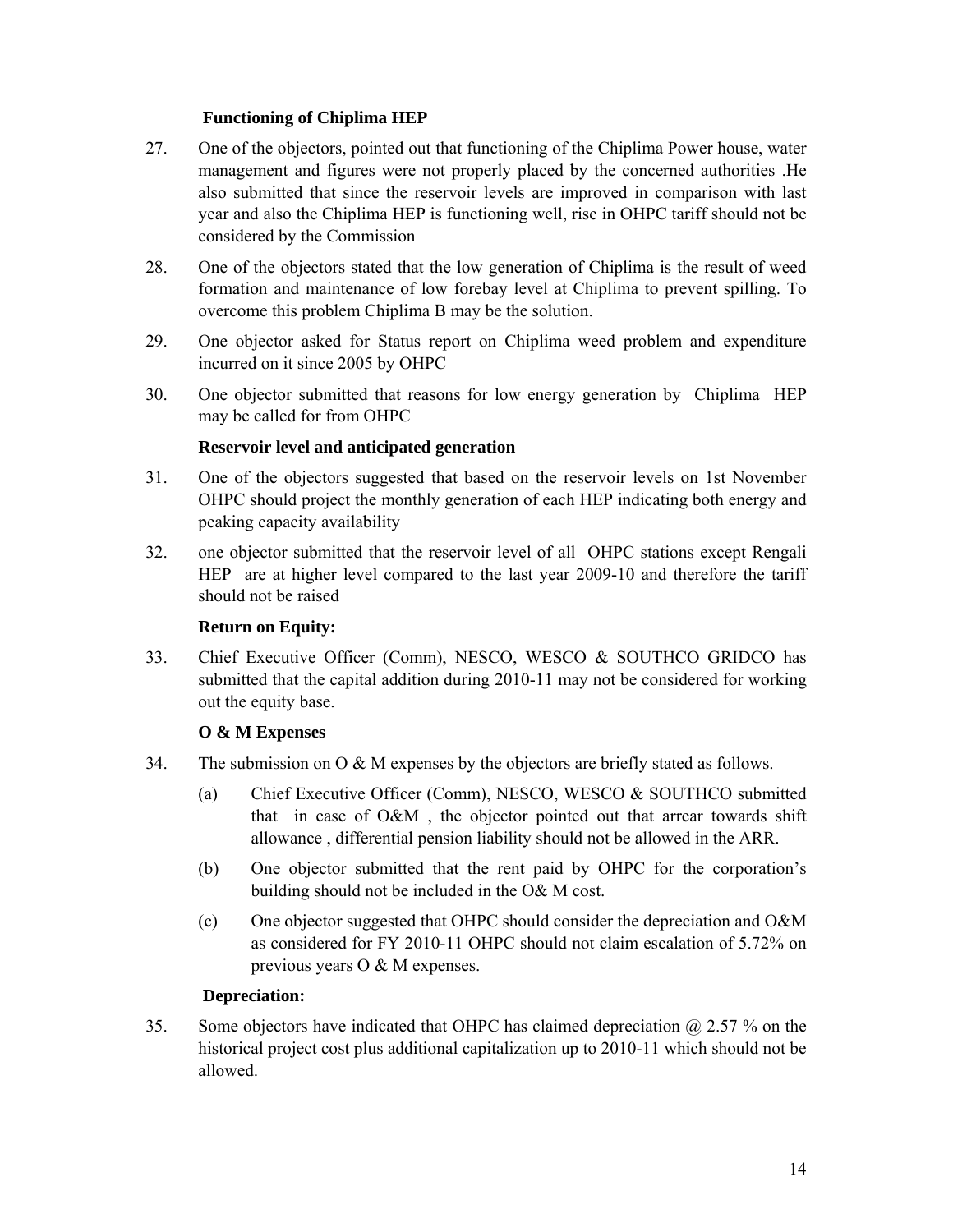**Functioning of Chiplima HEP**

27. One of the objectors, pointed out that functioning of the Chiplima Power house, water management and figures were not properly placed by the concerned authorities .He also submitted that since the reservoir levels are improved in comparison with last year and also the Chiplima HEP is functioning well, rise in OHPC tariff should not be considered by the Commission

28. One of the objectors stated that the low generation of Chiplima is the result of weed formation and maintenance of low forebay level at Chiplima to prevent spilling. To overcome this problem Chiplima B may be the solution.

29. One objector asked for Status report on Chiplima weed problem and expenditure incurred on it since 2005 by OHPC

30. One objector submitted that reasons for low energy generation by Chiplima HEP may be called for from OHPC

**Reservoir level and anticipated generation**

31. One of the objectors suggested that based on the reservoir levels on 1st November OHPC should project the monthly generation of each HEP indicating both energy and peaking capacity availability

32. one objector submitted that the reservoir level of all OHPC stations except Rengali HEP are at higher level compared to the last year 2009-10 and therefore the tariff should not be raised

**Return on Equity:**

33. Chief Executive Officer (Comm), NESCO, WESCO & SOUTHCO GRIDCO has submitted that the capital addition during 2010-11 may not be considered for working out the equity base.

**O & M Expenses**

34. The submission on O & M expenses by the objectors are briefly stated as follows.

    (a) Chief Executive Officer (Comm), NESCO, WESCO & SOUTHCO submitted that in case of O&M , the objector pointed out that arrear towards shift allowance , differential pension liability should not be allowed in the ARR.

    (b) One objector submitted that the rent paid by OHPC for the corporation's building should not be included in the O& M cost.

    (c) One objector suggested that OHPC should consider the depreciation and O&M as considered for FY 2010-11 OHPC should not claim escalation of 5.72% on previous years O & M expenses.

**Depreciation:**

35. Some objectors have indicated that OHPC has claimed depreciation @ 2.57 % on the historical project cost plus additional capitalization up to 2010-11 which should not be allowed.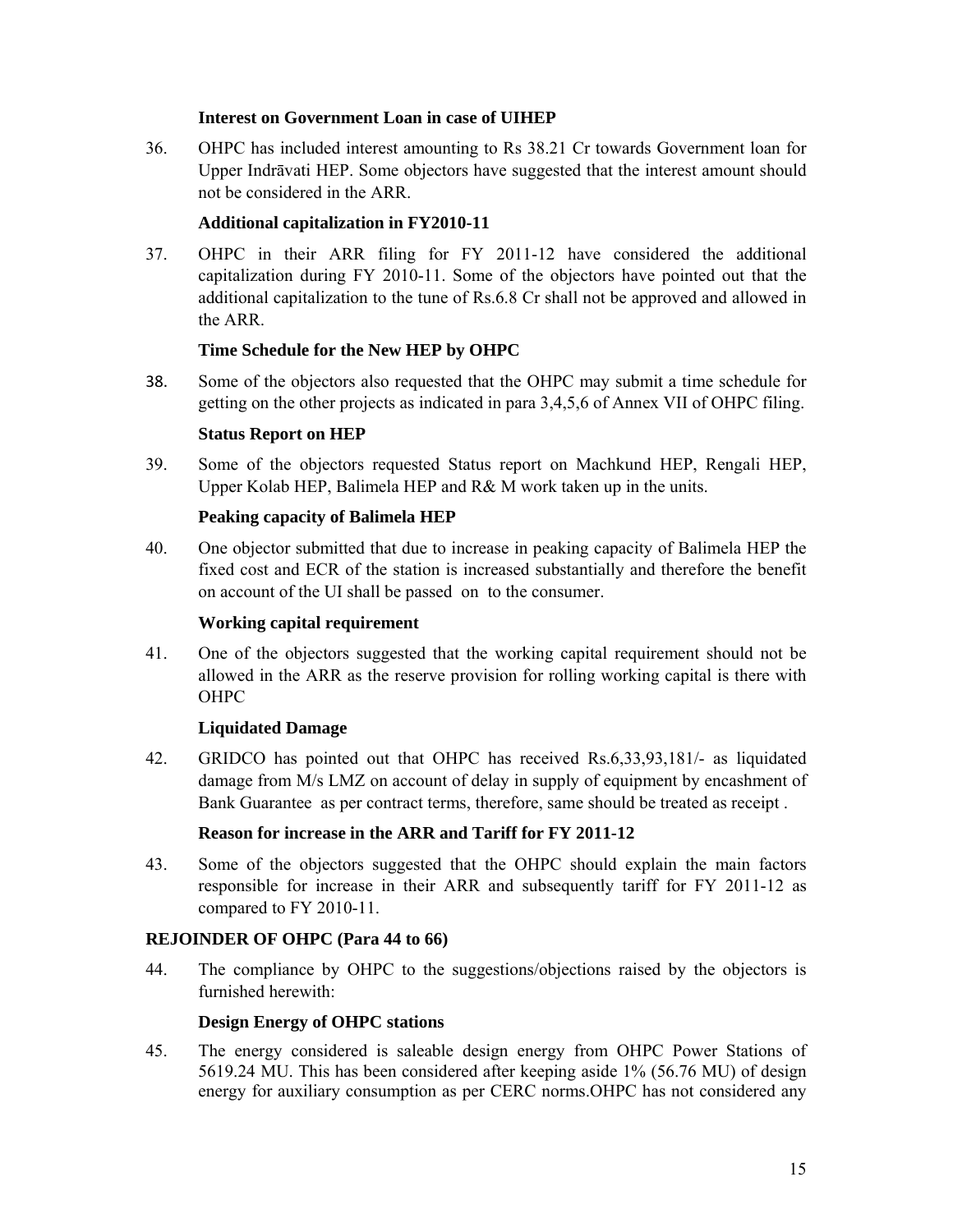**Interest on Government Loan in case of UIHEP**

36. OHPC has included interest amounting to Rs 38.21 Cr towards Government loan for Upper Indrāvati HEP. Some objectors have suggested that the interest amount should not be considered in the ARR.

**Additional capitalization in FY2010-11**

37. OHPC in their ARR filing for FY 2011-12 have considered the additional capitalization during FY 2010-11. Some of the objectors have pointed out that the additional capitalization to the tune of Rs.6.8 Cr shall not be approved and allowed in the ARR.

**Time Schedule for the New HEP by OHPC**

38. Some of the objectors also requested that the OHPC may submit a time schedule for getting on the other projects as indicated in para 3,4,5,6 of Annex VII of OHPC filing.

**Status Report on HEP**

39. Some of the objectors requested Status report on Machkund HEP, Rengali HEP, Upper Kolab HEP, Balimela HEP and R& M work taken up in the units.

**Peaking capacity of Balimela HEP**

40. One objector submitted that due to increase in peaking capacity of Balimela HEP the fixed cost and ECR of the station is increased substantially and therefore the benefit on account of the UI shall be passed on to the consumer.

**Working capital requirement**

41. One of the objectors suggested that the working capital requirement should not be allowed in the ARR as the reserve provision for rolling working capital is there with OHPC

**Liquidated Damage**

42. GRIDCO has pointed out that OHPC has received Rs.6,33,93,181/- as liquidated damage from M/s LMZ on account of delay in supply of equipment by encashment of Bank Guarantee as per contract terms, therefore, same should be treated as receipt .

**Reason for increase in the ARR and Tariff for FY 2011-12**

43. Some of the objectors suggested that the OHPC should explain the main factors responsible for increase in their ARR and subsequently tariff for FY 2011-12 as compared to FY 2010-11.

**REJOINDER OF OHPC (Para 44 to 66)**

44. The compliance by OHPC to the suggestions/objections raised by the objectors is furnished herewith:

**Design Energy of OHPC stations**

45. The energy considered is saleable design energy from OHPC Power Stations of 5619.24 MU. This has been considered after keeping aside 1% (56.76 MU) of design energy for auxiliary consumption as per CERC norms.OHPC has not considered any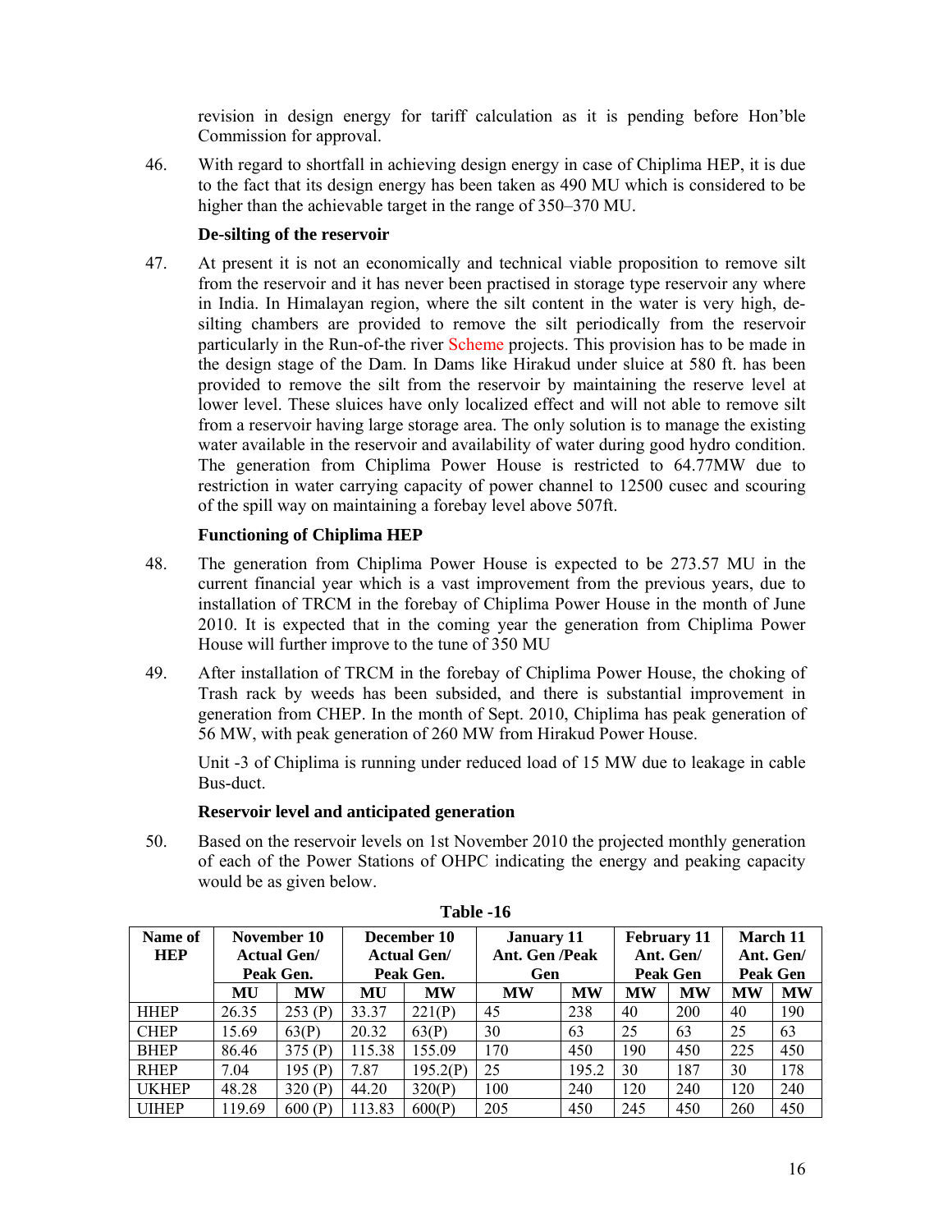revision in design energy for tariff calculation as it is pending before Hon'ble Commission for approval.

46. With regard to shortfall in achieving design energy in case of Chiplima HEP, it is due to the fact that its design energy has been taken as 490 MU which is considered to be higher than the achievable target in the range of 350–370 MU.

**De-silting of the reservoir**

47. At present it is not an economically and technical viable proposition to remove silt from the reservoir and it has never been practised in storage type reservoir any where in India. In Himalayan region, where the silt content in the water is very high, de-silting chambers are provided to remove the silt periodically from the reservoir particularly in the Run-of-the river Scheme projects. This provision has to be made in the design stage of the Dam. In Dams like Hirakud under sluice at 580 ft. has been provided to remove the silt from the reservoir by maintaining the reserve level at lower level. These sluices have only localized effect and will not able to remove silt from a reservoir having large storage area. The only solution is to manage the existing water available in the reservoir and availability of water during good hydro condition. The generation from Chiplima Power House is restricted to 64.77MW due to restriction in water carrying capacity of power channel to 12500 cusec and scouring of the spill way on maintaining a forebay level above 507ft.

**Functioning of Chiplima HEP**

48. The generation from Chiplima Power House is expected to be 273.57 MU in the current financial year which is a vast improvement from the previous years, due to installation of TRCM in the forebay of Chiplima Power House in the month of June 2010. It is expected that in the coming year the generation from Chiplima Power House will further improve to the tune of 350 MU

49. After installation of TRCM in the forebay of Chiplima Power House, the choking of Trash rack by weeds has been subsided, and there is substantial improvement in generation from CHEP. In the month of Sept. 2010, Chiplima has peak generation of 56 MW, with peak generation of 260 MW from Hirakud Power House.

    Unit -3 of Chiplima is running under reduced load of 15 MW due to leakage in cable Bus-duct.

**Reservoir level and anticipated generation**

50. Based on the reservoir levels on 1st November 2010 the projected monthly generation of each of the Power Stations of OHPC indicating the energy and peaking capacity would be as given below.

**Table -16**

| Name of HEP | November 10 Actual Gen/ Peak Gen. | | December 10 Actual Gen/ Peak Gen. | | January 11 Ant. Gen /Peak Gen | | February 11 Ant. Gen/ Peak Gen | | March 11 Ant. Gen/ Peak Gen | |
|---|---|---|---|---|---|---|---|---|---|---|
| | MU | MW | MU | MW | MW | MW | MW | MW | MW | MW |
| HHEP | 26.35 | 253 (P) | 33.37 | 221(P) | 45 | 238 | 40 | 200 | 40 | 190 |
| CHEP | 15.69 | 63(P) | 20.32 | 63(P) | 30 | 63 | 25 | 63 | 25 | 63 |
| BHEP | 86.46 | 375 (P) | 115.38 | 155.09 | 170 | 450 | 190 | 450 | 225 | 450 |
| RHEP | 7.04 | 195 (P) | 7.87 | 195.2(P) | 25 | 195.2 | 30 | 187 | 30 | 178 |
| UKHEP | 48.28 | 320 (P) | 44.20 | 320(P) | 100 | 240 | 120 | 240 | 120 | 240 |
| UIHEP | 119.69 | 600 (P) | 113.83 | 600(P) | 205 | 450 | 245 | 450 | 260 | 450 |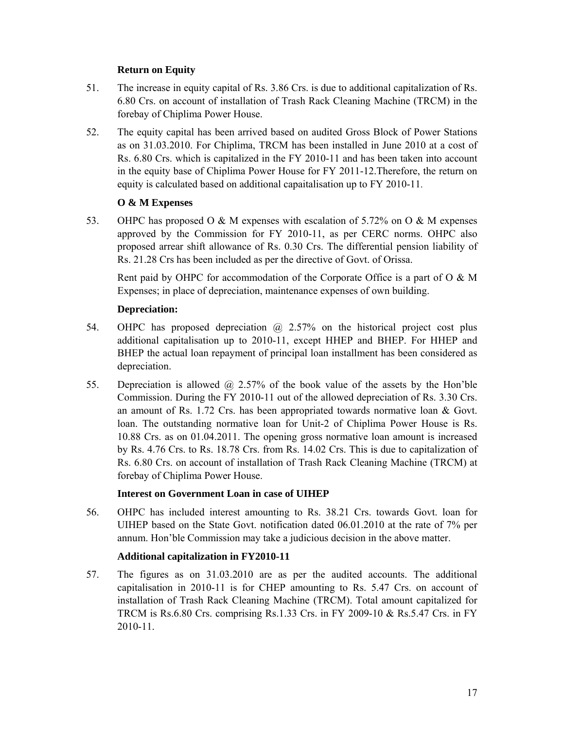**Return on Equity**

51. The increase in equity capital of Rs. 3.86 Crs. is due to additional capitalization of Rs. 6.80 Crs. on account of installation of Trash Rack Cleaning Machine (TRCM) in the forebay of Chiplima Power House.

52. The equity capital has been arrived based on audited Gross Block of Power Stations as on 31.03.2010. For Chiplima, TRCM has been installed in June 2010 at a cost of Rs. 6.80 Crs. which is capitalized in the FY 2010-11 and has been taken into account in the equity base of Chiplima Power House for FY 2011-12.Therefore, the return on equity is calculated based on additional capaitalisation up to FY 2010-11.

**O & M Expenses**

53. OHPC has proposed O & M expenses with escalation of 5.72% on O & M expenses approved by the Commission for FY 2010-11, as per CERC norms. OHPC also proposed arrear shift allowance of Rs. 0.30 Crs. The differential pension liability of Rs. 21.28 Crs has been included as per the directive of Govt. of Orissa.

    Rent paid by OHPC for accommodation of the Corporate Office is a part of O & M Expenses; in place of depreciation, maintenance expenses of own building.

**Depreciation:**

54. OHPC has proposed depreciation @ 2.57% on the historical project cost plus additional capitalisation up to 2010-11, except HHEP and BHEP. For HHEP and BHEP the actual loan repayment of principal loan installment has been considered as depreciation.

55. Depreciation is allowed @ 2.57% of the book value of the assets by the Hon'ble Commission. During the FY 2010-11 out of the allowed depreciation of Rs. 3.30 Crs. an amount of Rs. 1.72 Crs. has been appropriated towards normative loan & Govt. loan. The outstanding normative loan for Unit-2 of Chiplima Power House is Rs. 10.88 Crs. as on 01.04.2011. The opening gross normative loan amount is increased by Rs. 4.76 Crs. to Rs. 18.78 Crs. from Rs. 14.02 Crs. This is due to capitalization of Rs. 6.80 Crs. on account of installation of Trash Rack Cleaning Machine (TRCM) at forebay of Chiplima Power House.

**Interest on Government Loan in case of UIHEP**

56. OHPC has included interest amounting to Rs. 38.21 Crs. towards Govt. loan for UIHEP based on the State Govt. notification dated 06.01.2010 at the rate of 7% per annum. Hon'ble Commission may take a judicious decision in the above matter.

**Additional capitalization in FY2010-11**

57. The figures as on 31.03.2010 are as per the audited accounts. The additional capitalisation in 2010-11 is for CHEP amounting to Rs. 5.47 Crs. on account of installation of Trash Rack Cleaning Machine (TRCM). Total amount capitalized for TRCM is Rs.6.80 Crs. comprising Rs.1.33 Crs. in FY 2009-10 & Rs.5.47 Crs. in FY 2010-11.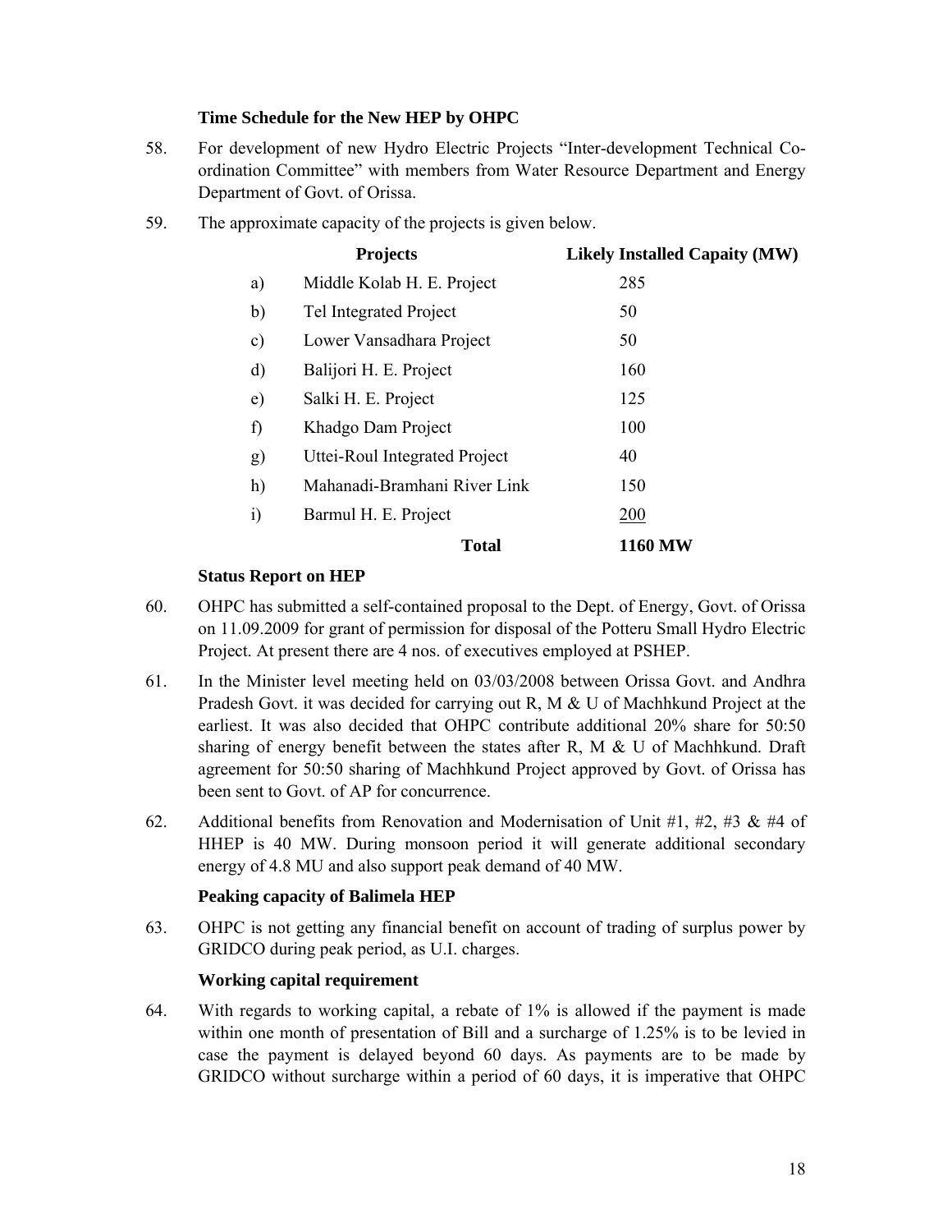**Time Schedule for the New HEP by OHPC**

58. For development of new Hydro Electric Projects "Inter-development Technical Co-ordination Committee" with members from Water Resource Department and Energy Department of Govt. of Orissa.

59. The approximate capacity of the projects is given below.

| | Projects | Likely Installed Capaity (MW) |
|---|---|---|
| a) | Middle Kolab H. E. Project | 285 |
| b) | Tel Integrated Project | 50 |
| c) | Lower Vansadhara Project | 50 |
| d) | Balijori H. E. Project | 160 |
| e) | Salki H. E. Project | 125 |
| f) | Khadgo Dam Project | 100 |
| g) | Uttei-Roul Integrated Project | 40 |
| h) | Mahanadi-Bramhani River Link | 150 |
| i) | Barmul H. E. Project | 200 |
| | **Total** | **1160 MW** |

**Status Report on HEP**

60. OHPC has submitted a self-contained proposal to the Dept. of Energy, Govt. of Orissa on 11.09.2009 for grant of permission for disposal of the Potteru Small Hydro Electric Project. At present there are 4 nos. of executives employed at PSHEP.

61. In the Minister level meeting held on 03/03/2008 between Orissa Govt. and Andhra Pradesh Govt. it was decided for carrying out R, M & U of Machhkund Project at the earliest. It was also decided that OHPC contribute additional 20% share for 50:50 sharing of energy benefit between the states after R, M & U of Machhkund. Draft agreement for 50:50 sharing of Machhkund Project approved by Govt. of Orissa has been sent to Govt. of AP for concurrence.

62. Additional benefits from Renovation and Modernisation of Unit #1, #2, #3 & #4 of HHEP is 40 MW. During monsoon period it will generate additional secondary energy of 4.8 MU and also support peak demand of 40 MW.

**Peaking capacity of Balimela HEP**

63. OHPC is not getting any financial benefit on account of trading of surplus power by GRIDCO during peak period, as U.I. charges.

**Working capital requirement**

64. With regards to working capital, a rebate of 1% is allowed if the payment is made within one month of presentation of Bill and a surcharge of 1.25% is to be levied in case the payment is delayed beyond 60 days. As payments are to be made by GRIDCO without surcharge within a period of 60 days, it is imperative that OHPC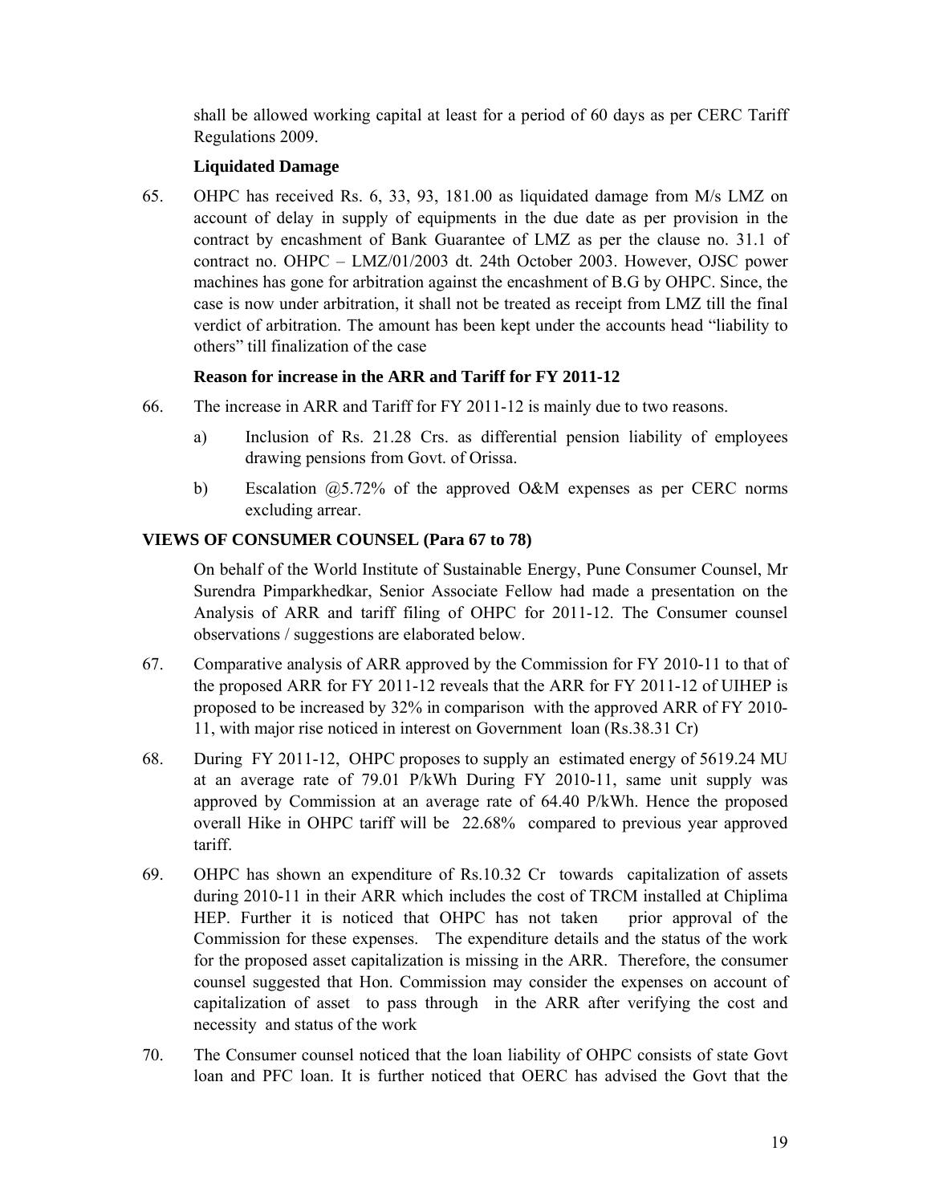shall be allowed working capital at least for a period of 60 days as per CERC Tariff Regulations 2009.

**Liquidated Damage**

65. OHPC has received Rs. 6, 33, 93, 181.00 as liquidated damage from M/s LMZ on account of delay in supply of equipments in the due date as per provision in the contract by encashment of Bank Guarantee of LMZ as per the clause no. 31.1 of contract no. OHPC – LMZ/01/2003 dt. 24th October 2003. However, OJSC power machines has gone for arbitration against the encashment of B.G by OHPC. Since, the case is now under arbitration, it shall not be treated as receipt from LMZ till the final verdict of arbitration. The amount has been kept under the accounts head "liability to others" till finalization of the case

**Reason for increase in the ARR and Tariff for FY 2011-12**

66. The increase in ARR and Tariff for FY 2011-12 is mainly due to two reasons.

   a) Inclusion of Rs. 21.28 Crs. as differential pension liability of employees drawing pensions from Govt. of Orissa.

   b) Escalation @5.72% of the approved O&M expenses as per CERC norms excluding arrear.

**VIEWS OF CONSUMER COUNSEL (Para 67 to 78)**

On behalf of the World Institute of Sustainable Energy, Pune Consumer Counsel, Mr Surendra Pimparkhedkar, Senior Associate Fellow had made a presentation on the Analysis of ARR and tariff filing of OHPC for 2011-12. The Consumer counsel observations / suggestions are elaborated below.

67. Comparative analysis of ARR approved by the Commission for FY 2010-11 to that of the proposed ARR for FY 2011-12 reveals that the ARR for FY 2011-12 of UIHEP is proposed to be increased by 32% in comparison with the approved ARR of FY 2010-11, with major rise noticed in interest on Government loan (Rs.38.31 Cr)

68. During FY 2011-12, OHPC proposes to supply an estimated energy of 5619.24 MU at an average rate of 79.01 P/kWh During FY 2010-11, same unit supply was approved by Commission at an average rate of 64.40 P/kWh. Hence the proposed overall Hike in OHPC tariff will be 22.68% compared to previous year approved tariff.

69. OHPC has shown an expenditure of Rs.10.32 Cr towards capitalization of assets during 2010-11 in their ARR which includes the cost of TRCM installed at Chiplima HEP. Further it is noticed that OHPC has not taken prior approval of the Commission for these expenses. The expenditure details and the status of the work for the proposed asset capitalization is missing in the ARR. Therefore, the consumer counsel suggested that Hon. Commission may consider the expenses on account of capitalization of asset to pass through in the ARR after verifying the cost and necessity and status of the work

70. The Consumer counsel noticed that the loan liability of OHPC consists of state Govt loan and PFC loan. It is further noticed that OERC has advised the Govt that the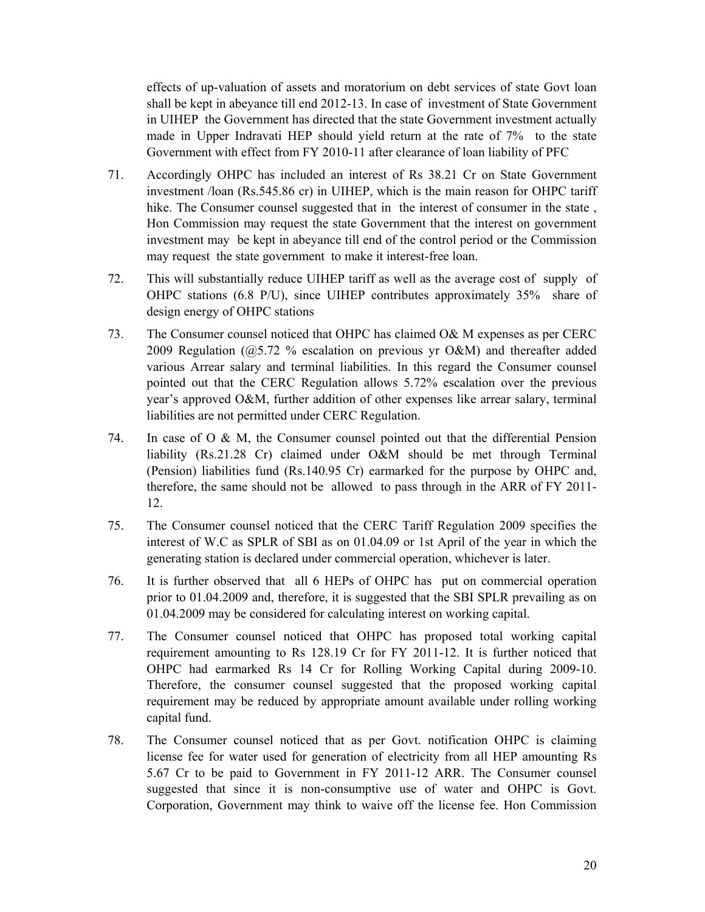effects of up-valuation of assets and moratorium on debt services of state Govt loan shall be kept in abeyance till end 2012-13. In case of investment of State Government in UIHEP the Government has directed that the state Government investment actually made in Upper Indravati HEP should yield return at the rate of 7% to the state Government with effect from FY 2010-11 after clearance of loan liability of PFC

71. Accordingly OHPC has included an interest of Rs 38.21 Cr on State Government investment /loan (Rs.545.86 cr) in UIHEP, which is the main reason for OHPC tariff hike. The Consumer counsel suggested that in the interest of consumer in the state , Hon Commission may request the state Government that the interest on government investment may be kept in abeyance till end of the control period or the Commission may request the state government to make it interest-free loan.

72. This will substantially reduce UIHEP tariff as well as the average cost of supply of OHPC stations (6.8 P/U), since UIHEP contributes approximately 35% share of design energy of OHPC stations

73. The Consumer counsel noticed that OHPC has claimed O& M expenses as per CERC 2009 Regulation (@5.72 % escalation on previous yr O&M) and thereafter added various Arrear salary and terminal liabilities. In this regard the Consumer counsel pointed out that the CERC Regulation allows 5.72% escalation over the previous year's approved O&M, further addition of other expenses like arrear salary, terminal liabilities are not permitted under CERC Regulation.

74. In case of O & M, the Consumer counsel pointed out that the differential Pension liability (Rs.21.28 Cr) claimed under O&M should be met through Terminal (Pension) liabilities fund (Rs.140.95 Cr) earmarked for the purpose by OHPC and, therefore, the same should not be allowed to pass through in the ARR of FY 2011-12.

75. The Consumer counsel noticed that the CERC Tariff Regulation 2009 specifies the interest of W.C as SPLR of SBI as on 01.04.09 or 1st April of the year in which the generating station is declared under commercial operation, whichever is later.

76. It is further observed that all 6 HEPs of OHPC has put on commercial operation prior to 01.04.2009 and, therefore, it is suggested that the SBI SPLR prevailing as on 01.04.2009 may be considered for calculating interest on working capital.

77. The Consumer counsel noticed that OHPC has proposed total working capital requirement amounting to Rs 128.19 Cr for FY 2011-12. It is further noticed that OHPC had earmarked Rs 14 Cr for Rolling Working Capital during 2009-10. Therefore, the consumer counsel suggested that the proposed working capital requirement may be reduced by appropriate amount available under rolling working capital fund.

78. The Consumer counsel noticed that as per Govt. notification OHPC is claiming license fee for water used for generation of electricity from all HEP amounting Rs 5.67 Cr to be paid to Government in FY 2011-12 ARR. The Consumer counsel suggested that since it is non-consumptive use of water and OHPC is Govt. Corporation, Government may think to waive off the license fee. Hon Commission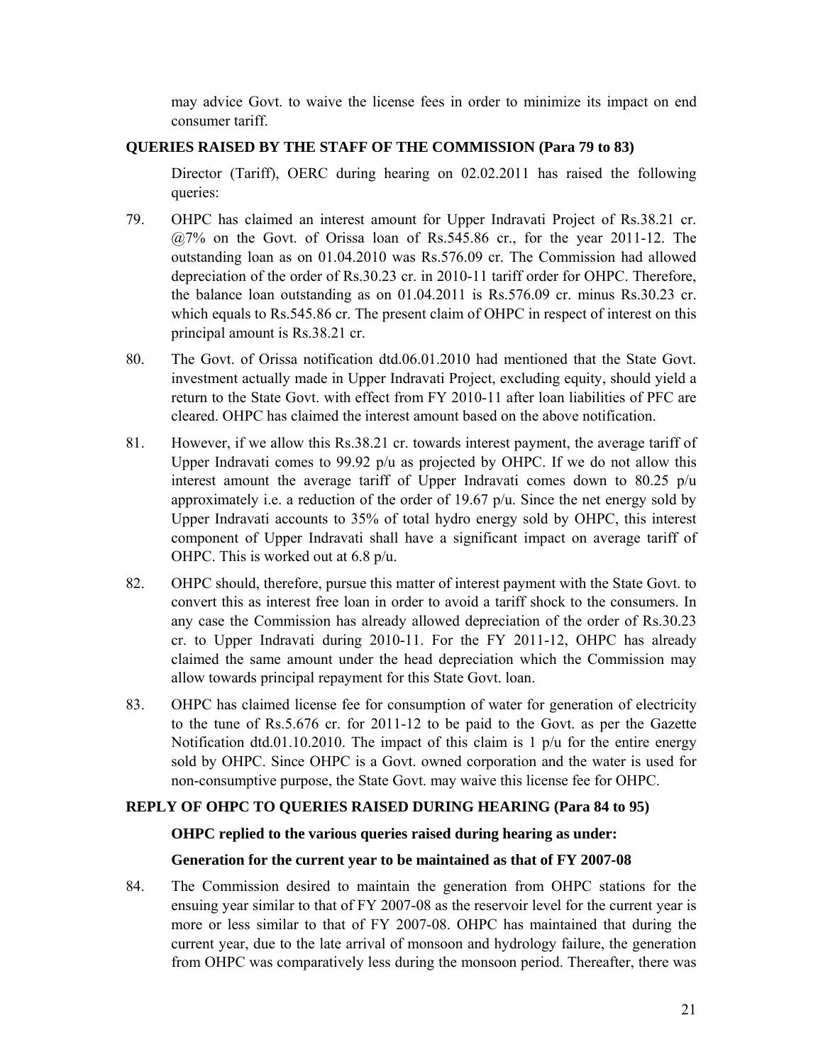may advice Govt. to waive the license fees in order to minimize its impact on end consumer tariff.

**QUERIES RAISED BY THE STAFF OF THE COMMISSION (Para 79 to 83)**

Director (Tariff), OERC during hearing on 02.02.2011 has raised the following queries:

79. OHPC has claimed an interest amount for Upper Indravati Project of Rs.38.21 cr. @7% on the Govt. of Orissa loan of Rs.545.86 cr., for the year 2011-12. The outstanding loan as on 01.04.2010 was Rs.576.09 cr. The Commission had allowed depreciation of the order of Rs.30.23 cr. in 2010-11 tariff order for OHPC. Therefore, the balance loan outstanding as on 01.04.2011 is Rs.576.09 cr. minus Rs.30.23 cr. which equals to Rs.545.86 cr. The present claim of OHPC in respect of interest on this principal amount is Rs.38.21 cr.

80. The Govt. of Orissa notification dtd.06.01.2010 had mentioned that the State Govt. investment actually made in Upper Indravati Project, excluding equity, should yield a return to the State Govt. with effect from FY 2010-11 after loan liabilities of PFC are cleared. OHPC has claimed the interest amount based on the above notification.

81. However, if we allow this Rs.38.21 cr. towards interest payment, the average tariff of Upper Indravati comes to 99.92 p/u as projected by OHPC. If we do not allow this interest amount the average tariff of Upper Indravati comes down to 80.25 p/u approximately i.e. a reduction of the order of 19.67 p/u. Since the net energy sold by Upper Indravati accounts to 35% of total hydro energy sold by OHPC, this interest component of Upper Indravati shall have a significant impact on average tariff of OHPC. This is worked out at 6.8 p/u.

82. OHPC should, therefore, pursue this matter of interest payment with the State Govt. to convert this as interest free loan in order to avoid a tariff shock to the consumers. In any case the Commission has already allowed depreciation of the order of Rs.30.23 cr. to Upper Indravati during 2010-11. For the FY 2011-12, OHPC has already claimed the same amount under the head depreciation which the Commission may allow towards principal repayment for this State Govt. loan.

83. OHPC has claimed license fee for consumption of water for generation of electricity to the tune of Rs.5.676 cr. for 2011-12 to be paid to the Govt. as per the Gazette Notification dtd.01.10.2010. The impact of this claim is 1 p/u for the entire energy sold by OHPC. Since OHPC is a Govt. owned corporation and the water is used for non-consumptive purpose, the State Govt. may waive this license fee for OHPC.

**REPLY OF OHPC TO QUERIES RAISED DURING HEARING (Para 84 to 95)**

**OHPC replied to the various queries raised during hearing as under:**

**Generation for the current year to be maintained as that of FY 2007-08**

84. The Commission desired to maintain the generation from OHPC stations for the ensuing year similar to that of FY 2007-08 as the reservoir level for the current year is more or less similar to that of FY 2007-08. OHPC has maintained that during the current year, due to the late arrival of monsoon and hydrology failure, the generation from OHPC was comparatively less during the monsoon period. Thereafter, there was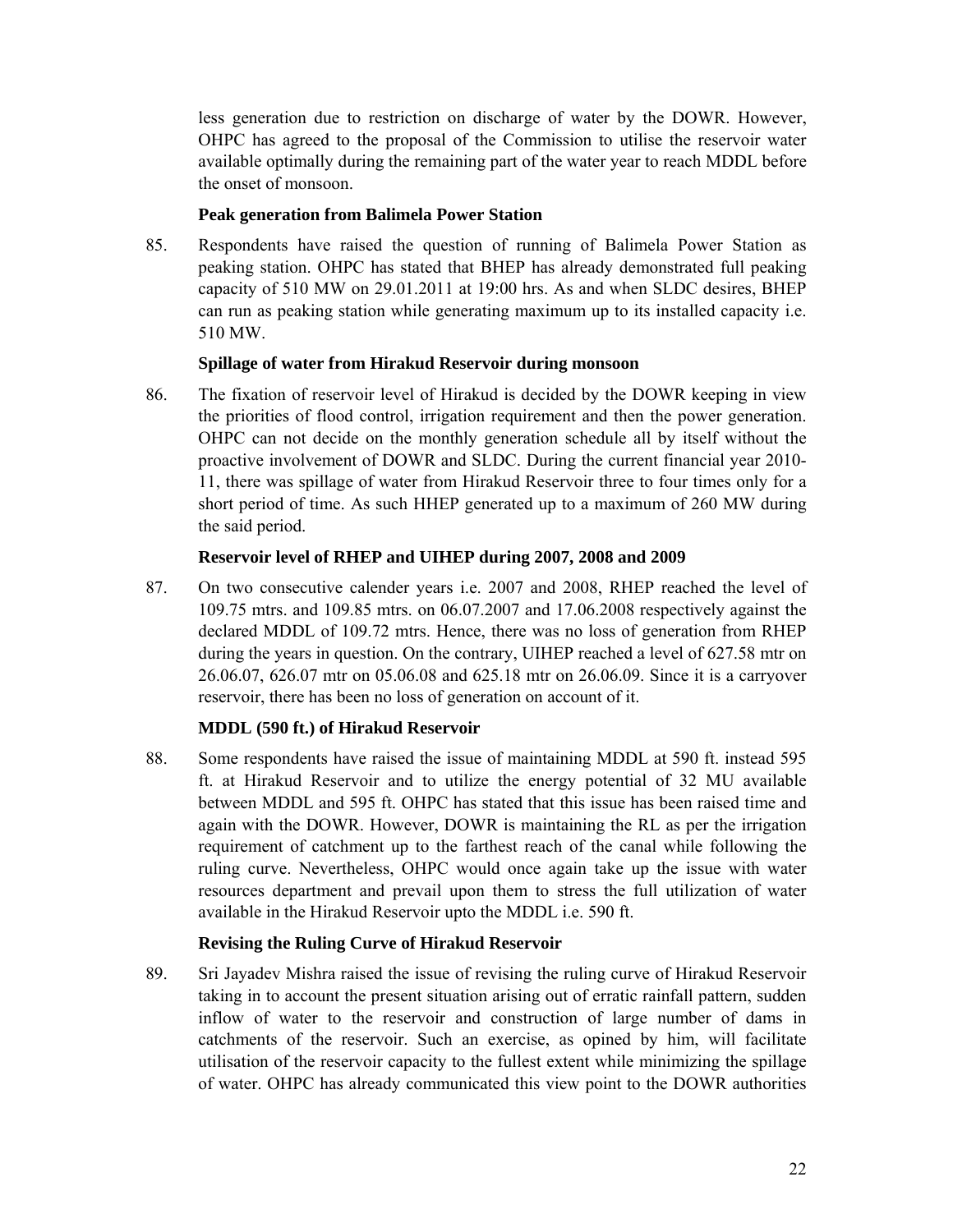less generation due to restriction on discharge of water by the DOWR. However, OHPC has agreed to the proposal of the Commission to utilise the reservoir water available optimally during the remaining part of the water year to reach MDDL before the onset of monsoon.

**Peak generation from Balimela Power Station**

85. Respondents have raised the question of running of Balimela Power Station as peaking station. OHPC has stated that BHEP has already demonstrated full peaking capacity of 510 MW on 29.01.2011 at 19:00 hrs. As and when SLDC desires, BHEP can run as peaking station while generating maximum up to its installed capacity i.e. 510 MW.

**Spillage of water from Hirakud Reservoir during monsoon**

86. The fixation of reservoir level of Hirakud is decided by the DOWR keeping in view the priorities of flood control, irrigation requirement and then the power generation. OHPC can not decide on the monthly generation schedule all by itself without the proactive involvement of DOWR and SLDC. During the current financial year 2010-11, there was spillage of water from Hirakud Reservoir three to four times only for a short period of time. As such HHEP generated up to a maximum of 260 MW during the said period.

**Reservoir level of RHEP and UIHEP during 2007, 2008 and 2009**

87. On two consecutive calender years i.e. 2007 and 2008, RHEP reached the level of 109.75 mtrs. and 109.85 mtrs. on 06.07.2007 and 17.06.2008 respectively against the declared MDDL of 109.72 mtrs. Hence, there was no loss of generation from RHEP during the years in question. On the contrary, UIHEP reached a level of 627.58 mtr on 26.06.07, 626.07 mtr on 05.06.08 and 625.18 mtr on 26.06.09. Since it is a carryover reservoir, there has been no loss of generation on account of it.

**MDDL (590 ft.) of Hirakud Reservoir**

88. Some respondents have raised the issue of maintaining MDDL at 590 ft. instead 595 ft. at Hirakud Reservoir and to utilize the energy potential of 32 MU available between MDDL and 595 ft. OHPC has stated that this issue has been raised time and again with the DOWR. However, DOWR is maintaining the RL as per the irrigation requirement of catchment up to the farthest reach of the canal while following the ruling curve. Nevertheless, OHPC would once again take up the issue with water resources department and prevail upon them to stress the full utilization of water available in the Hirakud Reservoir upto the MDDL i.e. 590 ft.

**Revising the Ruling Curve of Hirakud Reservoir**

89. Sri Jayadev Mishra raised the issue of revising the ruling curve of Hirakud Reservoir taking in to account the present situation arising out of erratic rainfall pattern, sudden inflow of water to the reservoir and construction of large number of dams in catchments of the reservoir. Such an exercise, as opined by him, will facilitate utilisation of the reservoir capacity to the fullest extent while minimizing the spillage of water. OHPC has already communicated this view point to the DOWR authorities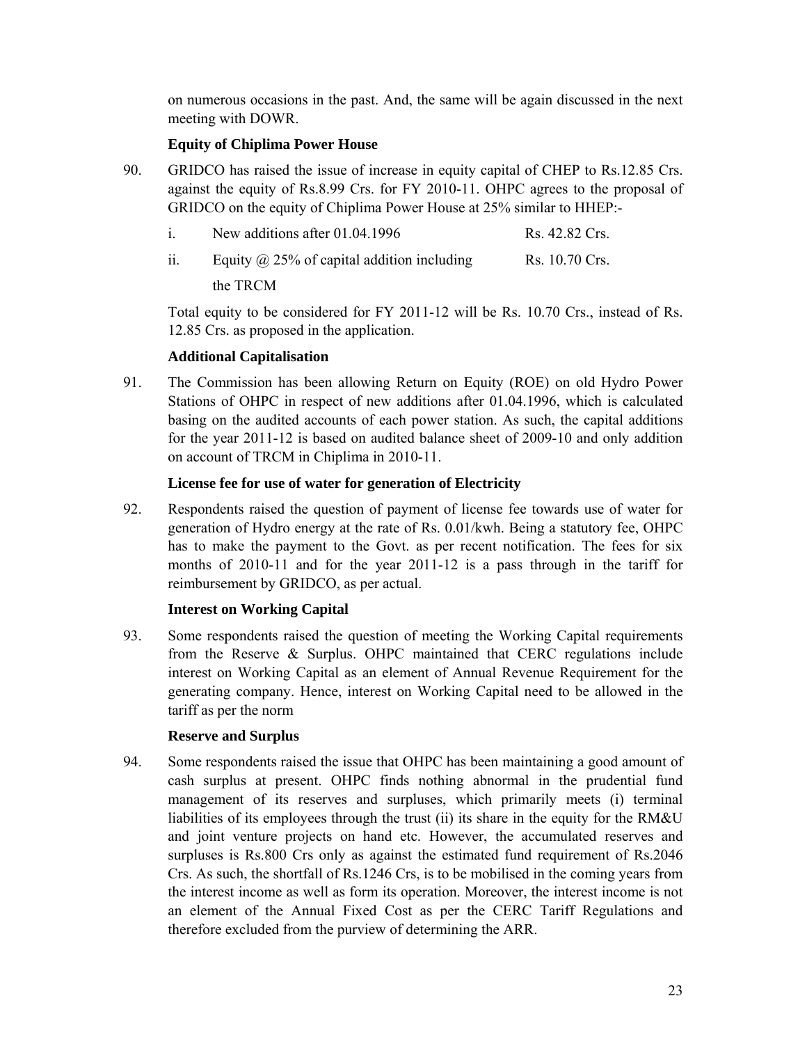on numerous occasions in the past. And, the same will be again discussed in the next meeting with DOWR.

**Equity of Chiplima Power House**

90. GRIDCO has raised the issue of increase in equity capital of CHEP to Rs.12.85 Crs. against the equity of Rs.8.99 Crs. for FY 2010-11. OHPC agrees to the proposal of GRIDCO on the equity of Chiplima Power House at 25% similar to HHEP:-

    i. New additions after 01.04.1996 — Rs. 42.82 Crs.

    ii. Equity @ 25% of capital addition including the TRCM — Rs. 10.70 Crs.

    Total equity to be considered for FY 2011-12 will be Rs. 10.70 Crs., instead of Rs. 12.85 Crs. as proposed in the application.

**Additional Capitalisation**

91. The Commission has been allowing Return on Equity (ROE) on old Hydro Power Stations of OHPC in respect of new additions after 01.04.1996, which is calculated basing on the audited accounts of each power station. As such, the capital additions for the year 2011-12 is based on audited balance sheet of 2009-10 and only addition on account of TRCM in Chiplima in 2010-11.

**License fee for use of water for generation of Electricity**

92. Respondents raised the question of payment of license fee towards use of water for generation of Hydro energy at the rate of Rs. 0.01/kwh. Being a statutory fee, OHPC has to make the payment to the Govt. as per recent notification. The fees for six months of 2010-11 and for the year 2011-12 is a pass through in the tariff for reimbursement by GRIDCO, as per actual.

**Interest on Working Capital**

93. Some respondents raised the question of meeting the Working Capital requirements from the Reserve & Surplus. OHPC maintained that CERC regulations include interest on Working Capital as an element of Annual Revenue Requirement for the generating company. Hence, interest on Working Capital need to be allowed in the tariff as per the norm

**Reserve and Surplus**

94. Some respondents raised the issue that OHPC has been maintaining a good amount of cash surplus at present. OHPC finds nothing abnormal in the prudential fund management of its reserves and surpluses, which primarily meets (i) terminal liabilities of its employees through the trust (ii) its share in the equity for the RM&U and joint venture projects on hand etc. However, the accumulated reserves and surpluses is Rs.800 Crs only as against the estimated fund requirement of Rs.2046 Crs. As such, the shortfall of Rs.1246 Crs, is to be mobilised in the coming years from the interest income as well as form its operation. Moreover, the interest income is not an element of the Annual Fixed Cost as per the CERC Tariff Regulations and therefore excluded from the purview of determining the ARR.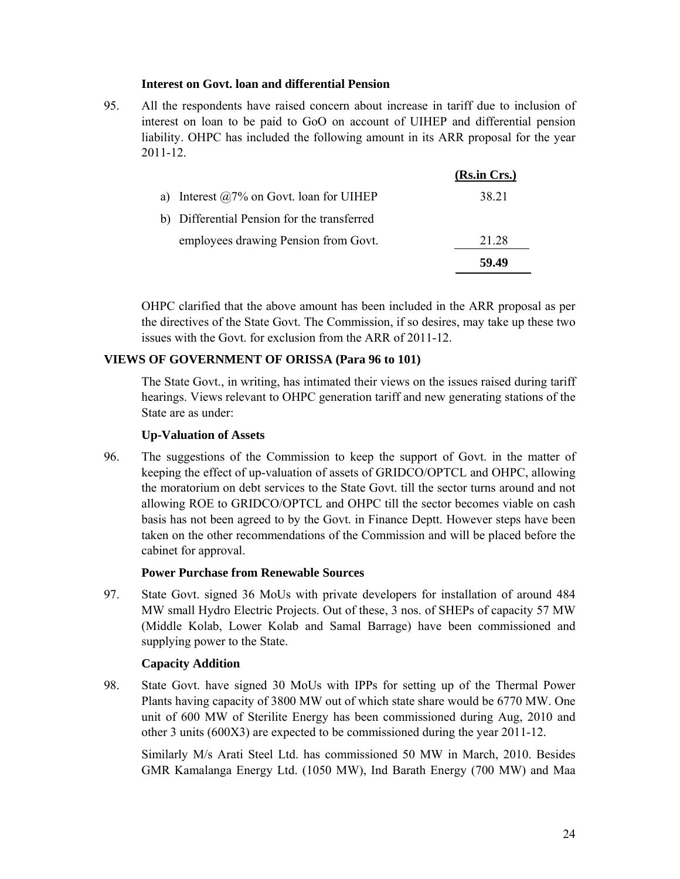**Interest on Govt. loan and differential Pension**

95. All the respondents have raised concern about increase in tariff due to inclusion of interest on loan to be paid to GoO on account of UIHEP and differential pension liability. OHPC has included the following amount in its ARR proposal for the year 2011-12.

| | (Rs.in Crs.) |
|---|---|
| a) Interest @7% on Govt. loan for UIHEP | 38.21 |
| b) Differential Pension for the transferred employees drawing Pension from Govt. | 21.28 |
| | **59.49** |

OHPC clarified that the above amount has been included in the ARR proposal as per the directives of the State Govt. The Commission, if so desires, may take up these two issues with the Govt. for exclusion from the ARR of 2011-12.

## VIEWS OF GOVERNMENT OF ORISSA (Para 96 to 101)

The State Govt., in writing, has intimated their views on the issues raised during tariff hearings. Views relevant to OHPC generation tariff and new generating stations of the State are as under:

**Up-Valuation of Assets**

96. The suggestions of the Commission to keep the support of Govt. in the matter of keeping the effect of up-valuation of assets of GRIDCO/OPTCL and OHPC, allowing the moratorium on debt services to the State Govt. till the sector turns around and not allowing ROE to GRIDCO/OPTCL and OHPC till the sector becomes viable on cash basis has not been agreed to by the Govt. in Finance Deptt. However steps have been taken on the other recommendations of the Commission and will be placed before the cabinet for approval.

**Power Purchase from Renewable Sources**

97. State Govt. signed 36 MoUs with private developers for installation of around 484 MW small Hydro Electric Projects. Out of these, 3 nos. of SHEPs of capacity 57 MW (Middle Kolab, Lower Kolab and Samal Barrage) have been commissioned and supplying power to the State.

**Capacity Addition**

98. State Govt. have signed 30 MoUs with IPPs for setting up of the Thermal Power Plants having capacity of 3800 MW out of which state share would be 6770 MW. One unit of 600 MW of Sterilite Energy has been commissioned during Aug, 2010 and other 3 units (600X3) are expected to be commissioned during the year 2011-12.

Similarly M/s Arati Steel Ltd. has commissioned 50 MW in March, 2010. Besides GMR Kamalanga Energy Ltd. (1050 MW), Ind Barath Energy (700 MW) and Maa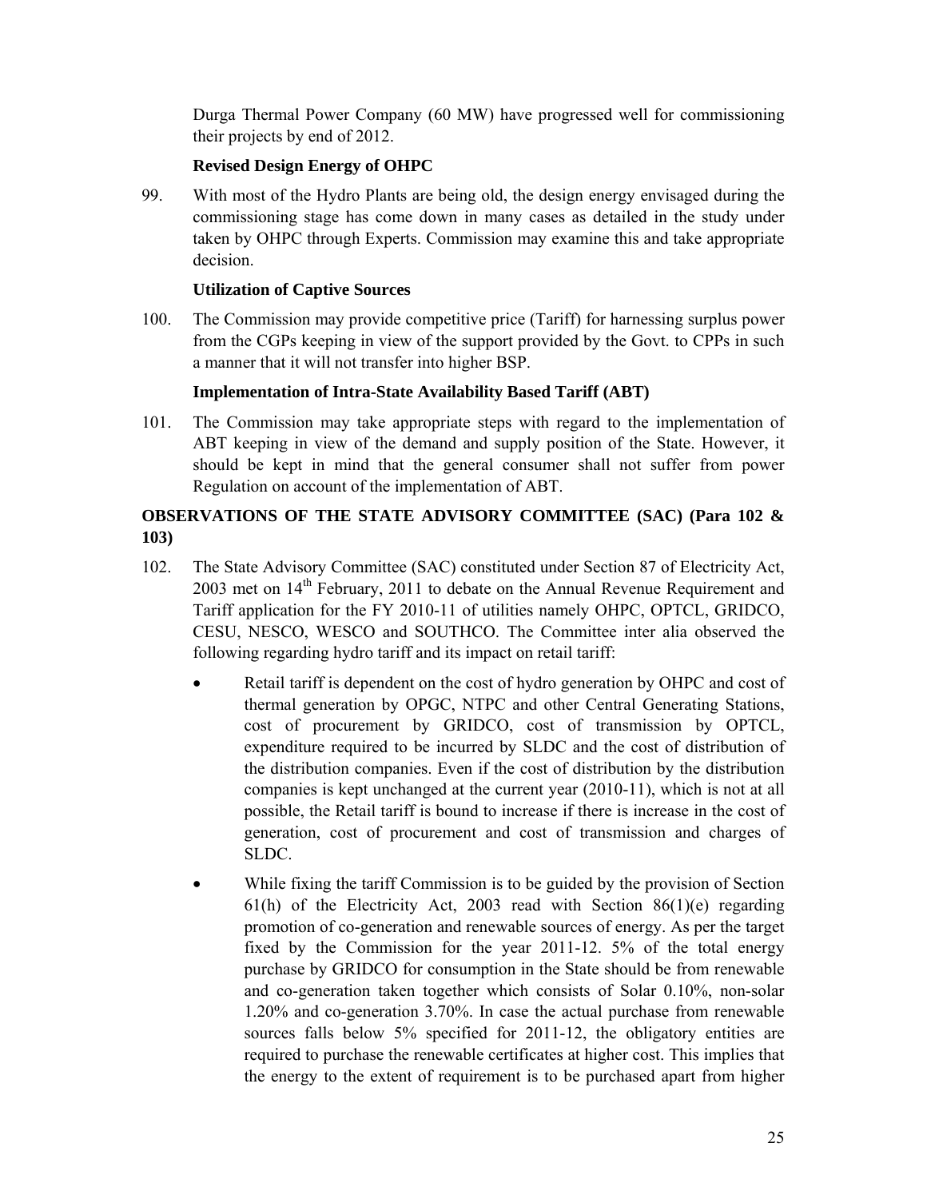Durga Thermal Power Company (60 MW) have progressed well for commissioning their projects by end of 2012.

**Revised Design Energy of OHPC**

99. With most of the Hydro Plants are being old, the design energy envisaged during the commissioning stage has come down in many cases as detailed in the study under taken by OHPC through Experts. Commission may examine this and take appropriate decision.

**Utilization of Captive Sources**

100. The Commission may provide competitive price (Tariff) for harnessing surplus power from the CGPs keeping in view of the support provided by the Govt. to CPPs in such a manner that it will not transfer into higher BSP.

**Implementation of Intra-State Availability Based Tariff (ABT)**

101. The Commission may take appropriate steps with regard to the implementation of ABT keeping in view of the demand and supply position of the State. However, it should be kept in mind that the general consumer shall not suffer from power Regulation on account of the implementation of ABT.

**OBSERVATIONS OF THE STATE ADVISORY COMMITTEE (SAC) (Para 102 & 103)**

102. The State Advisory Committee (SAC) constituted under Section 87 of Electricity Act, 2003 met on 14th February, 2011 to debate on the Annual Revenue Requirement and Tariff application for the FY 2010-11 of utilities namely OHPC, OPTCL, GRIDCO, CESU, NESCO, WESCO and SOUTHCO. The Committee inter alia observed the following regarding hydro tariff and its impact on retail tariff:

- Retail tariff is dependent on the cost of hydro generation by OHPC and cost of thermal generation by OPGC, NTPC and other Central Generating Stations, cost of procurement by GRIDCO, cost of transmission by OPTCL, expenditure required to be incurred by SLDC and the cost of distribution of the distribution companies. Even if the cost of distribution by the distribution companies is kept unchanged at the current year (2010-11), which is not at all possible, the Retail tariff is bound to increase if there is increase in the cost of generation, cost of procurement and cost of transmission and charges of SLDC.
- While fixing the tariff Commission is to be guided by the provision of Section 61(h) of the Electricity Act, 2003 read with Section 86(1)(e) regarding promotion of co-generation and renewable sources of energy. As per the target fixed by the Commission for the year 2011-12. 5% of the total energy purchase by GRIDCO for consumption in the State should be from renewable and co-generation taken together which consists of Solar 0.10%, non-solar 1.20% and co-generation 3.70%. In case the actual purchase from renewable sources falls below 5% specified for 2011-12, the obligatory entities are required to purchase the renewable certificates at higher cost. This implies that the energy to the extent of requirement is to be purchased apart from higher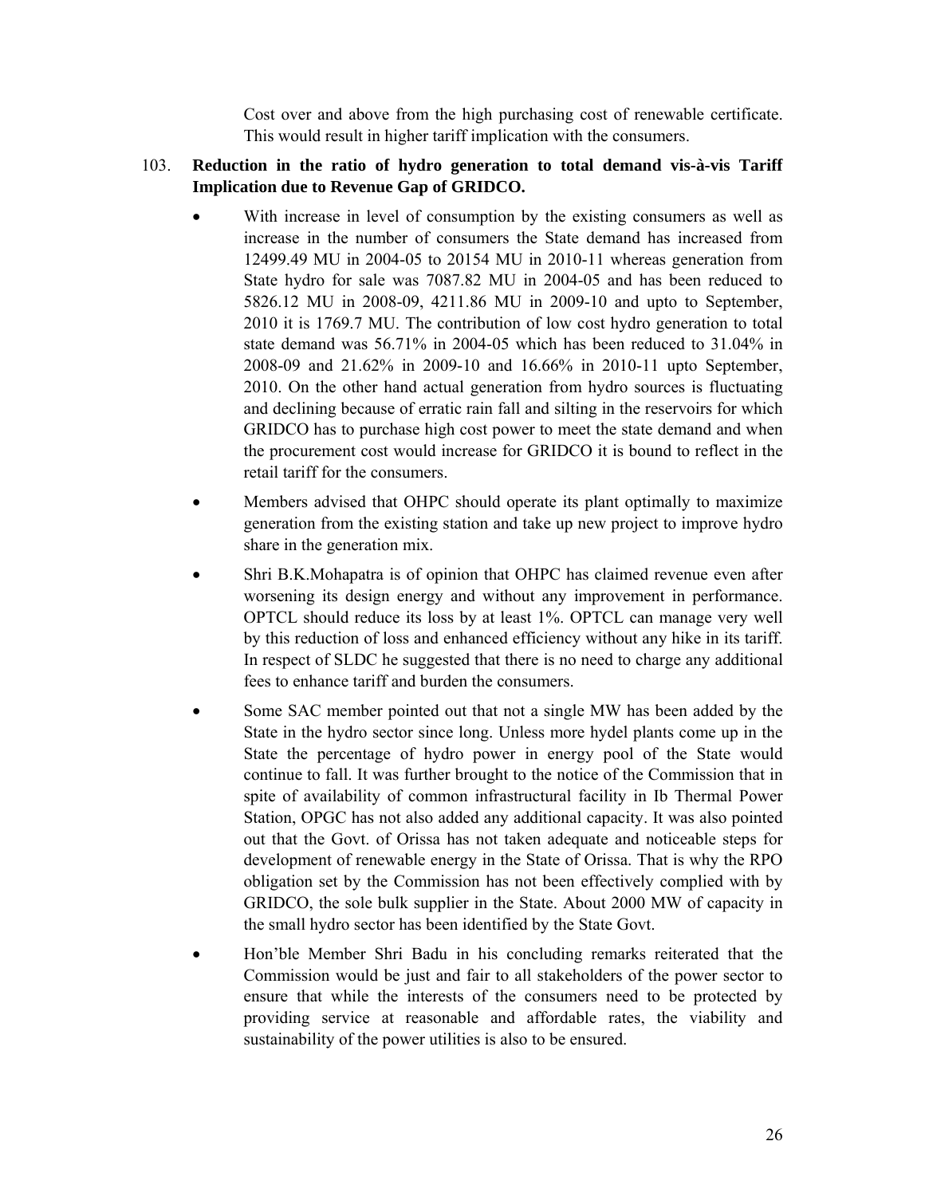Cost over and above from the high purchasing cost of renewable certificate. This would result in higher tariff implication with the consumers.

103. **Reduction in the ratio of hydro generation to total demand vis-à-vis Tariff Implication due to Revenue Gap of GRIDCO.**

- With increase in level of consumption by the existing consumers as well as increase in the number of consumers the State demand has increased from 12499.49 MU in 2004-05 to 20154 MU in 2010-11 whereas generation from State hydro for sale was 7087.82 MU in 2004-05 and has been reduced to 5826.12 MU in 2008-09, 4211.86 MU in 2009-10 and upto to September, 2010 it is 1769.7 MU. The contribution of low cost hydro generation to total state demand was 56.71% in 2004-05 which has been reduced to 31.04% in 2008-09 and 21.62% in 2009-10 and 16.66% in 2010-11 upto September, 2010. On the other hand actual generation from hydro sources is fluctuating and declining because of erratic rain fall and silting in the reservoirs for which GRIDCO has to purchase high cost power to meet the state demand and when the procurement cost would increase for GRIDCO it is bound to reflect in the retail tariff for the consumers.

- Members advised that OHPC should operate its plant optimally to maximize generation from the existing station and take up new project to improve hydro share in the generation mix.

- Shri B.K.Mohapatra is of opinion that OHPC has claimed revenue even after worsening its design energy and without any improvement in performance. OPTCL should reduce its loss by at least 1%. OPTCL can manage very well by this reduction of loss and enhanced efficiency without any hike in its tariff. In respect of SLDC he suggested that there is no need to charge any additional fees to enhance tariff and burden the consumers.

- Some SAC member pointed out that not a single MW has been added by the State in the hydro sector since long. Unless more hydel plants come up in the State the percentage of hydro power in energy pool of the State would continue to fall. It was further brought to the notice of the Commission that in spite of availability of common infrastructural facility in Ib Thermal Power Station, OPGC has not also added any additional capacity. It was also pointed out that the Govt. of Orissa has not taken adequate and noticeable steps for development of renewable energy in the State of Orissa. That is why the RPO obligation set by the Commission has not been effectively complied with by GRIDCO, the sole bulk supplier in the State. About 2000 MW of capacity in the small hydro sector has been identified by the State Govt.

- Hon'ble Member Shri Badu in his concluding remarks reiterated that the Commission would be just and fair to all stakeholders of the power sector to ensure that while the interests of the consumers need to be protected by providing service at reasonable and affordable rates, the viability and sustainability of the power utilities is also to be ensured.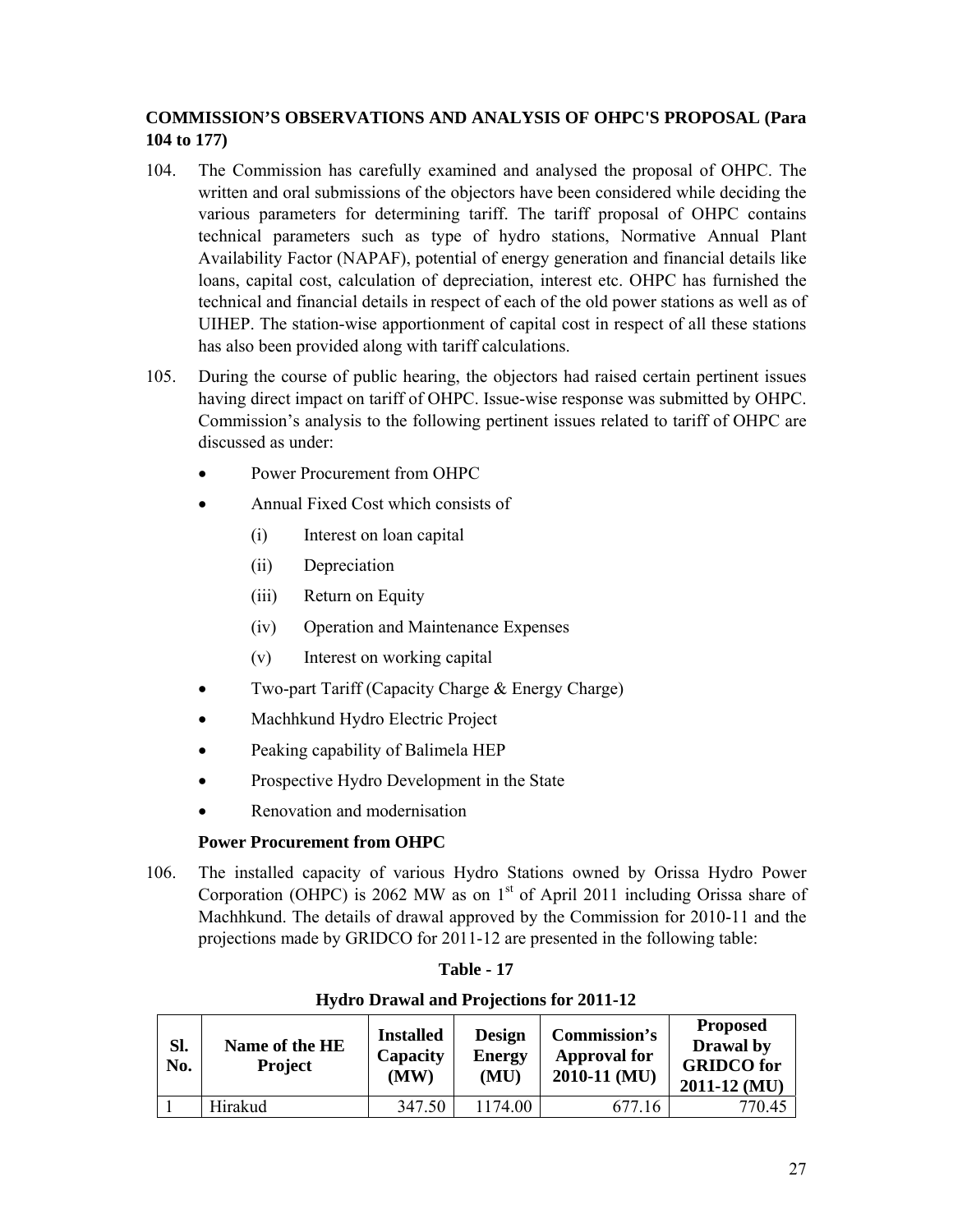**COMMISSION'S OBSERVATIONS AND ANALYSIS OF OHPC'S PROPOSAL (Para 104 to 177)**

104. The Commission has carefully examined and analysed the proposal of OHPC. The written and oral submissions of the objectors have been considered while deciding the various parameters for determining tariff. The tariff proposal of OHPC contains technical parameters such as type of hydro stations, Normative Annual Plant Availability Factor (NAPAF), potential of energy generation and financial details like loans, capital cost, calculation of depreciation, interest etc. OHPC has furnished the technical and financial details in respect of each of the old power stations as well as of UIHEP. The station-wise apportionment of capital cost in respect of all these stations has also been provided along with tariff calculations.

105. During the course of public hearing, the objectors had raised certain pertinent issues having direct impact on tariff of OHPC. Issue-wise response was submitted by OHPC. Commission's analysis to the following pertinent issues related to tariff of OHPC are discussed as under:

- Power Procurement from OHPC
- Annual Fixed Cost which consists of
  - (i) Interest on loan capital
  - (ii) Depreciation
  - (iii) Return on Equity
  - (iv) Operation and Maintenance Expenses
  - (v) Interest on working capital
- Two-part Tariff (Capacity Charge & Energy Charge)
- Machhkund Hydro Electric Project
- Peaking capability of Balimela HEP
- Prospective Hydro Development in the State
- Renovation and modernisation

**Power Procurement from OHPC**

106. The installed capacity of various Hydro Stations owned by Orissa Hydro Power Corporation (OHPC) is 2062 MW as on 1st of April 2011 including Orissa share of Machhkund. The details of drawal approved by the Commission for 2010-11 and the projections made by GRIDCO for 2011-12 are presented in the following table:

**Table - 17**

**Hydro Drawal and Projections for 2011-12**

| Sl. No. | Name of the HE Project | Installed Capacity (MW) | Design Energy (MU) | Commission's Approval for 2010-11 (MU) | Proposed Drawal by GRIDCO for 2011-12 (MU) |
|---|---|---|---|---|---|
| 1 | Hirakud | 347.50 | 1174.00 | 677.16 | 770.45 |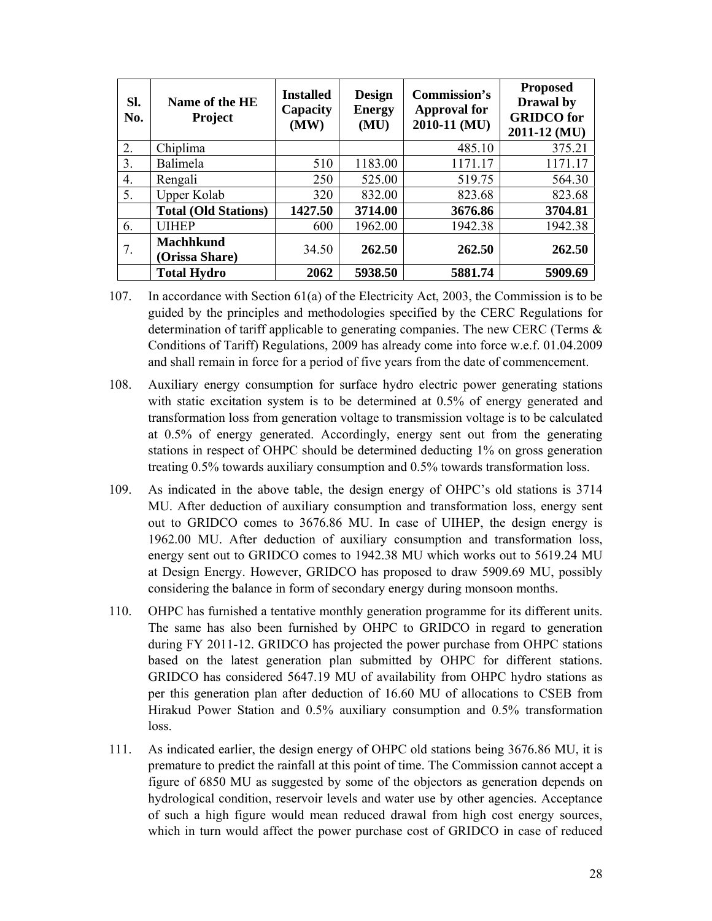| Sl. No. | Name of the HE Project | Installed Capacity (MW) | Design Energy (MU) | Commission's Approval for 2010-11 (MU) | Proposed Drawal by GRIDCO for 2011-12 (MU) |
|---|---|---|---|---|---|
| 2. | Chiplima | | | 485.10 | 375.21 |
| 3. | Balimela | 510 | 1183.00 | 1171.17 | 1171.17 |
| 4. | Rengali | 250 | 525.00 | 519.75 | 564.30 |
| 5. | Upper Kolab | 320 | 832.00 | 823.68 | 823.68 |
| | **Total (Old Stations)** | **1427.50** | **3714.00** | **3676.86** | **3704.81** |
| 6. | UIHEP | 600 | 1962.00 | 1942.38 | 1942.38 |
| 7. | **Machhkund (Orissa Share)** | 34.50 | **262.50** | **262.50** | **262.50** |
| | **Total Hydro** | **2062** | **5938.50** | **5881.74** | **5909.69** |

107. In accordance with Section 61(a) of the Electricity Act, 2003, the Commission is to be guided by the principles and methodologies specified by the CERC Regulations for determination of tariff applicable to generating companies. The new CERC (Terms & Conditions of Tariff) Regulations, 2009 has already come into force w.e.f. 01.04.2009 and shall remain in force for a period of five years from the date of commencement.

108. Auxiliary energy consumption for surface hydro electric power generating stations with static excitation system is to be determined at 0.5% of energy generated and transformation loss from generation voltage to transmission voltage is to be calculated at 0.5% of energy generated. Accordingly, energy sent out from the generating stations in respect of OHPC should be determined deducting 1% on gross generation treating 0.5% towards auxiliary consumption and 0.5% towards transformation loss.

109. As indicated in the above table, the design energy of OHPC's old stations is 3714 MU. After deduction of auxiliary consumption and transformation loss, energy sent out to GRIDCO comes to 3676.86 MU. In case of UIHEP, the design energy is 1962.00 MU. After deduction of auxiliary consumption and transformation loss, energy sent out to GRIDCO comes to 1942.38 MU which works out to 5619.24 MU at Design Energy. However, GRIDCO has proposed to draw 5909.69 MU, possibly considering the balance in form of secondary energy during monsoon months.

110. OHPC has furnished a tentative monthly generation programme for its different units. The same has also been furnished by OHPC to GRIDCO in regard to generation during FY 2011-12. GRIDCO has projected the power purchase from OHPC stations based on the latest generation plan submitted by OHPC for different stations. GRIDCO has considered 5647.19 MU of availability from OHPC hydro stations as per this generation plan after deduction of 16.60 MU of allocations to CSEB from Hirakud Power Station and 0.5% auxiliary consumption and 0.5% transformation loss.

111. As indicated earlier, the design energy of OHPC old stations being 3676.86 MU, it is premature to predict the rainfall at this point of time. The Commission cannot accept a figure of 6850 MU as suggested by some of the objectors as generation depends on hydrological condition, reservoir levels and water use by other agencies. Acceptance of such a high figure would mean reduced drawal from high cost energy sources, which in turn would affect the power purchase cost of GRIDCO in case of reduced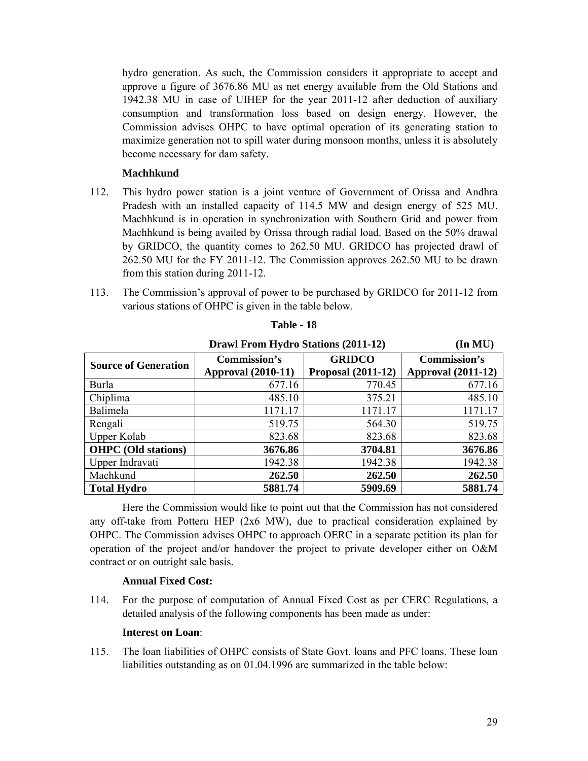hydro generation. As such, the Commission considers it appropriate to accept and approve a figure of 3676.86 MU as net energy available from the Old Stations and 1942.38 MU in case of UIHEP for the year 2011-12 after deduction of auxiliary consumption and transformation loss based on design energy. However, the Commission advises OHPC to have optimal operation of its generating station to maximize generation not to spill water during monsoon months, unless it is absolutely become necessary for dam safety.

**Machhkund**

112. This hydro power station is a joint venture of Government of Orissa and Andhra Pradesh with an installed capacity of 114.5 MW and design energy of 525 MU. Machhkund is in operation in synchronization with Southern Grid and power from Machhkund is being availed by Orissa through radial load. Based on the 50% drawal by GRIDCO, the quantity comes to 262.50 MU. GRIDCO has projected drawl of 262.50 MU for the FY 2011-12. The Commission approves 262.50 MU to be drawn from this station during 2011-12.

113. The Commission's approval of power to be purchased by GRIDCO for 2011-12 from various stations of OHPC is given in the table below.

**Table - 18**

**Drawl From Hydro Stations (2011-12) (In MU)**

| Source of Generation | Commission's Approval (2010-11) | GRIDCO Proposal (2011-12) | Commission's Approval (2011-12) |
|---|---|---|---|
| Burla | 677.16 | 770.45 | 677.16 |
| Chiplima | 485.10 | 375.21 | 485.10 |
| Balimela | 1171.17 | 1171.17 | 1171.17 |
| Rengali | 519.75 | 564.30 | 519.75 |
| Upper Kolab | 823.68 | 823.68 | 823.68 |
| **OHPC (Old stations)** | **3676.86** | **3704.81** | **3676.86** |
| Upper Indravati | 1942.38 | 1942.38 | 1942.38 |
| Machkund | **262.50** | **262.50** | **262.50** |
| **Total Hydro** | **5881.74** | **5909.69** | **5881.74** |

Here the Commission would like to point out that the Commission has not considered any off-take from Potteru HEP (2x6 MW), due to practical consideration explained by OHPC. The Commission advises OHPC to approach OERC in a separate petition its plan for operation of the project and/or handover the project to private developer either on O&M contract or on outright sale basis.

**Annual Fixed Cost:**

114. For the purpose of computation of Annual Fixed Cost as per CERC Regulations, a detailed analysis of the following components has been made as under:

**Interest on Loan**:

115. The loan liabilities of OHPC consists of State Govt. loans and PFC loans. These loan liabilities outstanding as on 01.04.1996 are summarized in the table below: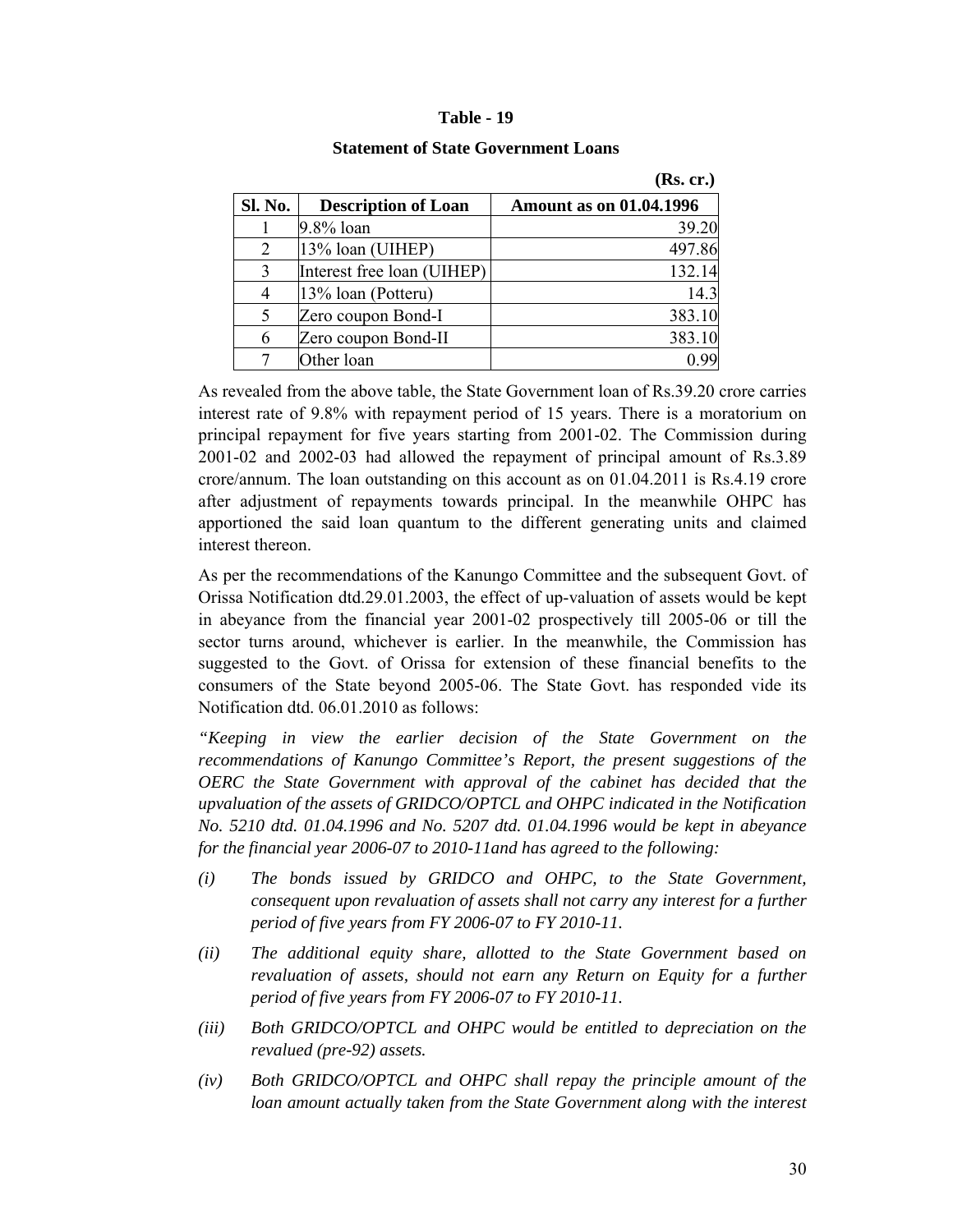**Table - 19**

**Statement of State Government Loans**

**(Rs. cr.)**

| Sl. No. | Description of Loan | Amount as on 01.04.1996 |
|---|---|---|
| 1 | 9.8% loan | 39.20 |
| 2 | 13% loan (UIHEP) | 497.86 |
| 3 | Interest free loan (UIHEP) | 132.14 |
| 4 | 13% loan (Potteru) | 14.3 |
| 5 | Zero coupon Bond-I | 383.10 |
| 6 | Zero coupon Bond-II | 383.10 |
| 7 | Other loan | 0.99 |

As revealed from the above table, the State Government loan of Rs.39.20 crore carries interest rate of 9.8% with repayment period of 15 years. There is a moratorium on principal repayment for five years starting from 2001-02. The Commission during 2001-02 and 2002-03 had allowed the repayment of principal amount of Rs.3.89 crore/annum. The loan outstanding on this account as on 01.04.2011 is Rs.4.19 crore after adjustment of repayments towards principal. In the meanwhile OHPC has apportioned the said loan quantum to the different generating units and claimed interest thereon.

As per the recommendations of the Kanungo Committee and the subsequent Govt. of Orissa Notification dtd.29.01.2003, the effect of up-valuation of assets would be kept in abeyance from the financial year 2001-02 prospectively till 2005-06 or till the sector turns around, whichever is earlier. In the meanwhile, the Commission has suggested to the Govt. of Orissa for extension of these financial benefits to the consumers of the State beyond 2005-06. The State Govt. has responded vide its Notification dtd. 06.01.2010 as follows:

*"Keeping in view the earlier decision of the State Government on the recommendations of Kanungo Committee's Report, the present suggestions of the OERC the State Government with approval of the cabinet has decided that the upvaluation of the assets of GRIDCO/OPTCL and OHPC indicated in the Notification No. 5210 dtd. 01.04.1996 and No. 5207 dtd. 01.04.1996 would be kept in abeyance for the financial year 2006-07 to 2010-11and has agreed to the following:*

*(i) The bonds issued by GRIDCO and OHPC, to the State Government, consequent upon revaluation of assets shall not carry any interest for a further period of five years from FY 2006-07 to FY 2010-11.*

*(ii) The additional equity share, allotted to the State Government based on revaluation of assets, should not earn any Return on Equity for a further period of five years from FY 2006-07 to FY 2010-11.*

*(iii) Both GRIDCO/OPTCL and OHPC would be entitled to depreciation on the revalued (pre-92) assets.*

*(iv) Both GRIDCO/OPTCL and OHPC shall repay the principle amount of the loan amount actually taken from the State Government along with the interest*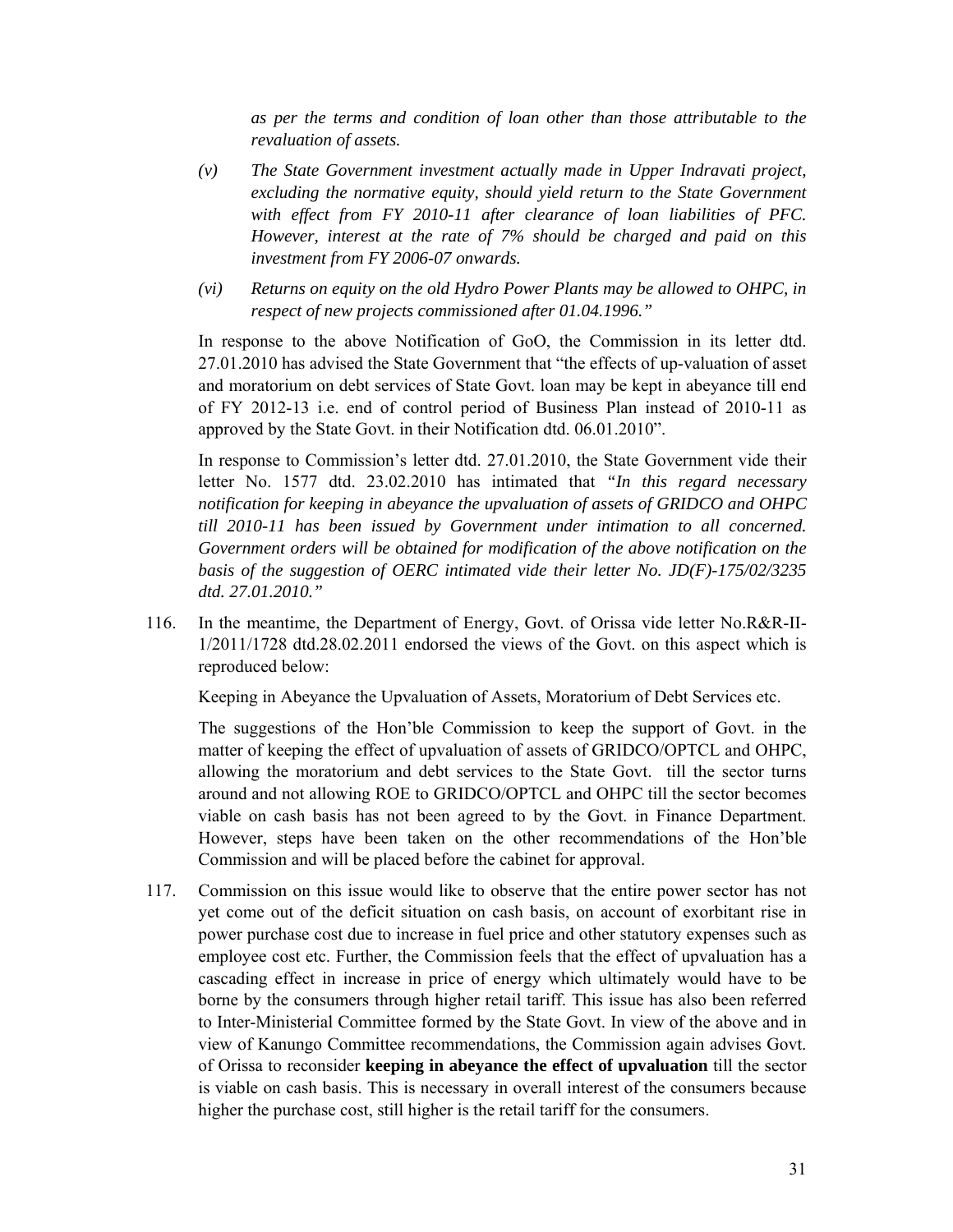*as per the terms and condition of loan other than those attributable to the revaluation of assets.*

*(v) The State Government investment actually made in Upper Indravati project, excluding the normative equity, should yield return to the State Government with effect from FY 2010-11 after clearance of loan liabilities of PFC. However, interest at the rate of 7% should be charged and paid on this investment from FY 2006-07 onwards.*

*(vi) Returns on equity on the old Hydro Power Plants may be allowed to OHPC, in respect of new projects commissioned after 01.04.1996."*

In response to the above Notification of GoO, the Commission in its letter dtd. 27.01.2010 has advised the State Government that "the effects of up-valuation of asset and moratorium on debt services of State Govt. loan may be kept in abeyance till end of FY 2012-13 i.e. end of control period of Business Plan instead of 2010-11 as approved by the State Govt. in their Notification dtd. 06.01.2010".

In response to Commission's letter dtd. 27.01.2010, the State Government vide their letter No. 1577 dtd. 23.02.2010 has intimated that *"In this regard necessary notification for keeping in abeyance the upvaluation of assets of GRIDCO and OHPC till 2010-11 has been issued by Government under intimation to all concerned. Government orders will be obtained for modification of the above notification on the basis of the suggestion of OERC intimated vide their letter No. JD(F)-175/02/3235 dtd. 27.01.2010."*

116. In the meantime, the Department of Energy, Govt. of Orissa vide letter No.R&R-II-1/2011/1728 dtd.28.02.2011 endorsed the views of the Govt. on this aspect which is reproduced below:

Keeping in Abeyance the Upvaluation of Assets, Moratorium of Debt Services etc.

The suggestions of the Hon'ble Commission to keep the support of Govt. in the matter of keeping the effect of upvaluation of assets of GRIDCO/OPTCL and OHPC, allowing the moratorium and debt services to the State Govt. till the sector turns around and not allowing ROE to GRIDCO/OPTCL and OHPC till the sector becomes viable on cash basis has not been agreed to by the Govt. in Finance Department. However, steps have been taken on the other recommendations of the Hon'ble Commission and will be placed before the cabinet for approval.

117. Commission on this issue would like to observe that the entire power sector has not yet come out of the deficit situation on cash basis, on account of exorbitant rise in power purchase cost due to increase in fuel price and other statutory expenses such as employee cost etc. Further, the Commission feels that the effect of upvaluation has a cascading effect in increase in price of energy which ultimately would have to be borne by the consumers through higher retail tariff. This issue has also been referred to Inter-Ministerial Committee formed by the State Govt. In view of the above and in view of Kanungo Committee recommendations, the Commission again advises Govt. of Orissa to reconsider **keeping in abeyance the effect of upvaluation** till the sector is viable on cash basis. This is necessary in overall interest of the consumers because higher the purchase cost, still higher is the retail tariff for the consumers.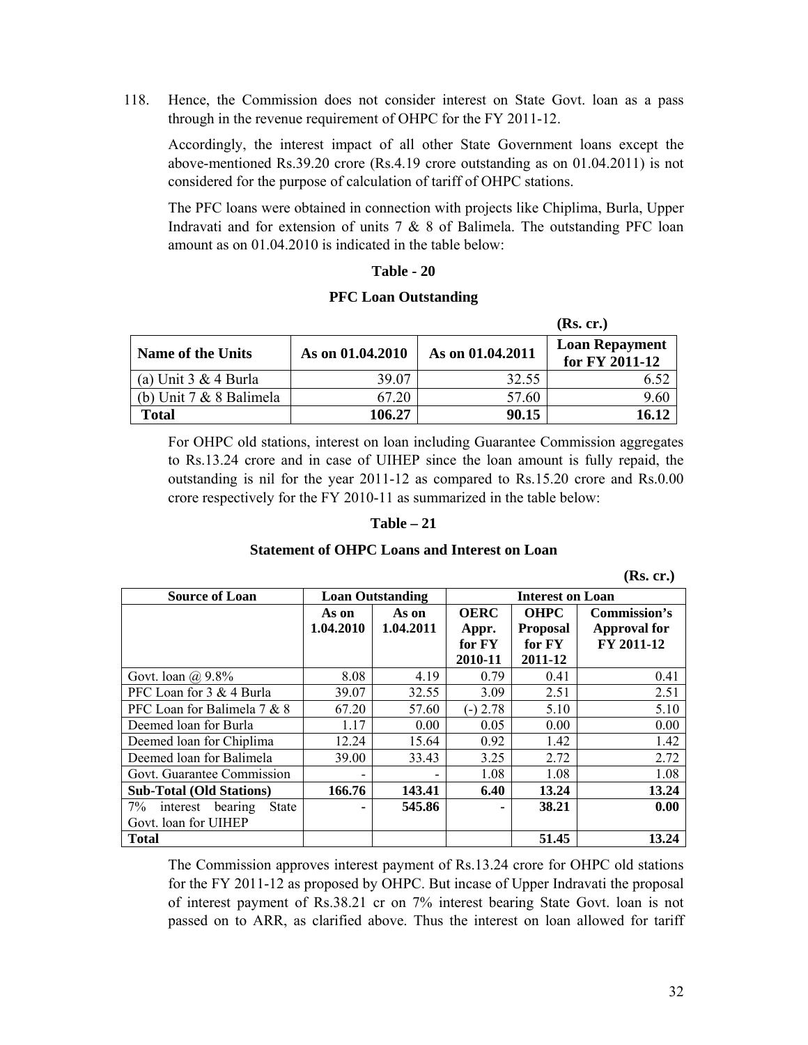118. Hence, the Commission does not consider interest on State Govt. loan as a pass through in the revenue requirement of OHPC for the FY 2011-12.

Accordingly, the interest impact of all other State Government loans except the above-mentioned Rs.39.20 crore (Rs.4.19 crore outstanding as on 01.04.2011) is not considered for the purpose of calculation of tariff of OHPC stations.

The PFC loans were obtained in connection with projects like Chiplima, Burla, Upper Indravati and for extension of units 7 & 8 of Balimela. The outstanding PFC loan amount as on 01.04.2010 is indicated in the table below:

**Table - 20**

**PFC Loan Outstanding**

**(Rs. cr.)**

| Name of the Units | As on 01.04.2010 | As on 01.04.2011 | Loan Repayment for FY 2011-12 |
|---|---|---|---|
| (a) Unit 3 & 4 Burla | 39.07 | 32.55 | 6.52 |
| (b) Unit 7 & 8 Balimela | 67.20 | 57.60 | 9.60 |
| **Total** | **106.27** | **90.15** | **16.12** |

For OHPC old stations, interest on loan including Guarantee Commission aggregates to Rs.13.24 crore and in case of UIHEP since the loan amount is fully repaid, the outstanding is nil for the year 2011-12 as compared to Rs.15.20 crore and Rs.0.00 crore respectively for the FY 2010-11 as summarized in the table below:

**Table – 21**

**Statement of OHPC Loans and Interest on Loan**

**(Rs. cr.)**

| Source of Loan | Loan Outstanding | | Interest on Loan | | |
|---|---|---|---|---|---|
| | As on 1.04.2010 | As on 1.04.2011 | OERC Appr. for FY 2010-11 | OHPC Proposal for FY 2011-12 | Commission's Approval for FY 2011-12 |
| Govt. loan @ 9.8% | 8.08 | 4.19 | 0.79 | 0.41 | 0.41 |
| PFC Loan for 3 & 4 Burla | 39.07 | 32.55 | 3.09 | 2.51 | 2.51 |
| PFC Loan for Balimela 7 & 8 | 67.20 | 57.60 | (-) 2.78 | 5.10 | 5.10 |
| Deemed loan for Burla | 1.17 | 0.00 | 0.05 | 0.00 | 0.00 |
| Deemed loan for Chiplima | 12.24 | 15.64 | 0.92 | 1.42 | 1.42 |
| Deemed loan for Balimela | 39.00 | 33.43 | 3.25 | 2.72 | 2.72 |
| Govt. Guarantee Commission | - | - | 1.08 | 1.08 | 1.08 |
| **Sub-Total (Old Stations)** | **166.76** | **143.41** | **6.40** | **13.24** | **13.24** |
| 7% interest bearing State Govt. loan for UIHEP | **-** | **545.86** | **-** | **38.21** | **0.00** |
| **Total** | | | | **51.45** | **13.24** |

The Commission approves interest payment of Rs.13.24 crore for OHPC old stations for the FY 2011-12 as proposed by OHPC. But incase of Upper Indravati the proposal of interest payment of Rs.38.21 cr on 7% interest bearing State Govt. loan is not passed on to ARR, as clarified above. Thus the interest on loan allowed for tariff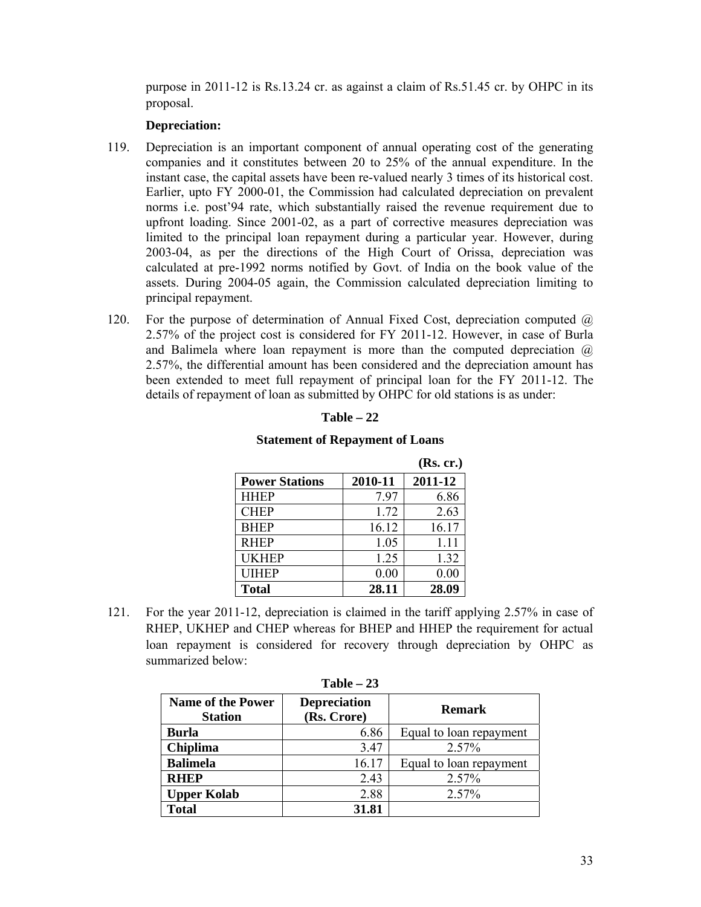purpose in 2011-12 is Rs.13.24 cr. as against a claim of Rs.51.45 cr. by OHPC in its proposal.

**Depreciation:**

119. Depreciation is an important component of annual operating cost of the generating companies and it constitutes between 20 to 25% of the annual expenditure. In the instant case, the capital assets have been re-valued nearly 3 times of its historical cost. Earlier, upto FY 2000-01, the Commission had calculated depreciation on prevalent norms i.e. post'94 rate, which substantially raised the revenue requirement due to upfront loading. Since 2001-02, as a part of corrective measures depreciation was limited to the principal loan repayment during a particular year. However, during 2003-04, as per the directions of the High Court of Orissa, depreciation was calculated at pre-1992 norms notified by Govt. of India on the book value of the assets. During 2004-05 again, the Commission calculated depreciation limiting to principal repayment.

120. For the purpose of determination of Annual Fixed Cost, depreciation computed @ 2.57% of the project cost is considered for FY 2011-12. However, in case of Burla and Balimela where loan repayment is more than the computed depreciation @ 2.57%, the differential amount has been considered and the depreciation amount has been extended to meet full repayment of principal loan for the FY 2011-12. The details of repayment of loan as submitted by OHPC for old stations is as under:

**Table – 22**

**Statement of Repayment of Loans**

**(Rs. cr.)**

| **Power Stations** | **2010-11** | **2011-12** |
|---|---|---|
| HHEP | 7.97 | 6.86 |
| CHEP | 1.72 | 2.63 |
| BHEP | 16.12 | 16.17 |
| RHEP | 1.05 | 1.11 |
| UKHEP | 1.25 | 1.32 |
| UIHEP | 0.00 | 0.00 |
| **Total** | **28.11** | **28.09** |

121. For the year 2011-12, depreciation is claimed in the tariff applying 2.57% in case of RHEP, UKHEP and CHEP whereas for BHEP and HHEP the requirement for actual loan repayment is considered for recovery through depreciation by OHPC as summarized below:

**Table – 23**

| **Name of the Power Station** | **Depreciation (Rs. Crore)** | **Remark** |
|---|---|---|
| **Burla** | 6.86 | Equal to loan repayment |
| **Chiplima** | 3.47 | 2.57% |
| **Balimela** | 16.17 | Equal to loan repayment |
| **RHEP** | 2.43 | 2.57% |
| **Upper Kolab** | 2.88 | 2.57% |
| **Total** | **31.81** | |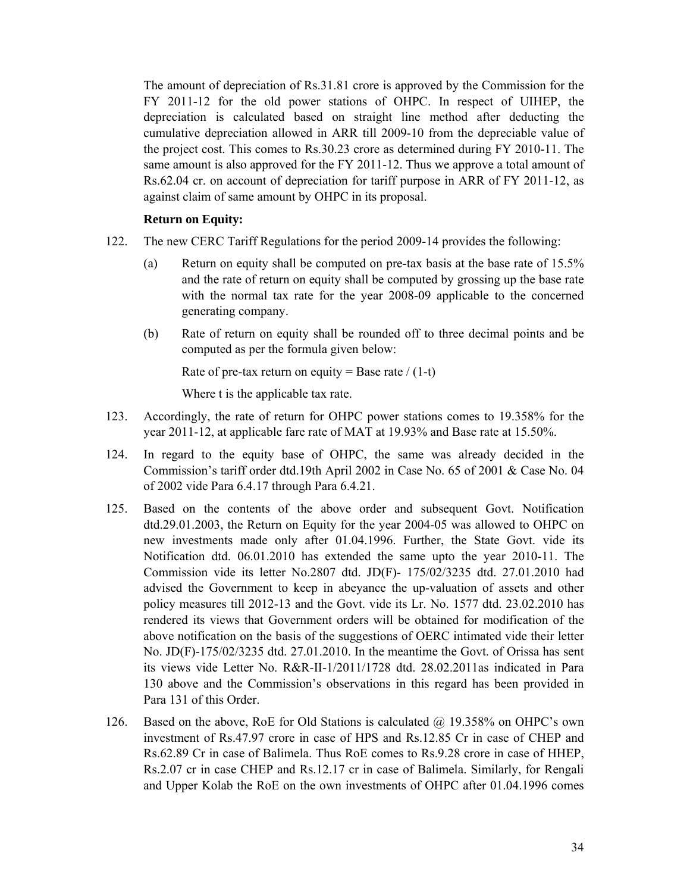The amount of depreciation of Rs.31.81 crore is approved by the Commission for the FY 2011-12 for the old power stations of OHPC. In respect of UIHEP, the depreciation is calculated based on straight line method after deducting the cumulative depreciation allowed in ARR till 2009-10 from the depreciable value of the project cost. This comes to Rs.30.23 crore as determined during FY 2010-11. The same amount is also approved for the FY 2011-12. Thus we approve a total amount of Rs.62.04 cr. on account of depreciation for tariff purpose in ARR of FY 2011-12, as against claim of same amount by OHPC in its proposal.

**Return on Equity:**

122. The new CERC Tariff Regulations for the period 2009-14 provides the following:

   (a) Return on equity shall be computed on pre-tax basis at the base rate of 15.5% and the rate of return on equity shall be computed by grossing up the base rate with the normal tax rate for the year 2008-09 applicable to the concerned generating company.

   (b) Rate of return on equity shall be rounded off to three decimal points and be computed as per the formula given below:

   Rate of pre-tax return on equity = Base rate / (1-t)

   Where t is the applicable tax rate.

123. Accordingly, the rate of return for OHPC power stations comes to 19.358% for the year 2011-12, at applicable fare rate of MAT at 19.93% and Base rate at 15.50%.

124. In regard to the equity base of OHPC, the same was already decided in the Commission's tariff order dtd.19th April 2002 in Case No. 65 of 2001 & Case No. 04 of 2002 vide Para 6.4.17 through Para 6.4.21.

125. Based on the contents of the above order and subsequent Govt. Notification dtd.29.01.2003, the Return on Equity for the year 2004-05 was allowed to OHPC on new investments made only after 01.04.1996. Further, the State Govt. vide its Notification dtd. 06.01.2010 has extended the same upto the year 2010-11. The Commission vide its letter No.2807 dtd. JD(F)- 175/02/3235 dtd. 27.01.2010 had advised the Government to keep in abeyance the up-valuation of assets and other policy measures till 2012-13 and the Govt. vide its Lr. No. 1577 dtd. 23.02.2010 has rendered its views that Government orders will be obtained for modification of the above notification on the basis of the suggestions of OERC intimated vide their letter No. JD(F)-175/02/3235 dtd. 27.01.2010. In the meantime the Govt. of Orissa has sent its views vide Letter No. R&R-II-1/2011/1728 dtd. 28.02.2011as indicated in Para 130 above and the Commission's observations in this regard has been provided in Para 131 of this Order.

126. Based on the above, RoE for Old Stations is calculated @ 19.358% on OHPC's own investment of Rs.47.97 crore in case of HPS and Rs.12.85 Cr in case of CHEP and Rs.62.89 Cr in case of Balimela. Thus RoE comes to Rs.9.28 crore in case of HHEP, Rs.2.07 cr in case CHEP and Rs.12.17 cr in case of Balimela. Similarly, for Rengali and Upper Kolab the RoE on the own investments of OHPC after 01.04.1996 comes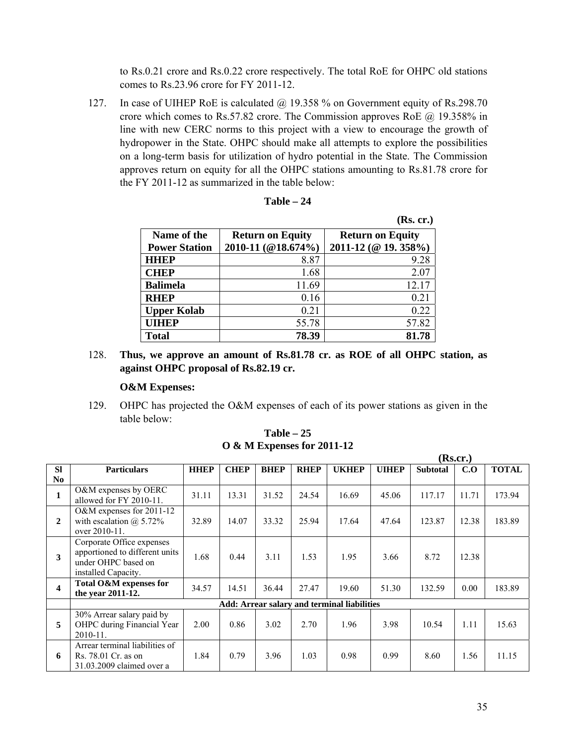to Rs.0.21 crore and Rs.0.22 crore respectively. The total RoE for OHPC old stations comes to Rs.23.96 crore for FY 2011-12.

127. In case of UIHEP RoE is calculated @ 19.358 % on Government equity of Rs.298.70 crore which comes to Rs.57.82 crore. The Commission approves RoE @ 19.358% in line with new CERC norms to this project with a view to encourage the growth of hydropower in the State. OHPC should make all attempts to explore the possibilities on a long-term basis for utilization of hydro potential in the State. The Commission approves return on equity for all the OHPC stations amounting to Rs.81.78 crore for the FY 2011-12 as summarized in the table below:

**Table – 24**

**(Rs. cr.)**

| Name of the Power Station | Return on Equity 2010-11 (@18.674%) | Return on Equity 2011-12 (@ 19. 358%) |
|---|---|---|
| **HHEP** | 8.87 | 9.28 |
| **CHEP** | 1.68 | 2.07 |
| **Balimela** | 11.69 | 12.17 |
| **RHEP** | 0.16 | 0.21 |
| **Upper Kolab** | 0.21 | 0.22 |
| **UIHEP** | 55.78 | 57.82 |
| **Total** | **78.39** | **81.78** |

128. **Thus, we approve an amount of Rs.81.78 cr. as ROE of all OHPC station, as against OHPC proposal of Rs.82.19 cr.**

**O&M Expenses:**

129. OHPC has projected the O&M expenses of each of its power stations as given in the table below:

**Table – 25**
**O & M Expenses for 2011-12**

**(Rs.cr.)**

| Sl No | Particulars | HHEP | CHEP | BHEP | RHEP | UKHEP | UIHEP | Subtotal | C.O | TOTAL |
|---|---|---|---|---|---|---|---|---|---|---|
| **1** | O&M expenses by OERC allowed for FY 2010-11. | 31.11 | 13.31 | 31.52 | 24.54 | 16.69 | 45.06 | 117.17 | 11.71 | 173.94 |
| **2** | O&M expenses for 2011-12 with escalation @ 5.72% over 2010-11. | 32.89 | 14.07 | 33.32 | 25.94 | 17.64 | 47.64 | 123.87 | 12.38 | 183.89 |
| **3** | Corporate Office expenses apportioned to different units under OHPC based on installed Capacity. | 1.68 | 0.44 | 3.11 | 1.53 | 1.95 | 3.66 | 8.72 | 12.38 | |
| **4** | **Total O&M expenses for the year 2011-12.** | 34.57 | 14.51 | 36.44 | 27.47 | 19.60 | 51.30 | 132.59 | 0.00 | 183.89 |
| | **Add: Arrear salary and terminal liabilities** | | | | | | | | | |
| **5** | 30% Arrear salary paid by OHPC during Financial Year 2010-11. | 2.00 | 0.86 | 3.02 | 2.70 | 1.96 | 3.98 | 10.54 | 1.11 | 15.63 |
| **6** | Arrear terminal liabilities of Rs. 78.01 Cr. as on 31.03.2009 claimed over a | 1.84 | 0.79 | 3.96 | 1.03 | 0.98 | 0.99 | 8.60 | 1.56 | 11.15 |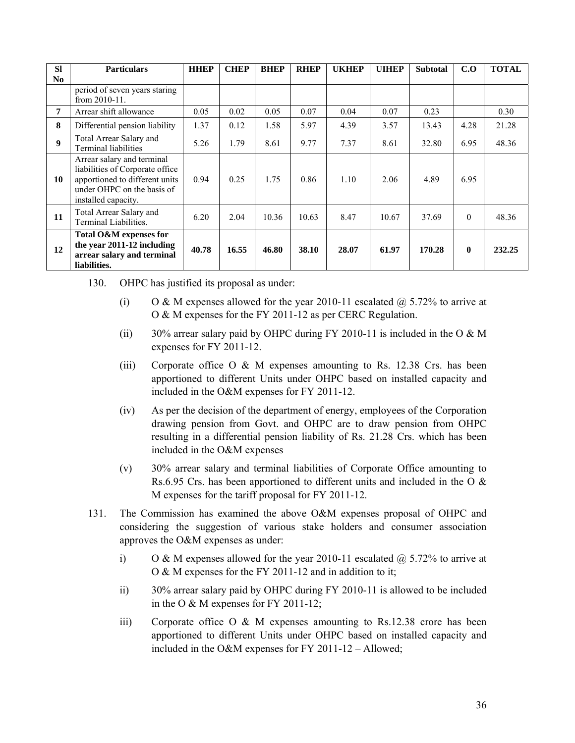| Sl No | Particulars | HHEP | CHEP | BHEP | RHEP | UKHEP | UIHEP | Subtotal | C.O | TOTAL |
|---|---|---|---|---|---|---|---|---|---|---|
| | period of seven years staring from 2010-11. | | | | | | | | | |
| 7 | Arrear shift allowance | 0.05 | 0.02 | 0.05 | 0.07 | 0.04 | 0.07 | 0.23 | | 0.30 |
| 8 | Differential pension liability | 1.37 | 0.12 | 1.58 | 5.97 | 4.39 | 3.57 | 13.43 | 4.28 | 21.28 |
| 9 | Total Arrear Salary and Terminal liabilities | 5.26 | 1.79 | 8.61 | 9.77 | 7.37 | 8.61 | 32.80 | 6.95 | 48.36 |
| 10 | Arrear salary and terminal liabilities of Corporate office apportioned to different units under OHPC on the basis of installed capacity. | 0.94 | 0.25 | 1.75 | 0.86 | 1.10 | 2.06 | 4.89 | 6.95 | |
| 11 | Total Arrear Salary and Terminal Liabilities. | 6.20 | 2.04 | 10.36 | 10.63 | 8.47 | 10.67 | 37.69 | 0 | 48.36 |
| **12** | **Total O&M expenses for the year 2011-12 including arrear salary and terminal liabilities.** | **40.78** | **16.55** | **46.80** | **38.10** | **28.07** | **61.97** | **170.28** | **0** | **232.25** |

130. OHPC has justified its proposal as under:

(i) O & M expenses allowed for the year 2010-11 escalated @ 5.72% to arrive at O & M expenses for the FY 2011-12 as per CERC Regulation.

(ii) 30% arrear salary paid by OHPC during FY 2010-11 is included in the O & M expenses for FY 2011-12.

(iii) Corporate office O & M expenses amounting to Rs. 12.38 Crs. has been apportioned to different Units under OHPC based on installed capacity and included in the O&M expenses for FY 2011-12.

(iv) As per the decision of the department of energy, employees of the Corporation drawing pension from Govt. and OHPC are to draw pension from OHPC resulting in a differential pension liability of Rs. 21.28 Crs. which has been included in the O&M expenses

(v) 30% arrear salary and terminal liabilities of Corporate Office amounting to Rs.6.95 Crs. has been apportioned to different units and included in the O & M expenses for the tariff proposal for FY 2011-12.

131. The Commission has examined the above O&M expenses proposal of OHPC and considering the suggestion of various stake holders and consumer association approves the O&M expenses as under:

i) O & M expenses allowed for the year 2010-11 escalated @ 5.72% to arrive at O & M expenses for the FY 2011-12 and in addition to it;

ii) 30% arrear salary paid by OHPC during FY 2010-11 is allowed to be included in the O & M expenses for FY 2011-12;

iii) Corporate office O & M expenses amounting to Rs.12.38 crore has been apportioned to different Units under OHPC based on installed capacity and included in the O&M expenses for FY 2011-12 – Allowed;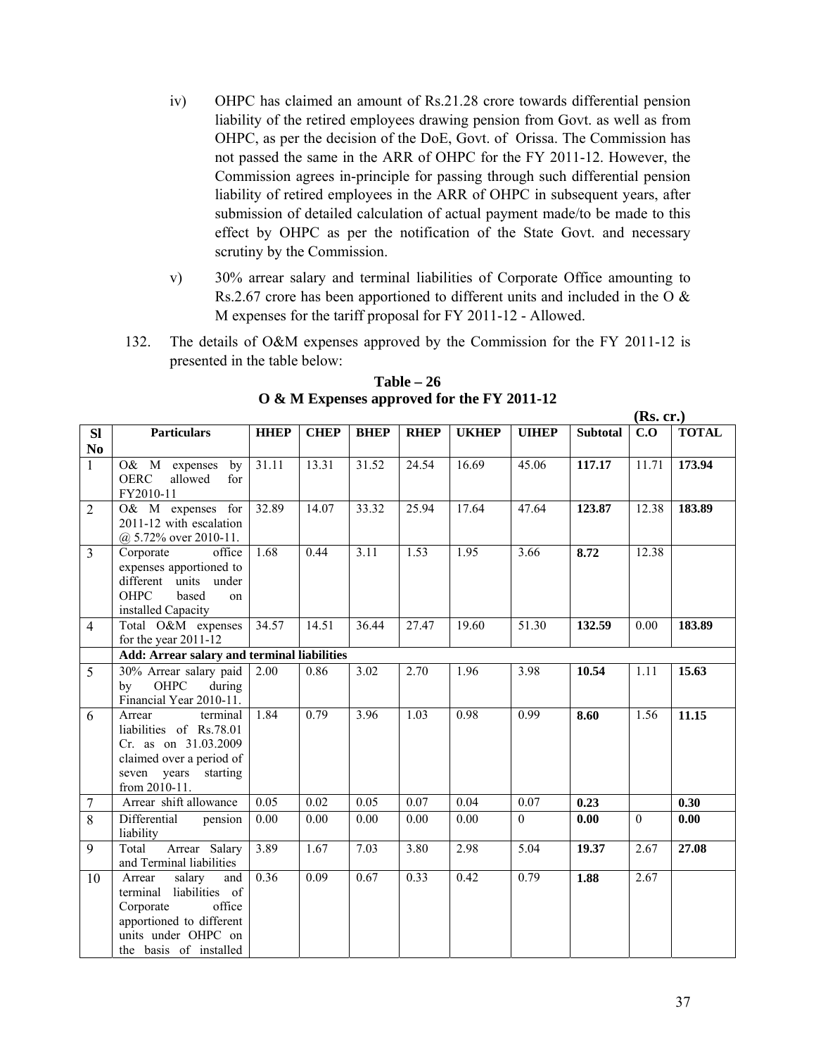iv) OHPC has claimed an amount of Rs.21.28 crore towards differential pension liability of the retired employees drawing pension from Govt. as well as from OHPC, as per the decision of the DoE, Govt. of Orissa. The Commission has not passed the same in the ARR of OHPC for the FY 2011-12. However, the Commission agrees in-principle for passing through such differential pension liability of retired employees in the ARR of OHPC in subsequent years, after submission of detailed calculation of actual payment made/to be made to this effect by OHPC as per the notification of the State Govt. and necessary scrutiny by the Commission.

v) 30% arrear salary and terminal liabilities of Corporate Office amounting to Rs.2.67 crore has been apportioned to different units and included in the O & M expenses for the tariff proposal for FY 2011-12 - Allowed.

132. The details of O&M expenses approved by the Commission for the FY 2011-12 is presented in the table below:

**Table – 26**
**O & M Expenses approved for the FY 2011-12**

**(Rs. cr.)**

| Sl No | Particulars | HHEP | CHEP | BHEP | RHEP | UKHEP | UIHEP | Subtotal | C.O | TOTAL |
|---|---|---|---|---|---|---|---|---|---|---|
| 1 | O& M expenses by OERC allowed for FY2010-11 | 31.11 | 13.31 | 31.52 | 24.54 | 16.69 | 45.06 | **117.17** | 11.71 | **173.94** |
| 2 | O& M expenses for 2011-12 with escalation @ 5.72% over 2010-11. | 32.89 | 14.07 | 33.32 | 25.94 | 17.64 | 47.64 | **123.87** | 12.38 | **183.89** |
| 3 | Corporate office expenses apportioned to different units under OHPC based on installed Capacity | 1.68 | 0.44 | 3.11 | 1.53 | 1.95 | 3.66 | **8.72** | 12.38 | |
| 4 | Total O&M expenses for the year 2011-12 | 34.57 | 14.51 | 36.44 | 27.47 | 19.60 | 51.30 | **132.59** | 0.00 | **183.89** |
| | **Add: Arrear salary and terminal liabilities** | | | | | | | | | |
| 5 | 30% Arrear salary paid by OHPC during Financial Year 2010-11. | 2.00 | 0.86 | 3.02 | 2.70 | 1.96 | 3.98 | **10.54** | 1.11 | **15.63** |
| 6 | Arrear terminal liabilities of Rs.78.01 Cr. as on 31.03.2009 claimed over a period of seven years starting from 2010-11. | 1.84 | 0.79 | 3.96 | 1.03 | 0.98 | 0.99 | **8.60** | 1.56 | **11.15** |
| 7 | Arrear shift allowance | 0.05 | 0.02 | 0.05 | 0.07 | 0.04 | 0.07 | **0.23** | | **0.30** |
| 8 | Differential pension liability | 0.00 | 0.00 | 0.00 | 0.00 | 0.00 | 0 | **0.00** | 0 | **0.00** |
| 9 | Total Arrear Salary and Terminal liabilities | 3.89 | 1.67 | 7.03 | 3.80 | 2.98 | 5.04 | **19.37** | 2.67 | **27.08** |
| 10 | Arrear salary and terminal liabilities of Corporate office apportioned to different units under OHPC on the basis of installed | 0.36 | 0.09 | 0.67 | 0.33 | 0.42 | 0.79 | **1.88** | 2.67 | |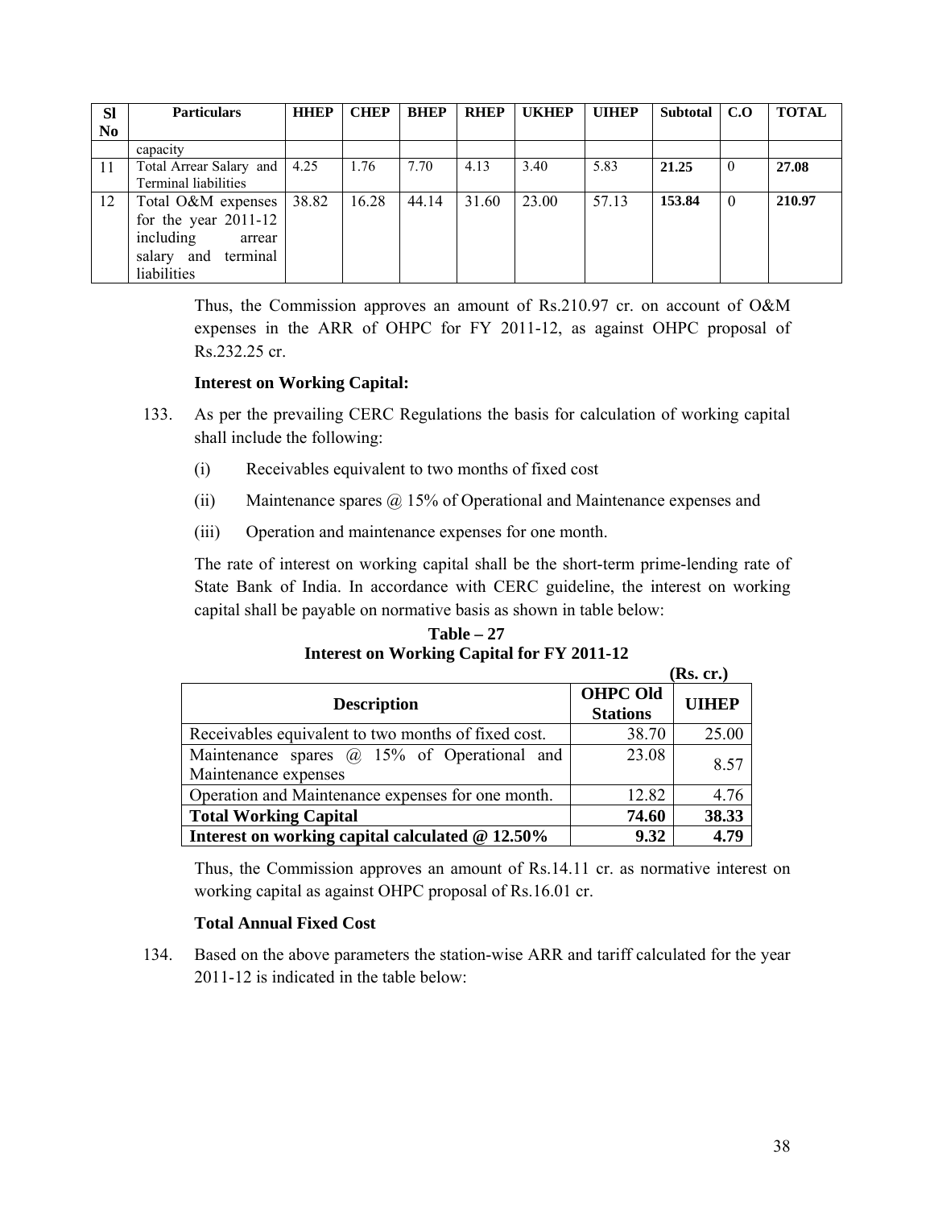| Sl No | Particulars | HHEP | CHEP | BHEP | RHEP | UKHEP | UIHEP | Subtotal | C.O | TOTAL |
|---|---|---|---|---|---|---|---|---|---|---|
| | capacity | | | | | | | | | |
| 11 | Total Arrear Salary and Terminal liabilities | 4.25 | 1.76 | 7.70 | 4.13 | 3.40 | 5.83 | **21.25** | 0 | **27.08** |
| 12 | Total O&M expenses for the year 2011-12 including arrear salary and terminal liabilities | 38.82 | 16.28 | 44.14 | 31.60 | 23.00 | 57.13 | **153.84** | 0 | **210.97** |

Thus, the Commission approves an amount of Rs.210.97 cr. on account of O&M expenses in the ARR of OHPC for FY 2011-12, as against OHPC proposal of Rs.232.25 cr.

**Interest on Working Capital:**

133. As per the prevailing CERC Regulations the basis for calculation of working capital shall include the following:

(i) Receivables equivalent to two months of fixed cost

(ii) Maintenance spares @ 15% of Operational and Maintenance expenses and

(iii) Operation and maintenance expenses for one month.

The rate of interest on working capital shall be the short-term prime-lending rate of State Bank of India. In accordance with CERC guideline, the interest on working capital shall be payable on normative basis as shown in table below:

**Table – 27**
**Interest on Working Capital for FY 2011-12**

**(Rs. cr.)**

| Description | OHPC Old Stations | UIHEP |
|---|---|---|
| Receivables equivalent to two months of fixed cost. | 38.70 | 25.00 |
| Maintenance spares @ 15% of Operational and Maintenance expenses | 23.08 | 8.57 |
| Operation and Maintenance expenses for one month. | 12.82 | 4.76 |
| **Total Working Capital** | **74.60** | **38.33** |
| **Interest on working capital calculated @ 12.50%** | **9.32** | **4.79** |

Thus, the Commission approves an amount of Rs.14.11 cr. as normative interest on working capital as against OHPC proposal of Rs.16.01 cr.

**Total Annual Fixed Cost**

134. Based on the above parameters the station-wise ARR and tariff calculated for the year 2011-12 is indicated in the table below: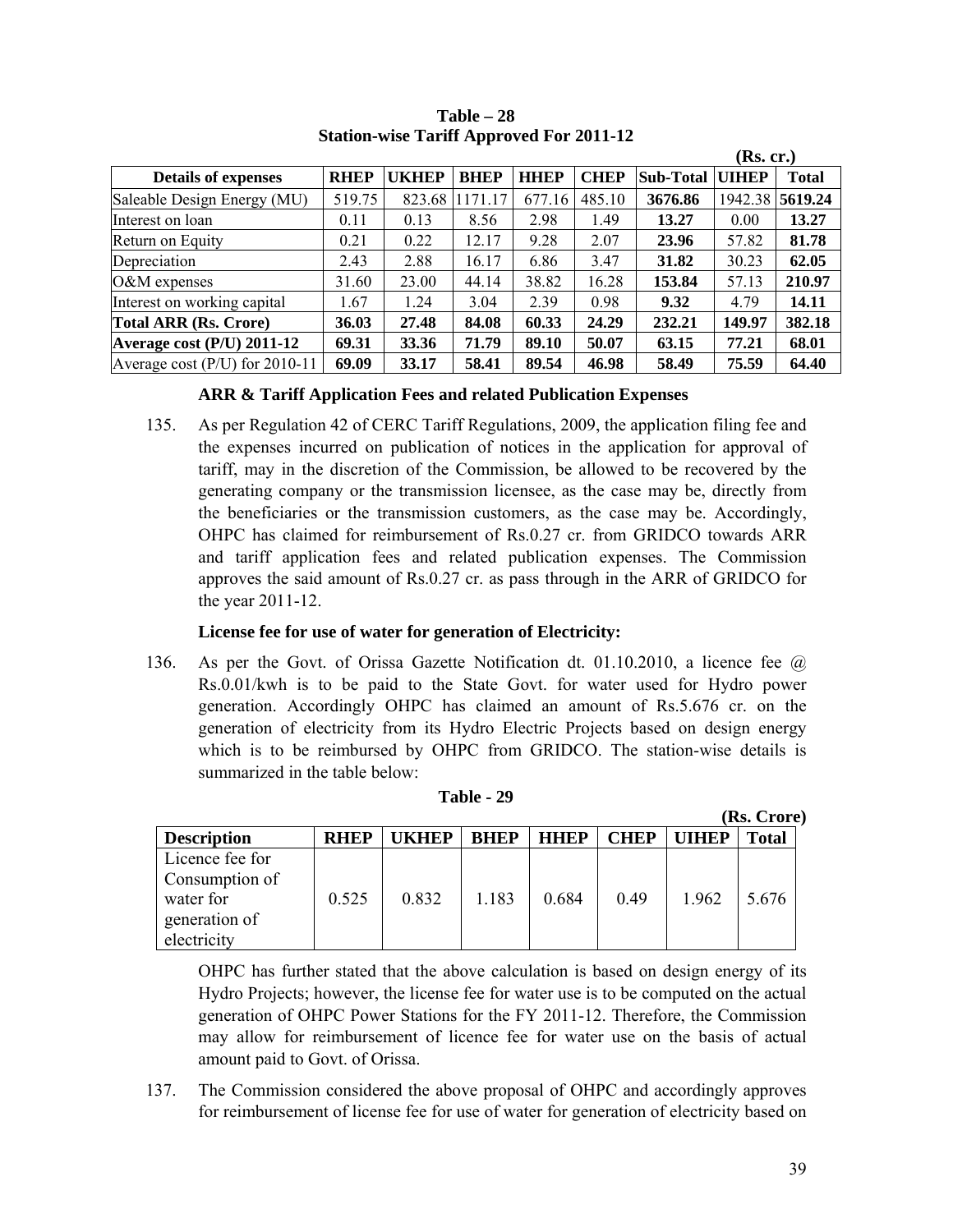**Table – 28**
**Station-wise Tariff Approved For 2011-12**

**(Rs. cr.)**

| Details of expenses | RHEP | UKHEP | BHEP | HHEP | CHEP | Sub-Total | UIHEP | Total |
|---|---|---|---|---|---|---|---|---|
| Saleable Design Energy (MU) | 519.75 | 823.68 | 1171.17 | 677.16 | 485.10 | **3676.86** | 1942.38 | **5619.24** |
| Interest on loan | 0.11 | 0.13 | 8.56 | 2.98 | 1.49 | **13.27** | 0.00 | **13.27** |
| Return on Equity | 0.21 | 0.22 | 12.17 | 9.28 | 2.07 | **23.96** | 57.82 | **81.78** |
| Depreciation | 2.43 | 2.88 | 16.17 | 6.86 | 3.47 | **31.82** | 30.23 | **62.05** |
| O&M expenses | 31.60 | 23.00 | 44.14 | 38.82 | 16.28 | **153.84** | 57.13 | **210.97** |
| Interest on working capital | 1.67 | 1.24 | 3.04 | 2.39 | 0.98 | **9.32** | 4.79 | **14.11** |
| **Total ARR (Rs. Crore)** | **36.03** | **27.48** | **84.08** | **60.33** | **24.29** | **232.21** | **149.97** | **382.18** |
| **Average cost (P/U) 2011-12** | **69.31** | **33.36** | **71.79** | **89.10** | **50.07** | **63.15** | **77.21** | **68.01** |
| Average cost (P/U) for 2010-11 | **69.09** | **33.17** | **58.41** | **89.54** | **46.98** | **58.49** | **75.59** | **64.40** |

**ARR & Tariff Application Fees and related Publication Expenses**

135. As per Regulation 42 of CERC Tariff Regulations, 2009, the application filing fee and the expenses incurred on publication of notices in the application for approval of tariff, may in the discretion of the Commission, be allowed to be recovered by the generating company or the transmission licensee, as the case may be, directly from the beneficiaries or the transmission customers, as the case may be. Accordingly, OHPC has claimed for reimbursement of Rs.0.27 cr. from GRIDCO towards ARR and tariff application fees and related publication expenses. The Commission approves the said amount of Rs.0.27 cr. as pass through in the ARR of GRIDCO for the year 2011-12.

**License fee for use of water for generation of Electricity:**

136. As per the Govt. of Orissa Gazette Notification dt. 01.10.2010, a licence fee @ Rs.0.01/kwh is to be paid to the State Govt. for water used for Hydro power generation. Accordingly OHPC has claimed an amount of Rs.5.676 cr. on the generation of electricity from its Hydro Electric Projects based on design energy which is to be reimbursed by OHPC from GRIDCO. The station-wise details is summarized in the table below:

**Table - 29**

**(Rs. Crore)**

| Description | RHEP | UKHEP | BHEP | HHEP | CHEP | UIHEP | Total |
|---|---|---|---|---|---|---|---|
| Licence fee for Consumption of water for generation of electricity | 0.525 | 0.832 | 1.183 | 0.684 | 0.49 | 1.962 | 5.676 |

OHPC has further stated that the above calculation is based on design energy of its Hydro Projects; however, the license fee for water use is to be computed on the actual generation of OHPC Power Stations for the FY 2011-12. Therefore, the Commission may allow for reimbursement of licence fee for water use on the basis of actual amount paid to Govt. of Orissa.

137. The Commission considered the above proposal of OHPC and accordingly approves for reimbursement of license fee for use of water for generation of electricity based on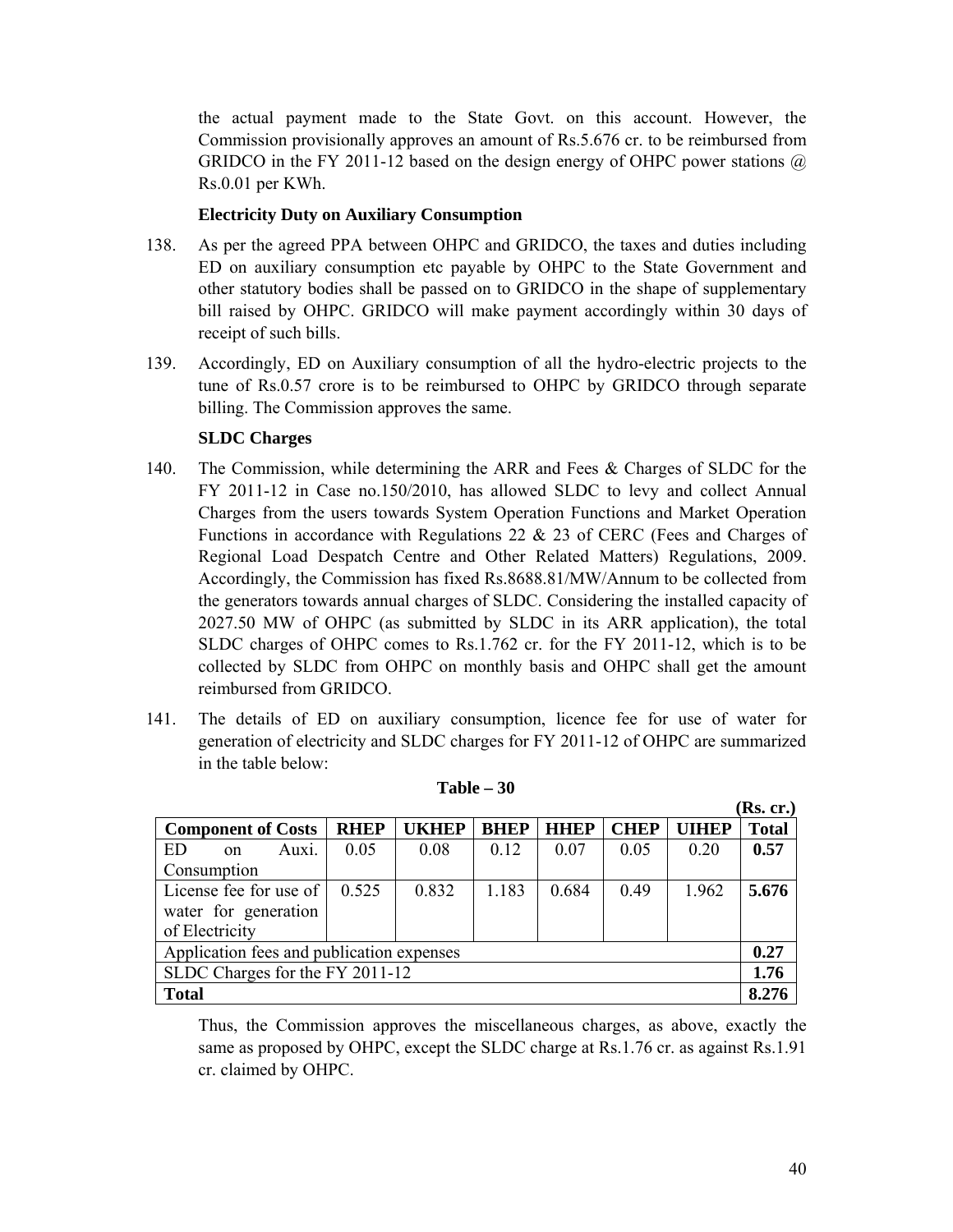the actual payment made to the State Govt. on this account. However, the Commission provisionally approves an amount of Rs.5.676 cr. to be reimbursed from GRIDCO in the FY 2011-12 based on the design energy of OHPC power stations @ Rs.0.01 per KWh.

**Electricity Duty on Auxiliary Consumption**

138. As per the agreed PPA between OHPC and GRIDCO, the taxes and duties including ED on auxiliary consumption etc payable by OHPC to the State Government and other statutory bodies shall be passed on to GRIDCO in the shape of supplementary bill raised by OHPC. GRIDCO will make payment accordingly within 30 days of receipt of such bills.

139. Accordingly, ED on Auxiliary consumption of all the hydro-electric projects to the tune of Rs.0.57 crore is to be reimbursed to OHPC by GRIDCO through separate billing. The Commission approves the same.

**SLDC Charges**

140. The Commission, while determining the ARR and Fees & Charges of SLDC for the FY 2011-12 in Case no.150/2010, has allowed SLDC to levy and collect Annual Charges from the users towards System Operation Functions and Market Operation Functions in accordance with Regulations 22 & 23 of CERC (Fees and Charges of Regional Load Despatch Centre and Other Related Matters) Regulations, 2009. Accordingly, the Commission has fixed Rs.8688.81/MW/Annum to be collected from the generators towards annual charges of SLDC. Considering the installed capacity of 2027.50 MW of OHPC (as submitted by SLDC in its ARR application), the total SLDC charges of OHPC comes to Rs.1.762 cr. for the FY 2011-12, which is to be collected by SLDC from OHPC on monthly basis and OHPC shall get the amount reimbursed from GRIDCO.

141. The details of ED on auxiliary consumption, licence fee for use of water for generation of electricity and SLDC charges for FY 2011-12 of OHPC are summarized in the table below:

**Table – 30**

**(Rs. cr.)**

| Component of Costs | RHEP | UKHEP | BHEP | HHEP | CHEP | UIHEP | Total |
|---|---|---|---|---|---|---|---|
| ED on Auxi. Consumption | 0.05 | 0.08 | 0.12 | 0.07 | 0.05 | 0.20 | **0.57** |
| License fee for use of water for generation of Electricity | 0.525 | 0.832 | 1.183 | 0.684 | 0.49 | 1.962 | **5.676** |
| Application fees and publication expenses | | | | | | | **0.27** |
| SLDC Charges for the FY 2011-12 | | | | | | | **1.76** |
| **Total** | | | | | | | **8.276** |

Thus, the Commission approves the miscellaneous charges, as above, exactly the same as proposed by OHPC, except the SLDC charge at Rs.1.76 cr. as against Rs.1.91 cr. claimed by OHPC.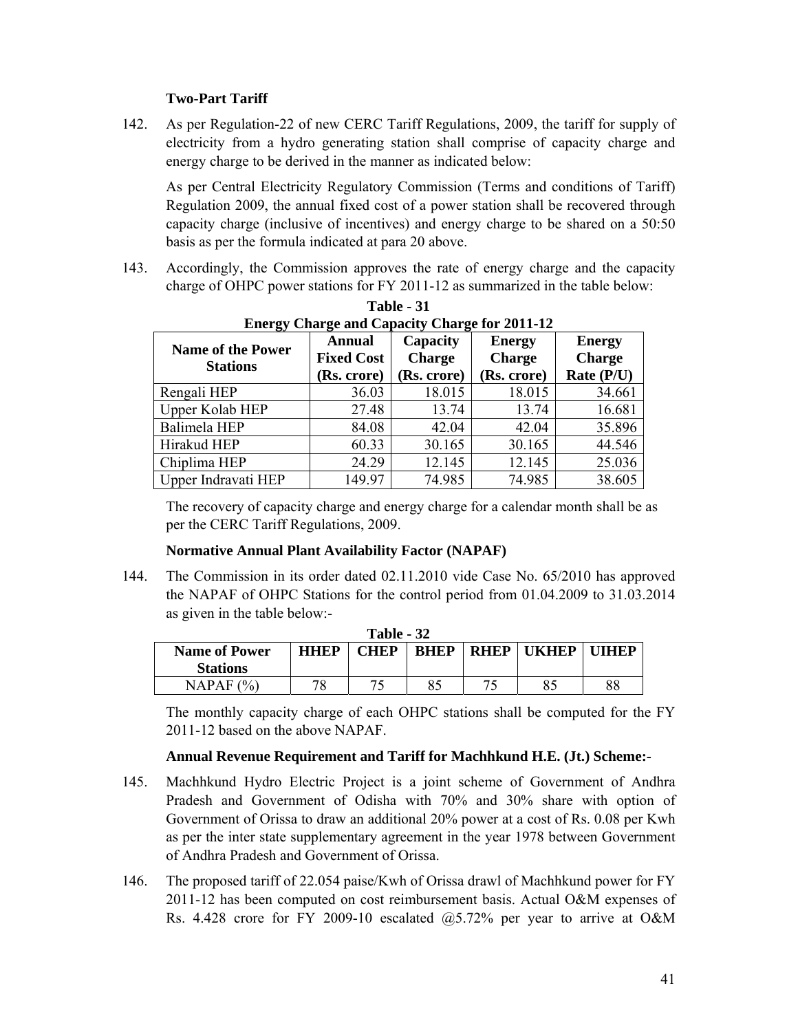**Two-Part Tariff**

142. As per Regulation-22 of new CERC Tariff Regulations, 2009, the tariff for supply of electricity from a hydro generating station shall comprise of capacity charge and energy charge to be derived in the manner as indicated below:

As per Central Electricity Regulatory Commission (Terms and conditions of Tariff) Regulation 2009, the annual fixed cost of a power station shall be recovered through capacity charge (inclusive of incentives) and energy charge to be shared on a 50:50 basis as per the formula indicated at para 20 above.

143. Accordingly, the Commission approves the rate of energy charge and the capacity charge of OHPC power stations for FY 2011-12 as summarized in the table below:

**Table - 31**
**Energy Charge and Capacity Charge for 2011-12**

| Name of the Power Stations | Annual Fixed Cost (Rs. crore) | Capacity Charge (Rs. crore) | Energy Charge (Rs. crore) | Energy Charge Rate (P/U) |
|---|---|---|---|---|
| Rengali HEP | 36.03 | 18.015 | 18.015 | 34.661 |
| Upper Kolab HEP | 27.48 | 13.74 | 13.74 | 16.681 |
| Balimela HEP | 84.08 | 42.04 | 42.04 | 35.896 |
| Hirakud HEP | 60.33 | 30.165 | 30.165 | 44.546 |
| Chiplima HEP | 24.29 | 12.145 | 12.145 | 25.036 |
| Upper Indravati HEP | 149.97 | 74.985 | 74.985 | 38.605 |

The recovery of capacity charge and energy charge for a calendar month shall be as per the CERC Tariff Regulations, 2009.

**Normative Annual Plant Availability Factor (NAPAF)**

144. The Commission in its order dated 02.11.2010 vide Case No. 65/2010 has approved the NAPAF of OHPC Stations for the control period from 01.04.2009 to 31.03.2014 as given in the table below:-

**Table - 32**

| Name of Power Stations | HHEP | CHEP | BHEP | RHEP | UKHEP | UIHEP |
|---|---|---|---|---|---|---|
| NAPAF (%) | 78 | 75 | 85 | 75 | 85 | 88 |

The monthly capacity charge of each OHPC stations shall be computed for the FY 2011-12 based on the above NAPAF.

**Annual Revenue Requirement and Tariff for Machhkund H.E. (Jt.) Scheme:-**

145. Machhkund Hydro Electric Project is a joint scheme of Government of Andhra Pradesh and Government of Odisha with 70% and 30% share with option of Government of Orissa to draw an additional 20% power at a cost of Rs. 0.08 per Kwh as per the inter state supplementary agreement in the year 1978 between Government of Andhra Pradesh and Government of Orissa.

146. The proposed tariff of 22.054 paise/Kwh of Orissa drawl of Machhkund power for FY 2011-12 has been computed on cost reimbursement basis. Actual O&M expenses of Rs. 4.428 crore for FY 2009-10 escalated @5.72% per year to arrive at O&M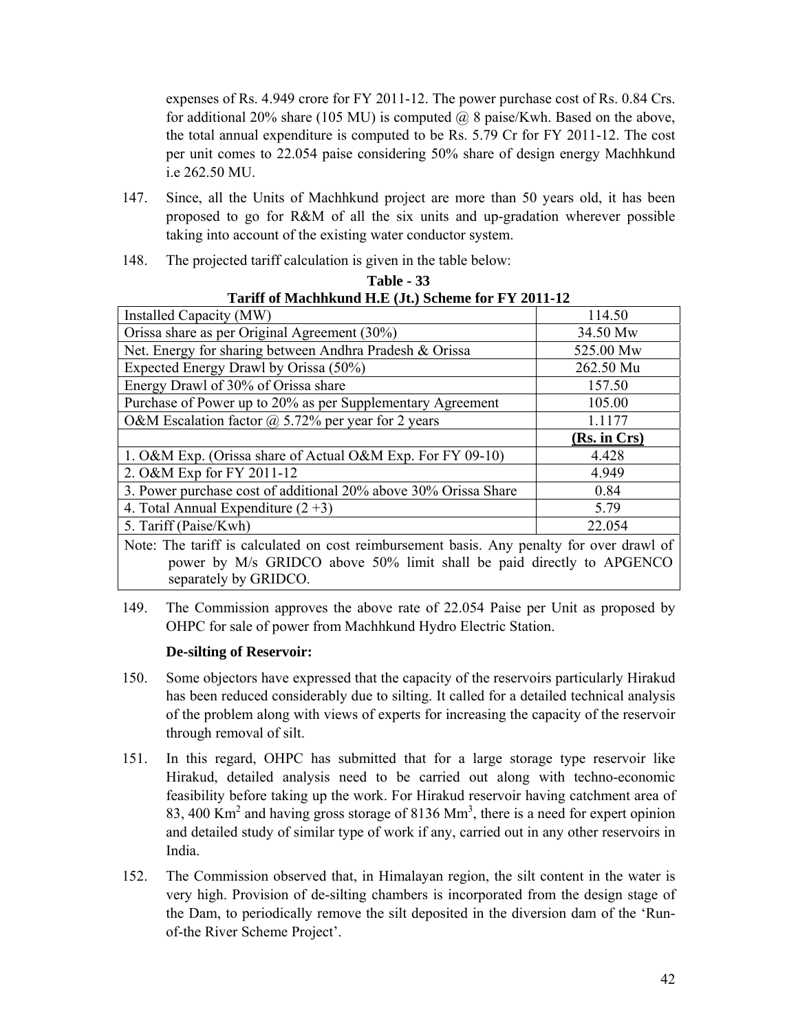expenses of Rs. 4.949 crore for FY 2011-12. The power purchase cost of Rs. 0.84 Crs. for additional 20% share (105 MU) is computed @ 8 paise/Kwh. Based on the above, the total annual expenditure is computed to be Rs. 5.79 Cr for FY 2011-12. The cost per unit comes to 22.054 paise considering 50% share of design energy Machhkund i.e 262.50 MU.

147. Since, all the Units of Machhkund project are more than 50 years old, it has been proposed to go for R&M of all the six units and up-gradation wherever possible taking into account of the existing water conductor system.

148. The projected tariff calculation is given in the table below:

**Table - 33**
**Tariff of Machhkund H.E (Jt.) Scheme for FY 2011-12**

| | |
|---|---|
| Installed Capacity (MW) | 114.50 |
| Orissa share as per Original Agreement (30%) | 34.50 Mw |
| Net. Energy for sharing between Andhra Pradesh & Orissa | 525.00 Mw |
| Expected Energy Drawl by Orissa (50%) | 262.50 Mu |
| Energy Drawl of 30% of Orissa share | 157.50 |
| Purchase of Power up to 20% as per Supplementary Agreement | 105.00 |
| O&M Escalation factor @ 5.72% per year for 2 years | 1.1177 |
| | **(Rs. in Crs)** |
| 1. O&M Exp. (Orissa share of Actual O&M Exp. For FY 09-10) | 4.428 |
| 2. O&M Exp for FY 2011-12 | 4.949 |
| 3. Power purchase cost of additional 20% above 30% Orissa Share | 0.84 |
| 4. Total Annual Expenditure (2 +3) | 5.79 |
| 5. Tariff (Paise/Kwh) | 22.054 |
| Note: The tariff is calculated on cost reimbursement basis. Any penalty for over drawl of power by M/s GRIDCO above 50% limit shall be paid directly to APGENCO separately by GRIDCO. | |

149. The Commission approves the above rate of 22.054 Paise per Unit as proposed by OHPC for sale of power from Machhkund Hydro Electric Station.

**De-silting of Reservoir:**

150. Some objectors have expressed that the capacity of the reservoirs particularly Hirakud has been reduced considerably due to silting. It called for a detailed technical analysis of the problem along with views of experts for increasing the capacity of the reservoir through removal of silt.

151. In this regard, OHPC has submitted that for a large storage type reservoir like Hirakud, detailed analysis need to be carried out along with techno-economic feasibility before taking up the work. For Hirakud reservoir having catchment area of 83, 400 $Km^2$ and having gross storage of 8136 $Mm^3$, there is a need for expert opinion and detailed study of similar type of work if any, carried out in any other reservoirs in India.

152. The Commission observed that, in Himalayan region, the silt content in the water is very high. Provision of de-silting chambers is incorporated from the design stage of the Dam, to periodically remove the silt deposited in the diversion dam of the 'Run-of-the River Scheme Project'.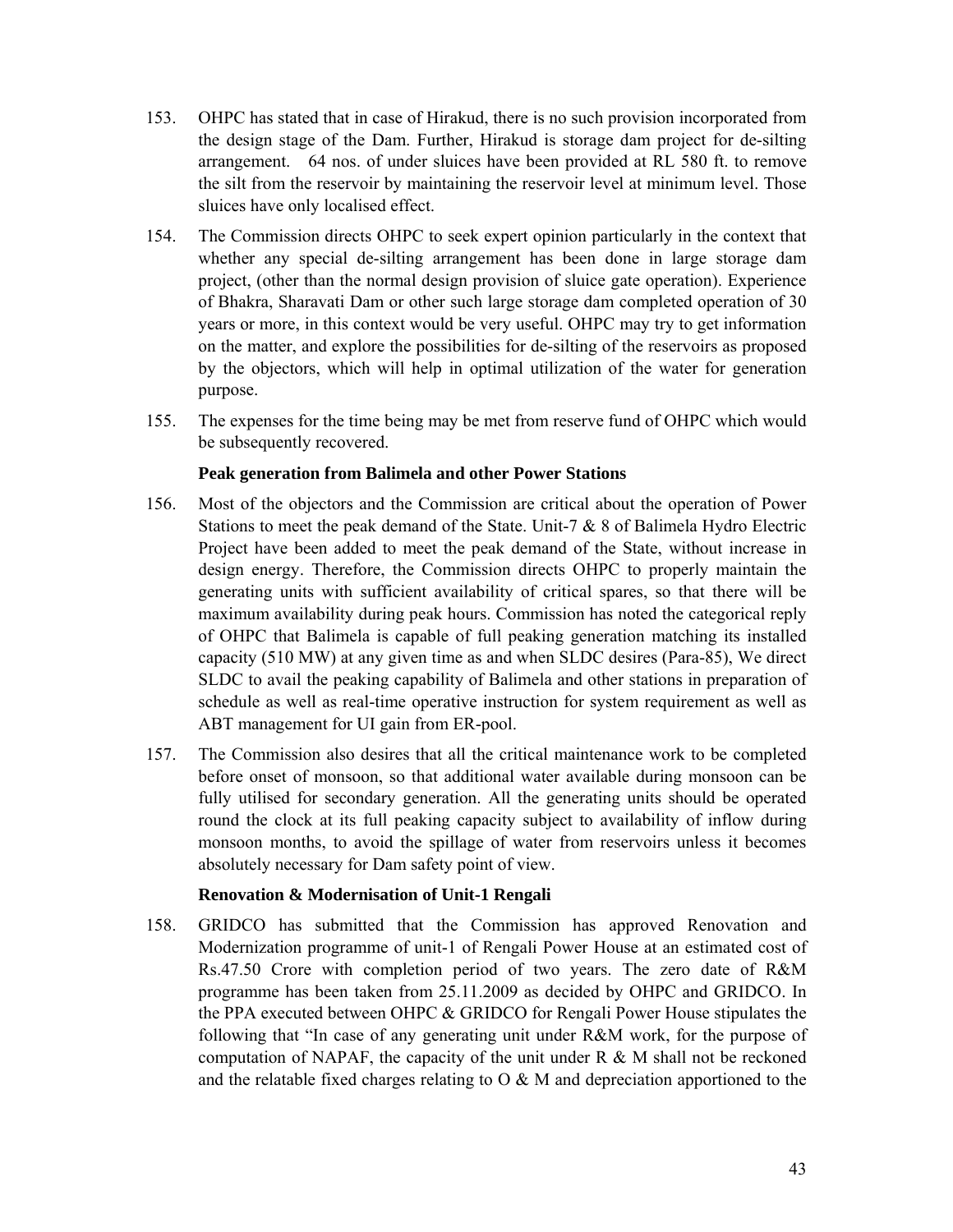153. OHPC has stated that in case of Hirakud, there is no such provision incorporated from the design stage of the Dam. Further, Hirakud is storage dam project for de-silting arrangement. 64 nos. of under sluices have been provided at RL 580 ft. to remove the silt from the reservoir by maintaining the reservoir level at minimum level. Those sluices have only localised effect.

154. The Commission directs OHPC to seek expert opinion particularly in the context that whether any special de-silting arrangement has been done in large storage dam project, (other than the normal design provision of sluice gate operation). Experience of Bhakra, Sharavati Dam or other such large storage dam completed operation of 30 years or more, in this context would be very useful. OHPC may try to get information on the matter, and explore the possibilities for de-silting of the reservoirs as proposed by the objectors, which will help in optimal utilization of the water for generation purpose.

155. The expenses for the time being may be met from reserve fund of OHPC which would be subsequently recovered.

**Peak generation from Balimela and other Power Stations**

156. Most of the objectors and the Commission are critical about the operation of Power Stations to meet the peak demand of the State. Unit-7 & 8 of Balimela Hydro Electric Project have been added to meet the peak demand of the State, without increase in design energy. Therefore, the Commission directs OHPC to properly maintain the generating units with sufficient availability of critical spares, so that there will be maximum availability during peak hours. Commission has noted the categorical reply of OHPC that Balimela is capable of full peaking generation matching its installed capacity (510 MW) at any given time as and when SLDC desires (Para-85), We direct SLDC to avail the peaking capability of Balimela and other stations in preparation of schedule as well as real-time operative instruction for system requirement as well as ABT management for UI gain from ER-pool.

157. The Commission also desires that all the critical maintenance work to be completed before onset of monsoon, so that additional water available during monsoon can be fully utilised for secondary generation. All the generating units should be operated round the clock at its full peaking capacity subject to availability of inflow during monsoon months, to avoid the spillage of water from reservoirs unless it becomes absolutely necessary for Dam safety point of view.

**Renovation & Modernisation of Unit-1 Rengali**

158. GRIDCO has submitted that the Commission has approved Renovation and Modernization programme of unit-1 of Rengali Power House at an estimated cost of Rs.47.50 Crore with completion period of two years. The zero date of R&M programme has been taken from 25.11.2009 as decided by OHPC and GRIDCO. In the PPA executed between OHPC & GRIDCO for Rengali Power House stipulates the following that "In case of any generating unit under R&M work, for the purpose of computation of NAPAF, the capacity of the unit under R & M shall not be reckoned and the relatable fixed charges relating to O & M and depreciation apportioned to the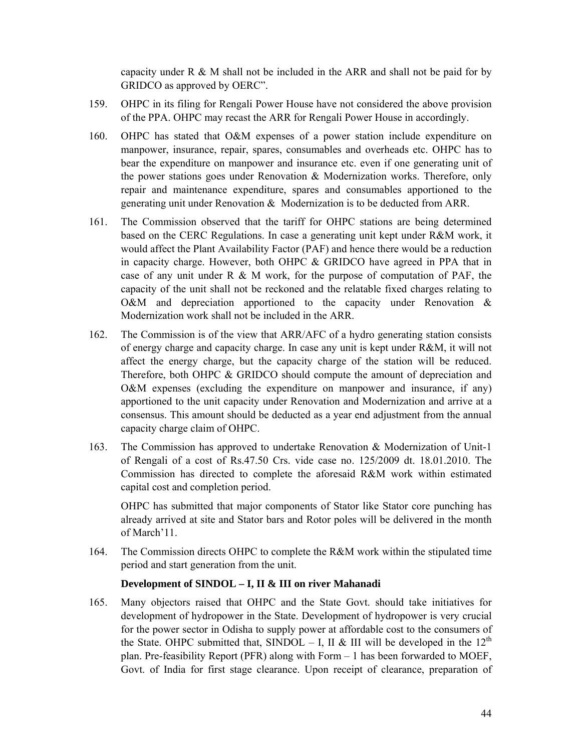capacity under R & M shall not be included in the ARR and shall not be paid for by GRIDCO as approved by OERC".

159. OHPC in its filing for Rengali Power House have not considered the above provision of the PPA. OHPC may recast the ARR for Rengali Power House in accordingly.

160. OHPC has stated that O&M expenses of a power station include expenditure on manpower, insurance, repair, spares, consumables and overheads etc. OHPC has to bear the expenditure on manpower and insurance etc. even if one generating unit of the power stations goes under Renovation & Modernization works. Therefore, only repair and maintenance expenditure, spares and consumables apportioned to the generating unit under Renovation & Modernization is to be deducted from ARR.

161. The Commission observed that the tariff for OHPC stations are being determined based on the CERC Regulations. In case a generating unit kept under R&M work, it would affect the Plant Availability Factor (PAF) and hence there would be a reduction in capacity charge. However, both OHPC & GRIDCO have agreed in PPA that in case of any unit under R & M work, for the purpose of computation of PAF, the capacity of the unit shall not be reckoned and the relatable fixed charges relating to O&M and depreciation apportioned to the capacity under Renovation & Modernization work shall not be included in the ARR.

162. The Commission is of the view that ARR/AFC of a hydro generating station consists of energy charge and capacity charge. In case any unit is kept under R&M, it will not affect the energy charge, but the capacity charge of the station will be reduced. Therefore, both OHPC & GRIDCO should compute the amount of depreciation and O&M expenses (excluding the expenditure on manpower and insurance, if any) apportioned to the unit capacity under Renovation and Modernization and arrive at a consensus. This amount should be deducted as a year end adjustment from the annual capacity charge claim of OHPC.

163. The Commission has approved to undertake Renovation & Modernization of Unit-1 of Rengali of a cost of Rs.47.50 Crs. vide case no. 125/2009 dt. 18.01.2010. The Commission has directed to complete the aforesaid R&M work within estimated capital cost and completion period.

     OHPC has submitted that major components of Stator like Stator core punching has already arrived at site and Stator bars and Rotor poles will be delivered in the month of March'11.

164. The Commission directs OHPC to complete the R&M work within the stipulated time period and start generation from the unit.

**Development of SINDOL – I, II & III on river Mahanadi**

165. Many objectors raised that OHPC and the State Govt. should take initiatives for development of hydropower in the State. Development of hydropower is very crucial for the power sector in Odisha to supply power at affordable cost to the consumers of the State. OHPC submitted that, SINDOL – I, II & III will be developed in the 12th plan. Pre-feasibility Report (PFR) along with Form – 1 has been forwarded to MOEF, Govt. of India for first stage clearance. Upon receipt of clearance, preparation of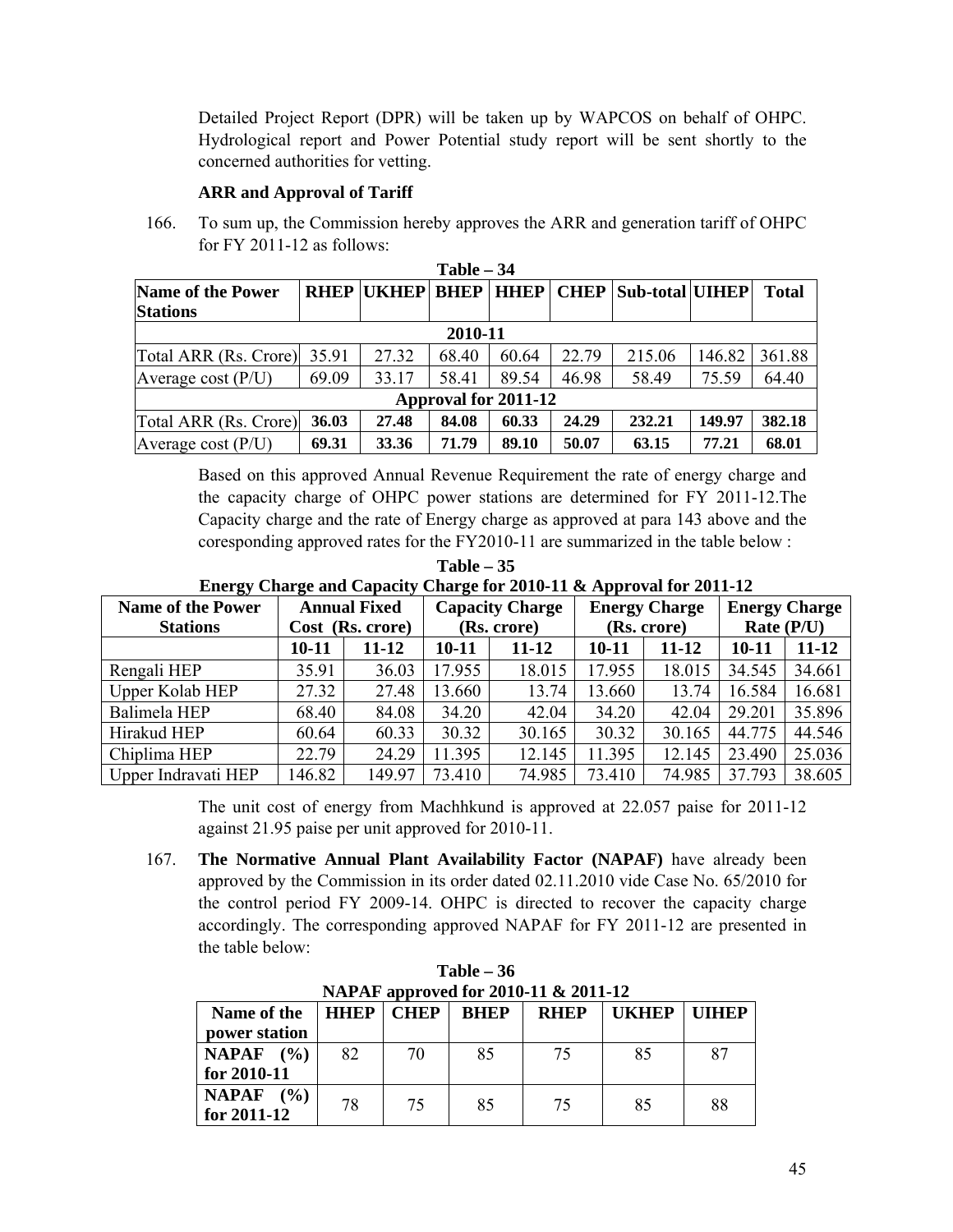Detailed Project Report (DPR) will be taken up by WAPCOS on behalf of OHPC. Hydrological report and Power Potential study report will be sent shortly to the concerned authorities for vetting.

**ARR and Approval of Tariff**

166. To sum up, the Commission hereby approves the ARR and generation tariff of OHPC for FY 2011-12 as follows:

**Table – 34**

| Name of the Power Stations | RHEP | UKHEP | BHEP | HHEP | CHEP | Sub-total | UIHEP | Total |
|---|---|---|---|---|---|---|---|---|
| **2010-11** | | | | | | | | |
| Total ARR (Rs. Crore) | 35.91 | 27.32 | 68.40 | 60.64 | 22.79 | 215.06 | 146.82 | 361.88 |
| Average cost (P/U) | 69.09 | 33.17 | 58.41 | 89.54 | 46.98 | 58.49 | 75.59 | 64.40 |
| **Approval for 2011-12** | | | | | | | | |
| Total ARR (Rs. Crore) | **36.03** | **27.48** | **84.08** | **60.33** | **24.29** | **232.21** | **149.97** | **382.18** |
| Average cost (P/U) | **69.31** | **33.36** | **71.79** | **89.10** | **50.07** | **63.15** | **77.21** | **68.01** |

Based on this approved Annual Revenue Requirement the rate of energy charge and the capacity charge of OHPC power stations are determined for FY 2011-12.The Capacity charge and the rate of Energy charge as approved at para 143 above and the coresponding approved rates for the FY2010-11 are summarized in the table below :

**Table – 35**
**Energy Charge and Capacity Charge for 2010-11 & Approval for 2011-12**

| Name of the Power Stations | Annual Fixed Cost (Rs. crore) | | Capacity Charge (Rs. crore) | | Energy Charge (Rs. crore) | | Energy Charge Rate (P/U) | |
|---|---|---|---|---|---|---|---|---|
| | 10-11 | 11-12 | 10-11 | 11-12 | 10-11 | 11-12 | 10-11 | 11-12 |
| Rengali HEP | 35.91 | 36.03 | 17.955 | 18.015 | 17.955 | 18.015 | 34.545 | 34.661 |
| Upper Kolab HEP | 27.32 | 27.48 | 13.660 | 13.74 | 13.660 | 13.74 | 16.584 | 16.681 |
| Balimela HEP | 68.40 | 84.08 | 34.20 | 42.04 | 34.20 | 42.04 | 29.201 | 35.896 |
| Hirakud HEP | 60.64 | 60.33 | 30.32 | 30.165 | 30.32 | 30.165 | 44.775 | 44.546 |
| Chiplima HEP | 22.79 | 24.29 | 11.395 | 12.145 | 11.395 | 12.145 | 23.490 | 25.036 |
| Upper Indravati HEP | 146.82 | 149.97 | 73.410 | 74.985 | 73.410 | 74.985 | 37.793 | 38.605 |

The unit cost of energy from Machhkund is approved at 22.057 paise for 2011-12 against 21.95 paise per unit approved for 2010-11.

167. **The Normative Annual Plant Availability Factor (NAPAF)** have already been approved by the Commission in its order dated 02.11.2010 vide Case No. 65/2010 for the control period FY 2009-14. OHPC is directed to recover the capacity charge accordingly. The corresponding approved NAPAF for FY 2011-12 are presented in the table below:

**Table – 36**
**NAPAF approved for 2010-11 & 2011-12**

| Name of the power station | HHEP | CHEP | BHEP | RHEP | UKHEP | UIHEP |
|---|---|---|---|---|---|---|
| **NAPAF (%) for 2010-11** | 82 | 70 | 85 | 75 | 85 | 87 |
| **NAPAF (%) for 2011-12** | 78 | 75 | 85 | 75 | 85 | 88 |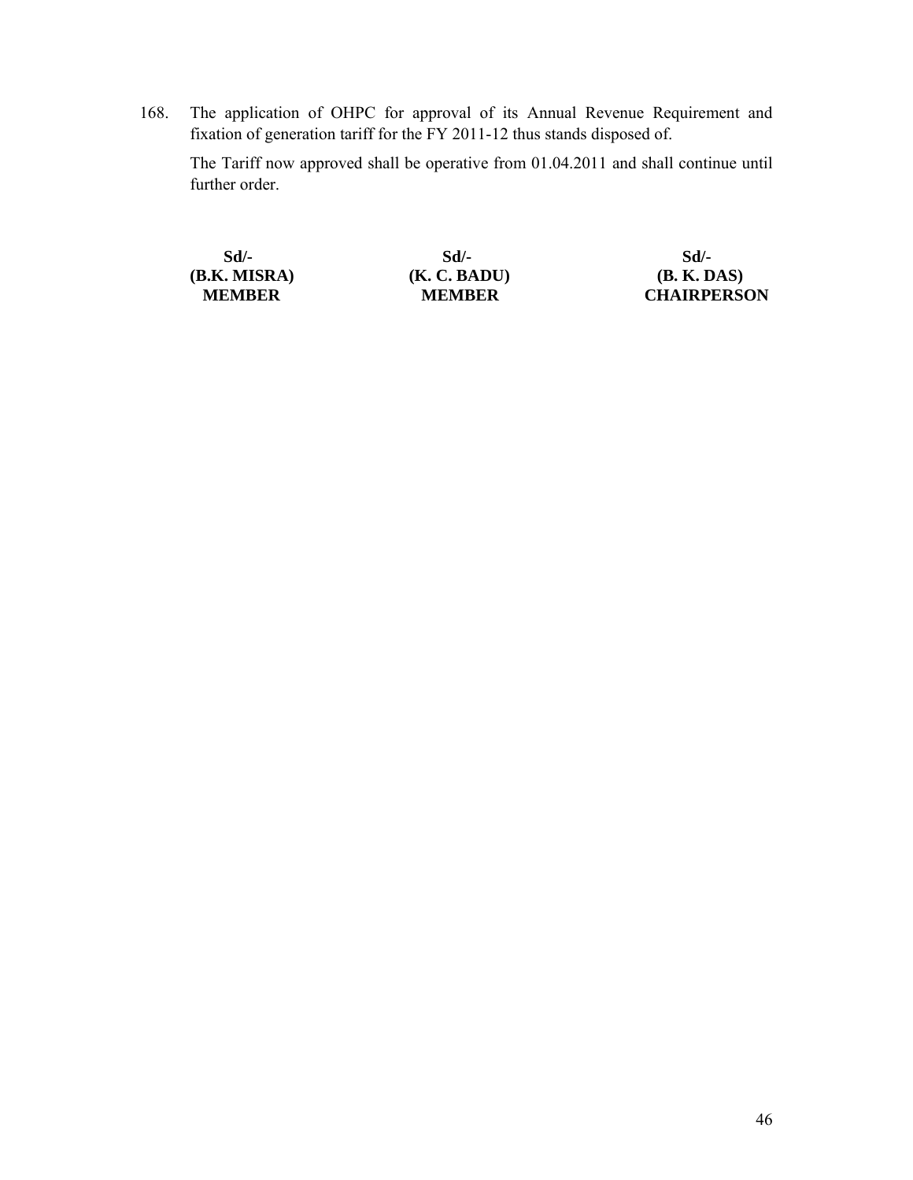168. The application of OHPC for approval of its Annual Revenue Requirement and fixation of generation tariff for the FY 2011-12 thus stands disposed of.

The Tariff now approved shall be operative from 01.04.2011 and shall continue until further order.

| | | |
|---|---|---|
| **Sd/-** | **Sd/-** | **Sd/-** |
| **(B.K. MISRA)** | **(K. C. BADU)** | **(B. K. DAS)** |
| **MEMBER** | **MEMBER** | **CHAIRPERSON** |